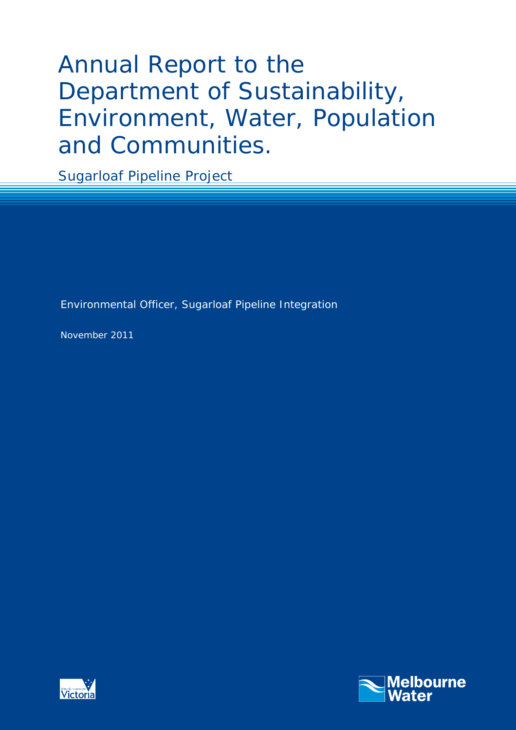# Annual Report to the Department of Sustainability, Environment, Water, Population and Communities.

Sugarloaf Pipeline Project

Environmental Officer, Sugarloaf Pipeline Integration

November 2011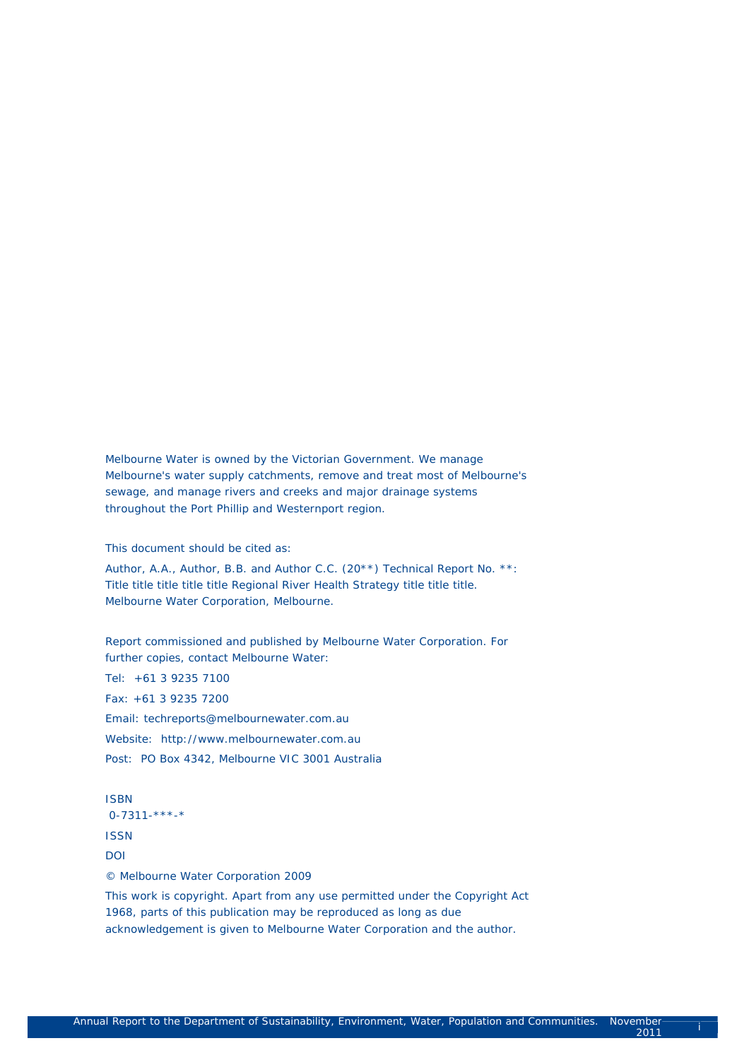Melbourne Water is owned by the Victorian Government. We manage Melbourne's water supply catchments, remove and treat most of Melbourne's sewage, and manage rivers and creeks and major drainage systems throughout the Port Phillip and Westernport region.

This document should be cited as:

Author, A.A., Author, B.B. and Author C.C. (20**) Technical Report No. **: Title title title title title Regional River Health Strategy title title title. Melbourne Water Corporation, Melbourne.

Report commissioned and published by Melbourne Water Corporation. For further copies, contact Melbourne Water:

Tel: +61 3 9235 7100

Fax: +61 3 9235 7200

Email: techreports@melbournewater.com.au

Website: http://www.melbournewater.com.au

Post: PO Box 4342, Melbourne VIC 3001 Australia

ISBN
0-7311-***-*

ISSN

DOI

© Melbourne Water Corporation 2009

This work is copyright. Apart from any use permitted under the Copyright Act 1968, parts of this publication may be reproduced as long as due acknowledgement is given to Melbourne Water Corporation and the author.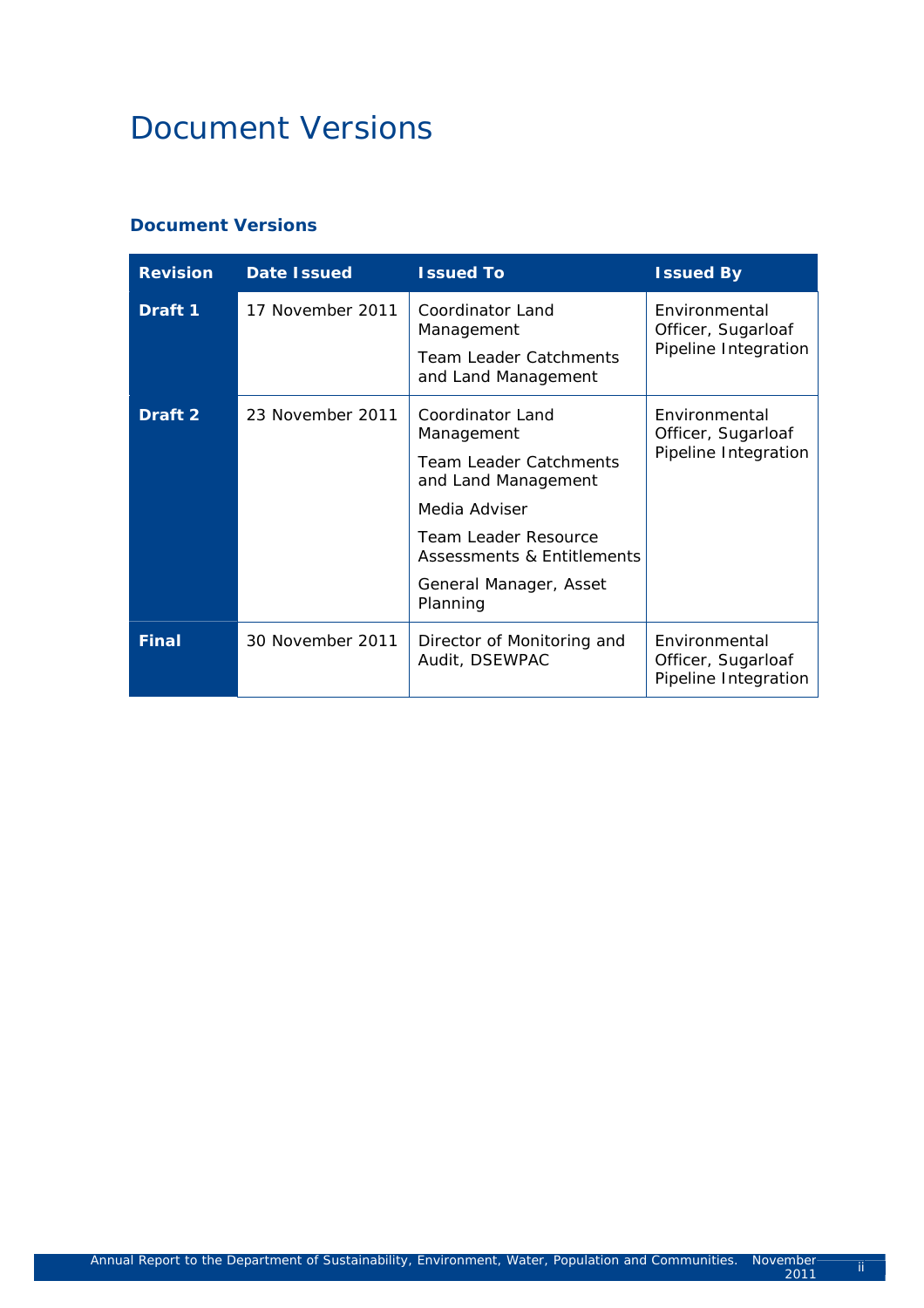# Document Versions

### Document Versions

| Revision | Date Issued | Issued To | Issued By |
|---|---|---|---|
| **Draft 1** | 17 November 2011 | Coordinator Land Management<br><br>Team Leader Catchments and Land Management | Environmental Officer, Sugarloaf Pipeline Integration |
| **Draft 2** | 23 November 2011 | Coordinator Land Management<br><br>Team Leader Catchments and Land Management<br><br>Media Adviser<br><br>Team Leader Resource Assessments & Entitlements<br><br>General Manager, Asset Planning | Environmental Officer, Sugarloaf Pipeline Integration |
| **Final** | 30 November 2011 | Director of Monitoring and Audit, DSEWPAC | Environmental Officer, Sugarloaf Pipeline Integration |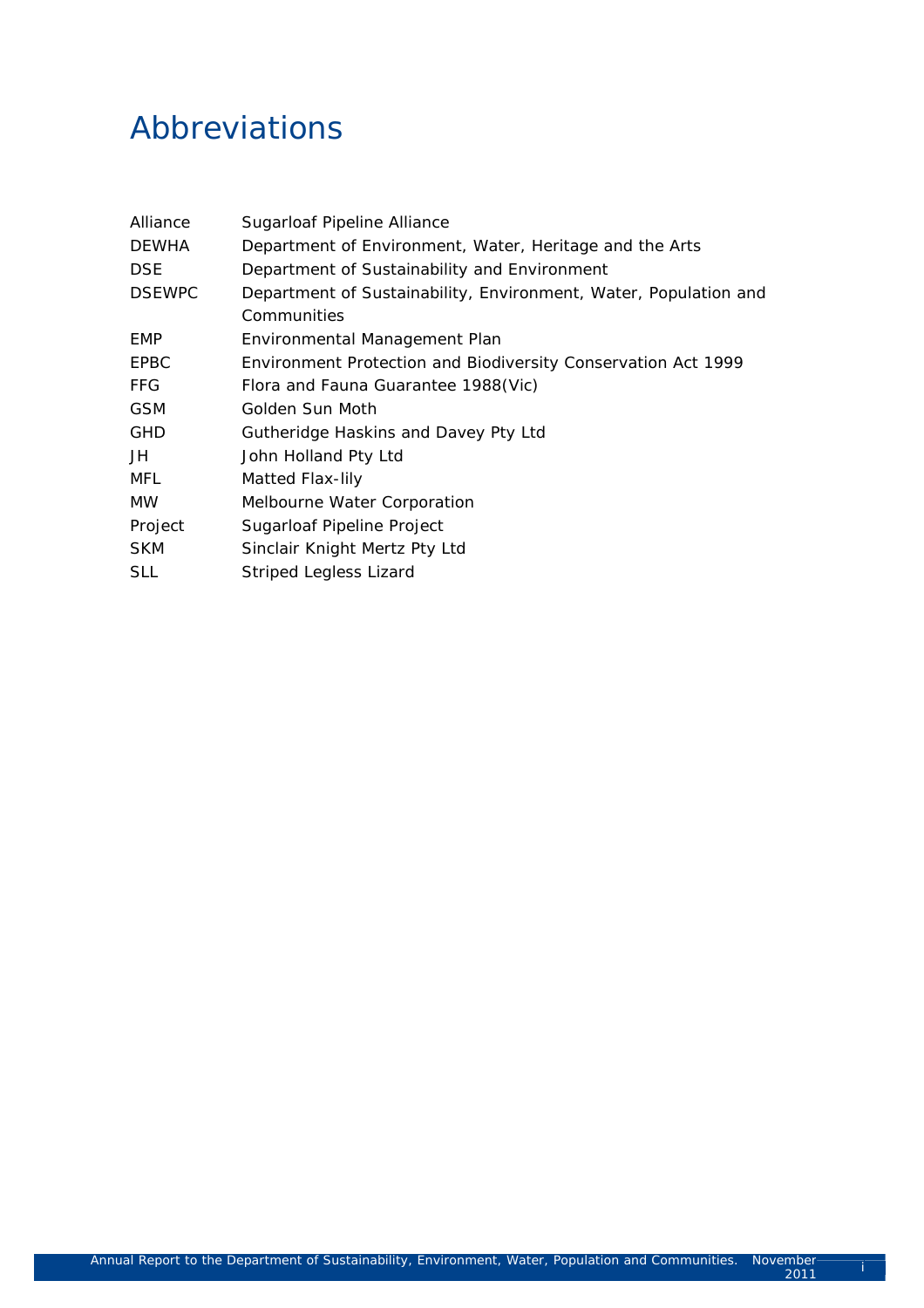# Abbreviations

| | |
|---|---|
| Alliance | Sugarloaf Pipeline Alliance |
| DEWHA | Department of Environment, Water, Heritage and the Arts |
| DSE | Department of Sustainability and Environment |
| DSEWPC | Department of Sustainability, Environment, Water, Population and Communities |
| EMP | Environmental Management Plan |
| EPBC | Environment Protection and Biodiversity Conservation Act 1999 |
| FFG | Flora and Fauna Guarantee 1988(Vic) |
| GSM | Golden Sun Moth |
| GHD | Gutheridge Haskins and Davey Pty Ltd |
| JH | John Holland Pty Ltd |
| MFL | Matted Flax-lily |
| MW | Melbourne Water Corporation |
| Project | Sugarloaf Pipeline Project |
| SKM | Sinclair Knight Mertz Pty Ltd |
| SLL | Striped Legless Lizard |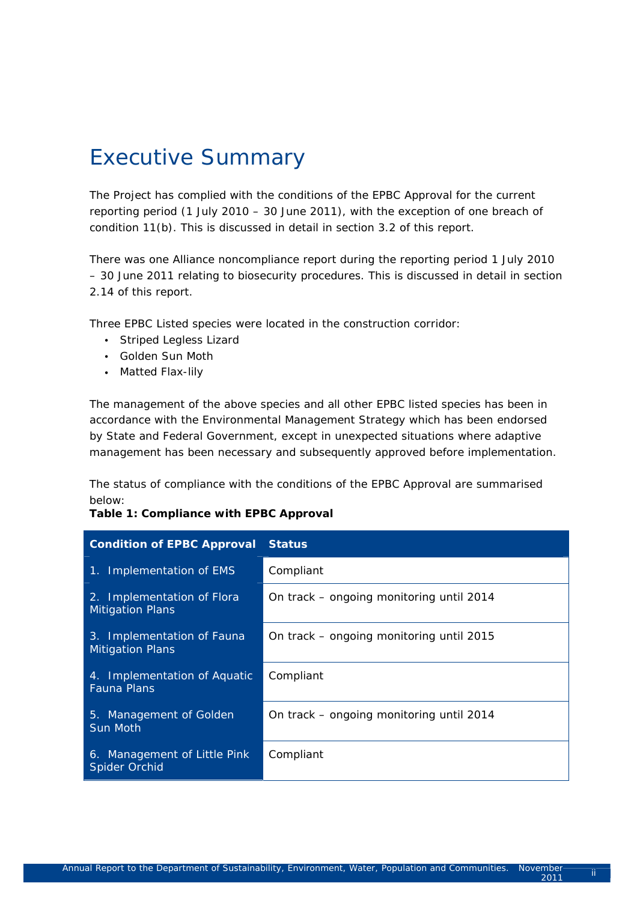# Executive Summary

The Project has complied with the conditions of the EPBC Approval for the current reporting period (1 July 2010 – 30 June 2011), with the exception of one breach of condition 11(b). This is discussed in detail in section 3.2 of this report.

There was one Alliance noncompliance report during the reporting period 1 July 2010 – 30 June 2011 relating to biosecurity procedures. This is discussed in detail in section 2.14 of this report.

Three EPBC Listed species were located in the construction corridor:

- Striped Legless Lizard
- Golden Sun Moth
- Matted Flax-lily

The management of the above species and all other EPBC listed species has been in accordance with the Environmental Management Strategy which has been endorsed by State and Federal Government, except in unexpected situations where adaptive management has been necessary and subsequently approved before implementation.

The status of compliance with the conditions of the EPBC Approval are summarised below:

**Table 1: Compliance with EPBC Approval**

| Condition of EPBC Approval | Status |
|---|---|
| 1. Implementation of EMS | Compliant |
| 2. Implementation of Flora Mitigation Plans | On track – ongoing monitoring until 2014 |
| 3. Implementation of Fauna Mitigation Plans | On track – ongoing monitoring until 2015 |
| 4. Implementation of Aquatic Fauna Plans | Compliant |
| 5. Management of Golden Sun Moth | On track – ongoing monitoring until 2014 |
| 6. Management of Little Pink Spider Orchid | Compliant |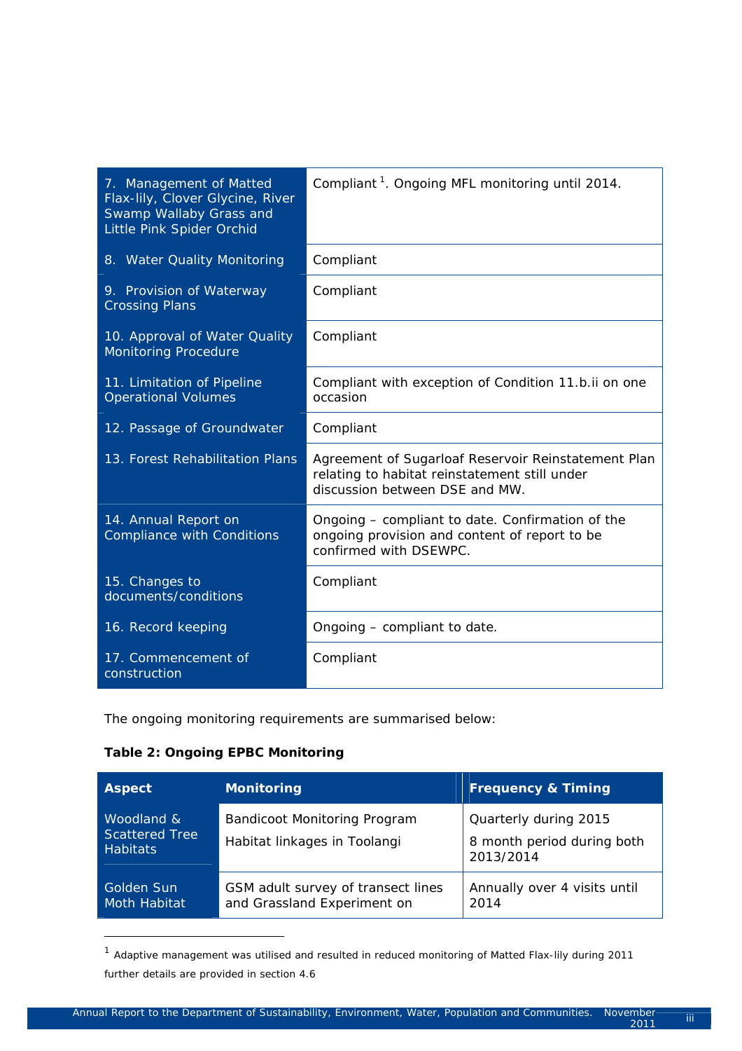| | |
|---|---|
| 7. Management of Matted Flax-lily, Clover Glycine, River Swamp Wallaby Grass and Little Pink Spider Orchid | Compliant [1]. Ongoing MFL monitoring until 2014. |
| 8. Water Quality Monitoring | Compliant |
| 9. Provision of Waterway Crossing Plans | Compliant |
| 10. Approval of Water Quality Monitoring Procedure | Compliant |
| 11. Limitation of Pipeline Operational Volumes | Compliant with exception of Condition 11.b.ii on one occasion |
| 12. Passage of Groundwater | Compliant |
| 13. Forest Rehabilitation Plans | Agreement of Sugarloaf Reservoir Reinstatement Plan relating to habitat reinstatement still under discussion between DSE and MW. |
| 14. Annual Report on Compliance with Conditions | Ongoing – compliant to date. Confirmation of the ongoing provision and content of report to be confirmed with DSEWPC. |
| 15. Changes to documents/conditions | Compliant |
| 16. Record keeping | Ongoing – compliant to date. |
| 17. Commencement of construction | Compliant |

The ongoing monitoring requirements are summarised below:

**Table 2: Ongoing EPBC Monitoring**

| Aspect | Monitoring | Frequency & Timing |
|---|---|---|
| Woodland & Scattered Tree Habitats | Bandicoot Monitoring Program<br>Habitat linkages in Toolangi | Quarterly during 2015<br>8 month period during both 2013/2014 |
| Golden Sun Moth Habitat | GSM adult survey of transect lines and Grassland Experiment on | Annually over 4 visits until 2014 |

[1] Adaptive management was utilised and resulted in reduced monitoring of Matted Flax-lily during 2011 further details are provided in section 4.6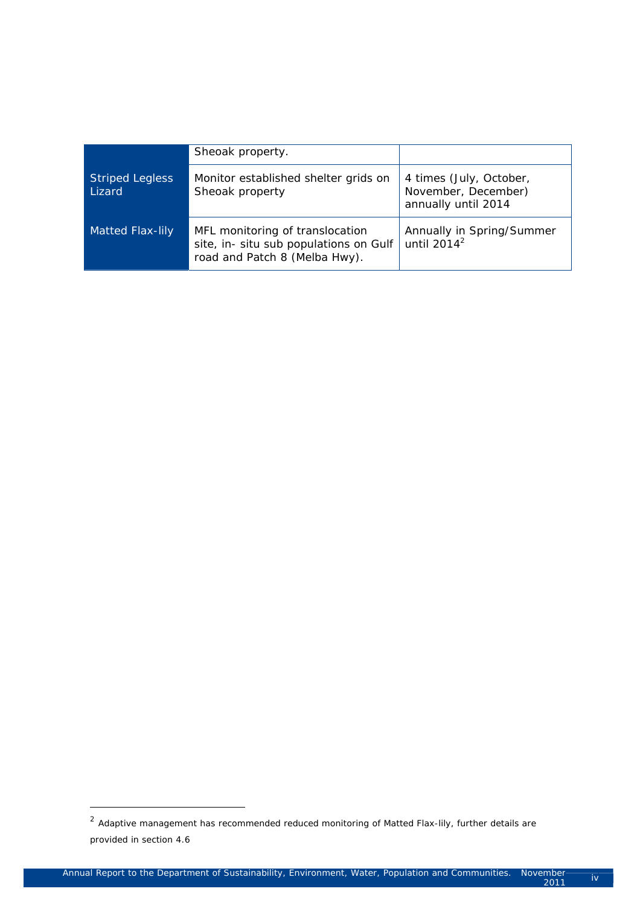| | | |
|---|---|---|
| | Sheoak property. | |
| Striped Legless Lizard | Monitor established shelter grids on Sheoak property | 4 times (July, October, November, December) annually until 2014 |
| Matted Flax-lily | MFL monitoring of translocation site, in- situ sub populations on Gulf road and Patch 8 (Melba Hwy). | Annually in Spring/Summer until 2014[2] |

---

[2] Adaptive management has recommended reduced monitoring of Matted Flax-lily, further details are provided in section 4.6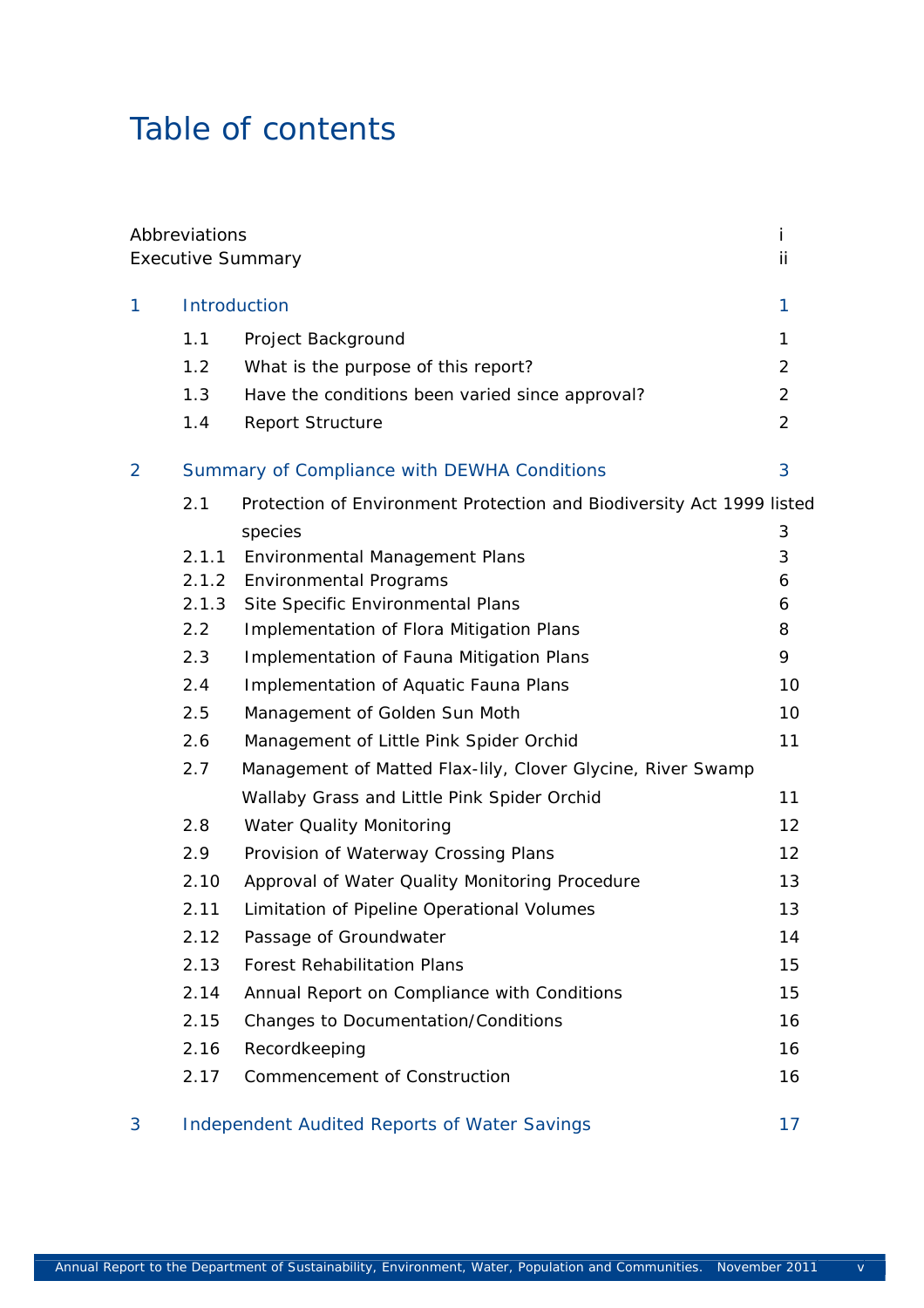# Table of contents

| | | |
|---|---|---|
| Abbreviations | | i |
| Executive Summary | | ii |
| **1** | **Introduction** | **1** |
| 1.1 | Project Background | 1 |
| 1.2 | What is the purpose of this report? | 2 |
| 1.3 | Have the conditions been varied since approval? | 2 |
| 1.4 | Report Structure | 2 |
| **2** | **Summary of Compliance with DEWHA Conditions** | **3** |
| 2.1 | Protection of Environment Protection and Biodiversity Act 1999 listed species | 3 |
| 2.1.1 | Environmental Management Plans | 3 |
| 2.1.2 | Environmental Programs | 6 |
| 2.1.3 | Site Specific Environmental Plans | 6 |
| 2.2 | Implementation of Flora Mitigation Plans | 8 |
| 2.3 | Implementation of Fauna Mitigation Plans | 9 |
| 2.4 | Implementation of Aquatic Fauna Plans | 10 |
| 2.5 | Management of Golden Sun Moth | 10 |
| 2.6 | Management of Little Pink Spider Orchid | 11 |
| 2.7 | Management of Matted Flax-lily, Clover Glycine, River Swamp Wallaby Grass and Little Pink Spider Orchid | 11 |
| 2.8 | Water Quality Monitoring | 12 |
| 2.9 | Provision of Waterway Crossing Plans | 12 |
| 2.10 | Approval of Water Quality Monitoring Procedure | 13 |
| 2.11 | Limitation of Pipeline Operational Volumes | 13 |
| 2.12 | Passage of Groundwater | 14 |
| 2.13 | Forest Rehabilitation Plans | 15 |
| 2.14 | Annual Report on Compliance with Conditions | 15 |
| 2.15 | Changes to Documentation/Conditions | 16 |
| 2.16 | Recordkeeping | 16 |
| 2.17 | Commencement of Construction | 16 |
| **3** | **Independent Audited Reports of Water Savings** | **17** |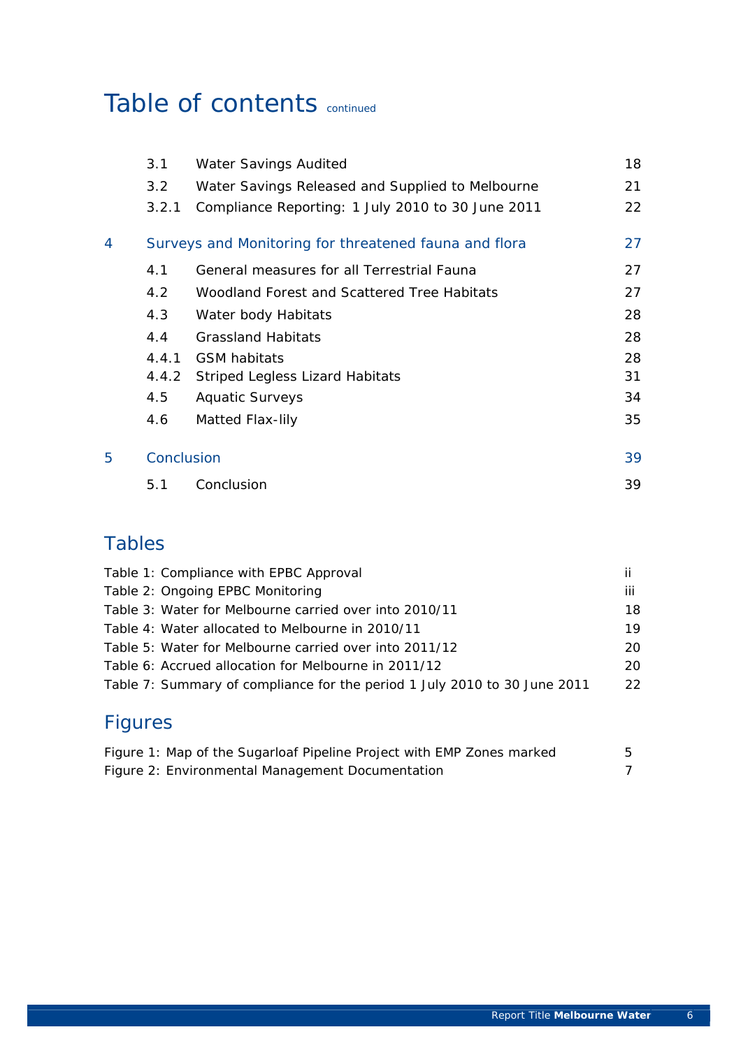# Table of contents continued

| | | | |
|---|---|---|---|
| | 3.1 | Water Savings Audited | 18 |
| | 3.2 | Water Savings Released and Supplied to Melbourne | 21 |
| | 3.2.1 | Compliance Reporting: 1 July 2010 to 30 June 2011 | 22 |
| 4 | Surveys and Monitoring for threatened fauna and flora | | 27 |
| | 4.1 | General measures for all Terrestrial Fauna | 27 |
| | 4.2 | Woodland Forest and Scattered Tree Habitats | 27 |
| | 4.3 | Water body Habitats | 28 |
| | 4.4 | Grassland Habitats | 28 |
| | 4.4.1 | GSM habitats | 28 |
| | 4.4.2 | Striped Legless Lizard Habitats | 31 |
| | 4.5 | Aquatic Surveys | 34 |
| | 4.6 | Matted Flax-lily | 35 |
| 5 | Conclusion | | 39 |
| | 5.1 | Conclusion | 39 |

## Tables

| | |
|---|---|
| Table 1: Compliance with EPBC Approval | ii |
| Table 2: Ongoing EPBC Monitoring | iii |
| Table 3: Water for Melbourne carried over into 2010/11 | 18 |
| Table 4: Water allocated to Melbourne in 2010/11 | 19 |
| Table 5: Water for Melbourne carried over into 2011/12 | 20 |
| Table 6: Accrued allocation for Melbourne in 2011/12 | 20 |
| Table 7: Summary of compliance for the period 1 July 2010 to 30 June 2011 | 22 |

## Figures

| | |
|---|---|
| Figure 1: Map of the Sugarloaf Pipeline Project with EMP Zones marked | 5 |
| Figure 2: Environmental Management Documentation | 7 |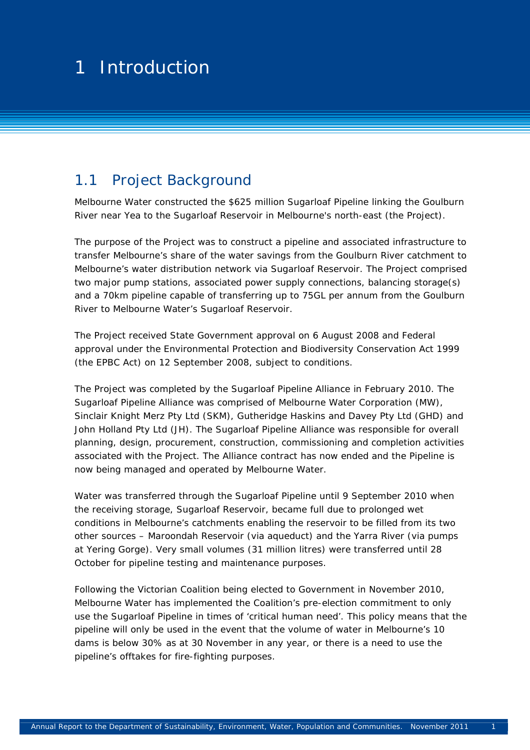# 1 Introduction

## 1.1 Project Background

Melbourne Water constructed the $625 million Sugarloaf Pipeline linking the Goulburn River near Yea to the Sugarloaf Reservoir in Melbourne's north-east (the Project).

The purpose of the Project was to construct a pipeline and associated infrastructure to transfer Melbourne's share of the water savings from the Goulburn River catchment to Melbourne's water distribution network via Sugarloaf Reservoir. The Project comprised two major pump stations, associated power supply connections, balancing storage(s) and a 70km pipeline capable of transferring up to 75GL per annum from the Goulburn River to Melbourne Water's Sugarloaf Reservoir.

The Project received State Government approval on 6 August 2008 and Federal approval under the Environmental Protection and Biodiversity Conservation Act 1999 (the EPBC Act) on 12 September 2008, subject to conditions.

The Project was completed by the Sugarloaf Pipeline Alliance in February 2010. The Sugarloaf Pipeline Alliance was comprised of Melbourne Water Corporation (MW), Sinclair Knight Merz Pty Ltd (SKM), Gutheridge Haskins and Davey Pty Ltd (GHD) and John Holland Pty Ltd (JH). The Sugarloaf Pipeline Alliance was responsible for overall planning, design, procurement, construction, commissioning and completion activities associated with the Project. The Alliance contract has now ended and the Pipeline is now being managed and operated by Melbourne Water.

Water was transferred through the Sugarloaf Pipeline until 9 September 2010 when the receiving storage, Sugarloaf Reservoir, became full due to prolonged wet conditions in Melbourne's catchments enabling the reservoir to be filled from its two other sources – Maroondah Reservoir (via aqueduct) and the Yarra River (via pumps at Yering Gorge). Very small volumes (31 million litres) were transferred until 28 October for pipeline testing and maintenance purposes.

Following the Victorian Coalition being elected to Government in November 2010, Melbourne Water has implemented the Coalition's pre-election commitment to only use the Sugarloaf Pipeline in times of 'critical human need'. This policy means that the pipeline will only be used in the event that the volume of water in Melbourne's 10 dams is below 30% as at 30 November in any year, or there is a need to use the pipeline's offtakes for fire-fighting purposes.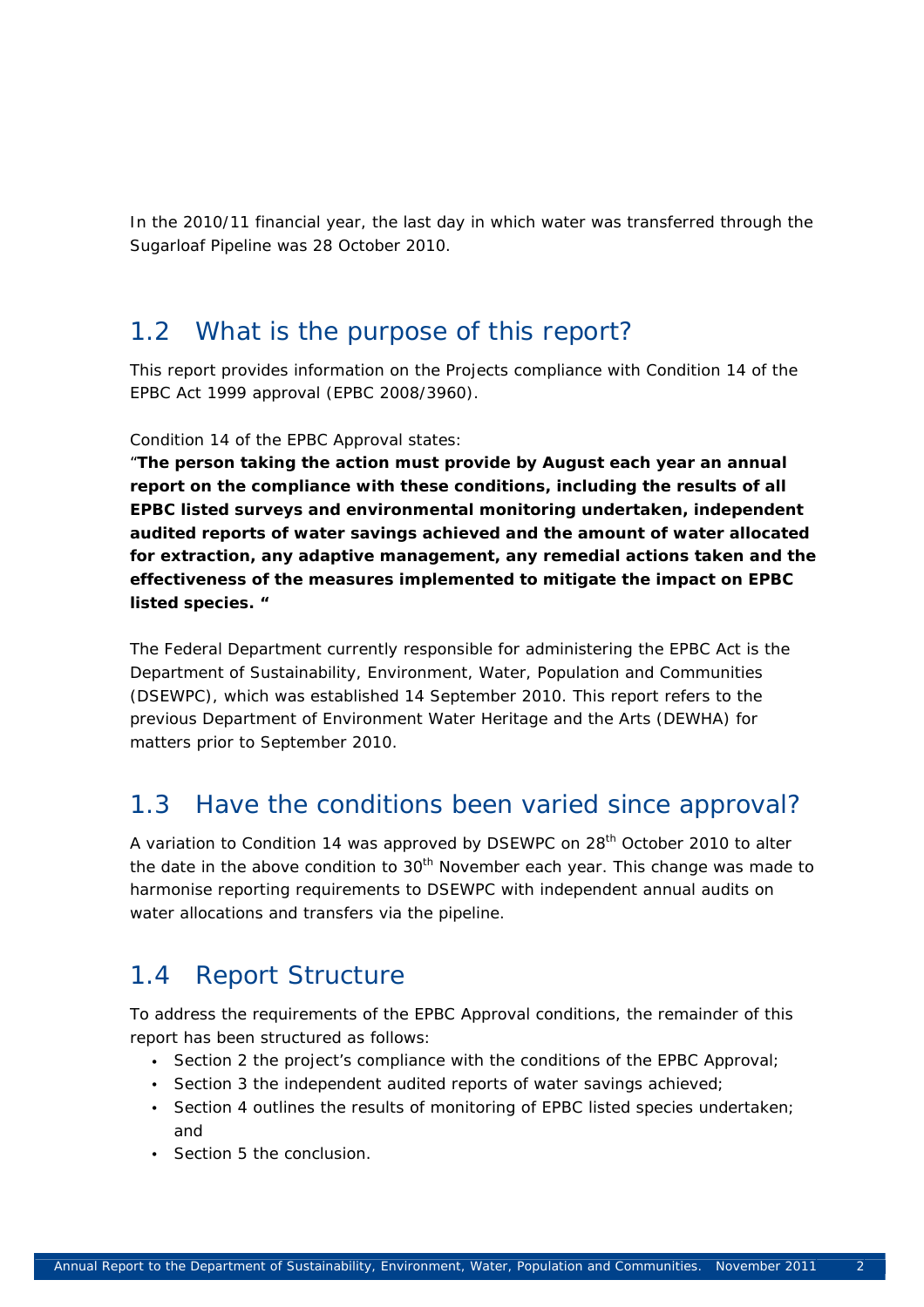In the 2010/11 financial year, the last day in which water was transferred through the Sugarloaf Pipeline was 28 October 2010.

## 1.2 What is the purpose of this report?

This report provides information on the Projects compliance with Condition 14 of the EPBC Act 1999 approval (EPBC 2008/3960).

Condition 14 of the EPBC Approval states:

"**The person taking the action must provide by August each year an annual report on the compliance with these conditions, including the results of all EPBC listed surveys and environmental monitoring undertaken, independent audited reports of water savings achieved and the amount of water allocated for extraction, any adaptive management, any remedial actions taken and the effectiveness of the measures implemented to mitigate the impact on EPBC listed species. "**

The Federal Department currently responsible for administering the EPBC Act is the Department of Sustainability, Environment, Water, Population and Communities (DSEWPC), which was established 14 September 2010. This report refers to the previous Department of Environment Water Heritage and the Arts (DEWHA) for matters prior to September 2010.

## 1.3 Have the conditions been varied since approval?

A variation to Condition 14 was approved by DSEWPC on 28th October 2010 to alter the date in the above condition to 30th November each year. This change was made to harmonise reporting requirements to DSEWPC with independent annual audits on water allocations and transfers via the pipeline.

## 1.4 Report Structure

To address the requirements of the EPBC Approval conditions, the remainder of this report has been structured as follows:

- Section 2 the project's compliance with the conditions of the EPBC Approval;
- Section 3 the independent audited reports of water savings achieved;
- Section 4 outlines the results of monitoring of EPBC listed species undertaken; and
- Section 5 the conclusion.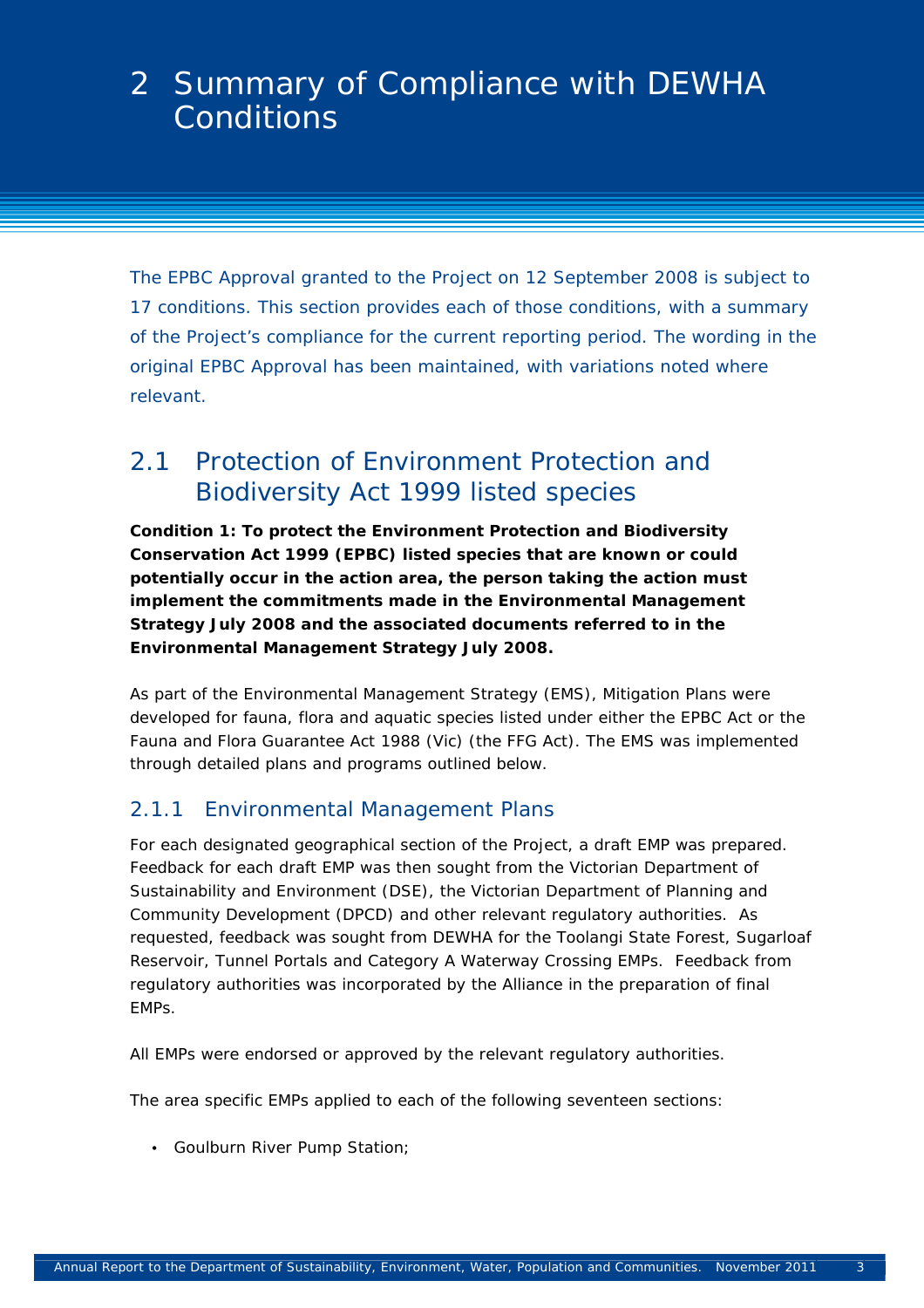# 2 Summary of Compliance with DEWHA Conditions

The EPBC Approval granted to the Project on 12 September 2008 is subject to 17 conditions. This section provides each of those conditions, with a summary of the Project's compliance for the current reporting period. The wording in the original EPBC Approval has been maintained, with variations noted where relevant.

## 2.1 Protection of Environment Protection and Biodiversity Act 1999 listed species

**Condition 1: To protect the Environment Protection and Biodiversity Conservation Act 1999 (EPBC) listed species that are known or could potentially occur in the action area, the person taking the action must implement the commitments made in the Environmental Management Strategy July 2008 and the associated documents referred to in the Environmental Management Strategy July 2008.**

As part of the Environmental Management Strategy (EMS), Mitigation Plans were developed for fauna, flora and aquatic species listed under either the EPBC Act or the Fauna and Flora Guarantee Act 1988 (Vic) (the FFG Act). The EMS was implemented through detailed plans and programs outlined below.

### 2.1.1 Environmental Management Plans

For each designated geographical section of the Project, a draft EMP was prepared. Feedback for each draft EMP was then sought from the Victorian Department of Sustainability and Environment (DSE), the Victorian Department of Planning and Community Development (DPCD) and other relevant regulatory authorities. As requested, feedback was sought from DEWHA for the Toolangi State Forest, Sugarloaf Reservoir, Tunnel Portals and Category A Waterway Crossing EMPs. Feedback from regulatory authorities was incorporated by the Alliance in the preparation of final EMPs.

All EMPs were endorsed or approved by the relevant regulatory authorities.

The area specific EMPs applied to each of the following seventeen sections:

- Goulburn River Pump Station;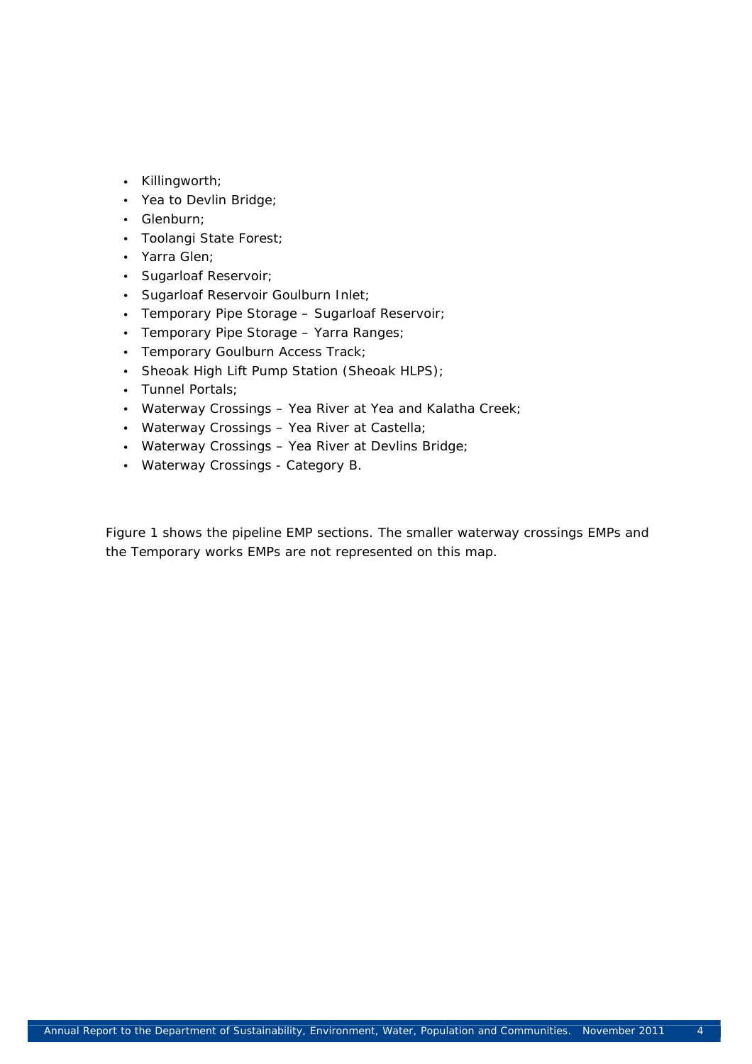- Killingworth;
- Yea to Devlin Bridge;
- Glenburn;
- Toolangi State Forest;
- Yarra Glen;
- Sugarloaf Reservoir;
- Sugarloaf Reservoir Goulburn Inlet;
- Temporary Pipe Storage – Sugarloaf Reservoir;
- Temporary Pipe Storage – Yarra Ranges;
- Temporary Goulburn Access Track;
- Sheoak High Lift Pump Station (Sheoak HLPS);
- Tunnel Portals;
- Waterway Crossings – Yea River at Yea and Kalatha Creek;
- Waterway Crossings – Yea River at Castella;
- Waterway Crossings – Yea River at Devlins Bridge;
- Waterway Crossings - Category B.

Figure 1 shows the pipeline EMP sections. The smaller waterway crossings EMPs and the Temporary works EMPs are not represented on this map.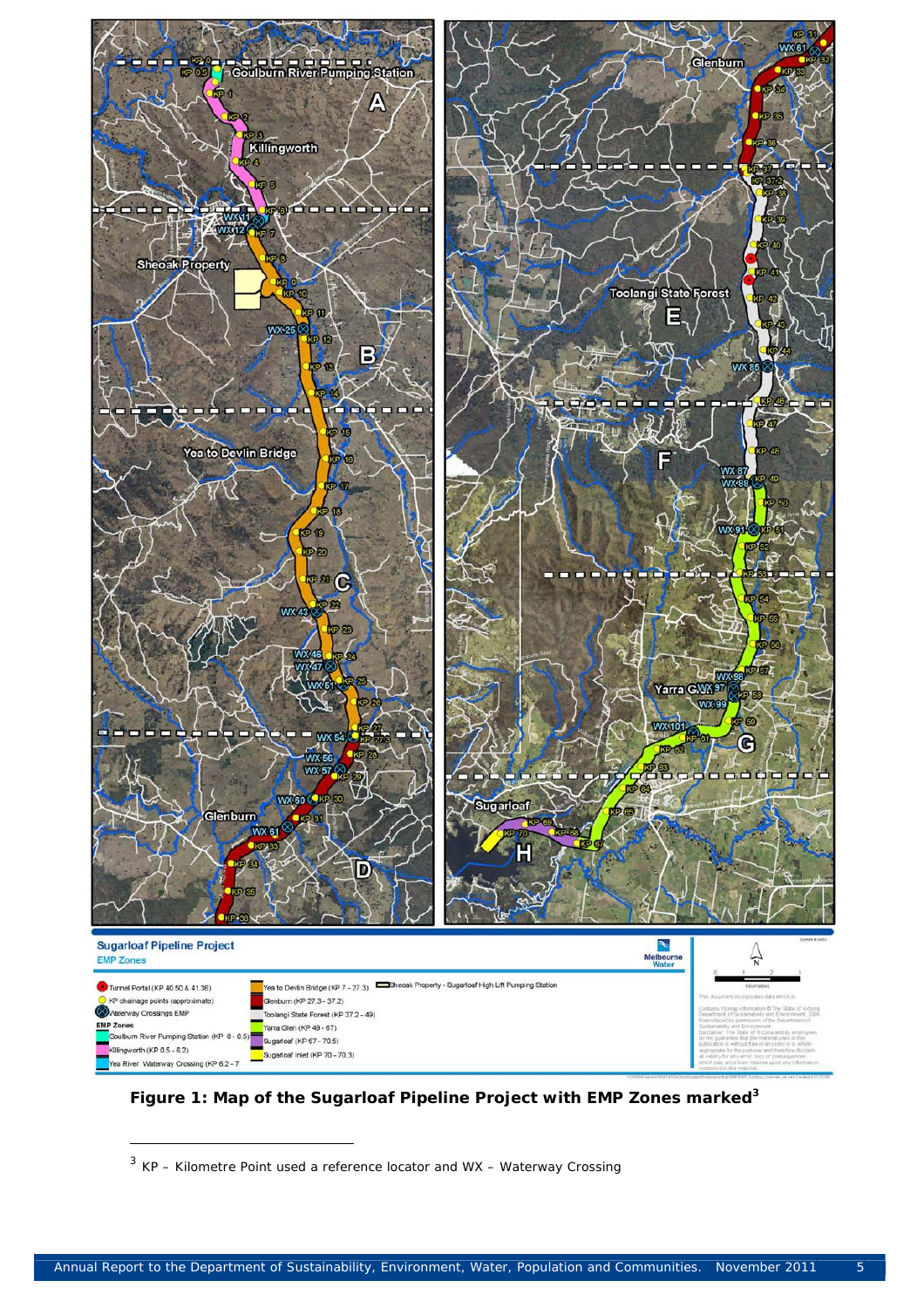**Figure 1: Map of the Sugarloaf Pipeline Project with EMP Zones marked**[3]

[3] KP – Kilometre Point used a reference locator and WX – Waterway Crossing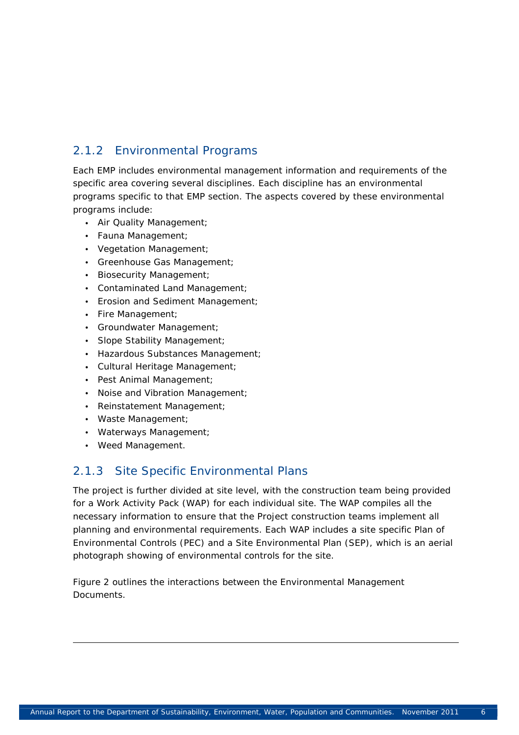### 2.1.2 Environmental Programs

Each EMP includes environmental management information and requirements of the specific area covering several disciplines. Each discipline has an environmental programs specific to that EMP section. The aspects covered by these environmental programs include:

- Air Quality Management;
- Fauna Management;
- Vegetation Management;
- Greenhouse Gas Management;
- Biosecurity Management;
- Contaminated Land Management;
- Erosion and Sediment Management;
- Fire Management;
- Groundwater Management;
- Slope Stability Management;
- Hazardous Substances Management;
- Cultural Heritage Management;
- Pest Animal Management;
- Noise and Vibration Management;
- Reinstatement Management;
- Waste Management;
- Waterways Management;
- Weed Management.

### 2.1.3 Site Specific Environmental Plans

The project is further divided at site level, with the construction team being provided for a Work Activity Pack (WAP) for each individual site. The WAP compiles all the necessary information to ensure that the Project construction teams implement all planning and environmental requirements. Each WAP includes a site specific Plan of Environmental Controls (PEC) and a Site Environmental Plan (SEP), which is an aerial photograph showing of environmental controls for the site.

Figure 2 outlines the interactions between the Environmental Management Documents.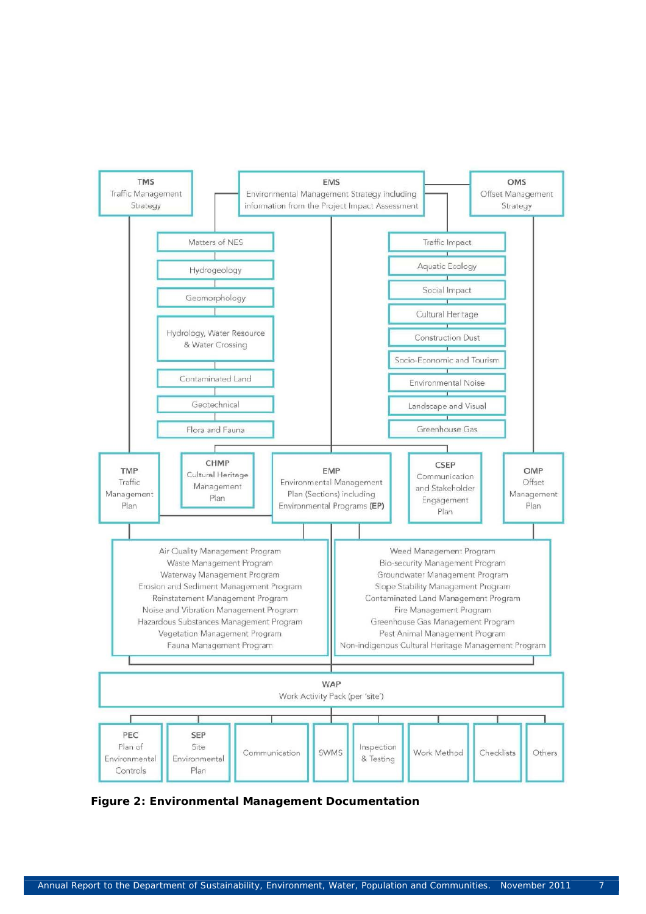**TMS** Traffic Management Strategy

**EMS** Environmental Management Strategy including information from the Project Impact Assessment

**OMS** Offset Management Strategy

- Matters of NES
- Hydrogeology
- Geomorphology
- Hydrology, Water Resource & Water Crossing
- Contaminated Land
- Geotechnical
- Flora and Fauna

- Traffic Impact
- Aquatic Ecology
- Social Impact
- Cultural Heritage
- Construction Dust
- Socio-Economic and Tourism
- Environmental Noise
- Landscape and Visual
- Greenhouse Gas

**TMP** Traffic Management Plan

**CHMP** Cultural Heritage Management Plan

**EMP** Environmental Management Plan (Sections) including Environmental Programs **(EP)**

**CSEP** Communication and Stakeholder Engagement Plan

**OMP** Offset Management Plan

- Air Quality Management Program
- Waste Management Program
- Waterway Management Program
- Erosion and Sediment Management Program
- Reinstatement Management Program
- Noise and Vibration Management Program
- Hazardous Substances Management Program
- Vegetation Management Program
- Fauna Management Program

- Weed Management Program
- Bio-security Management Program
- Groundwater Management Program
- Slope Stability Management Program
- Contaminated Land Management Program
- Fire Management Program
- Greenhouse Gas Management Program
- Pest Animal Management Program
- Non-indigenous Cultural Heritage Management Program

**WAP** Work Activity Pack (per 'site')

- **PEC** Plan of Environmental Controls
- **SEP** Site Environmental Plan
- Communication
- SWMS
- Inspection & Testing
- Work Method
- Checklists
- Others

**Figure 2: Environmental Management Documentation**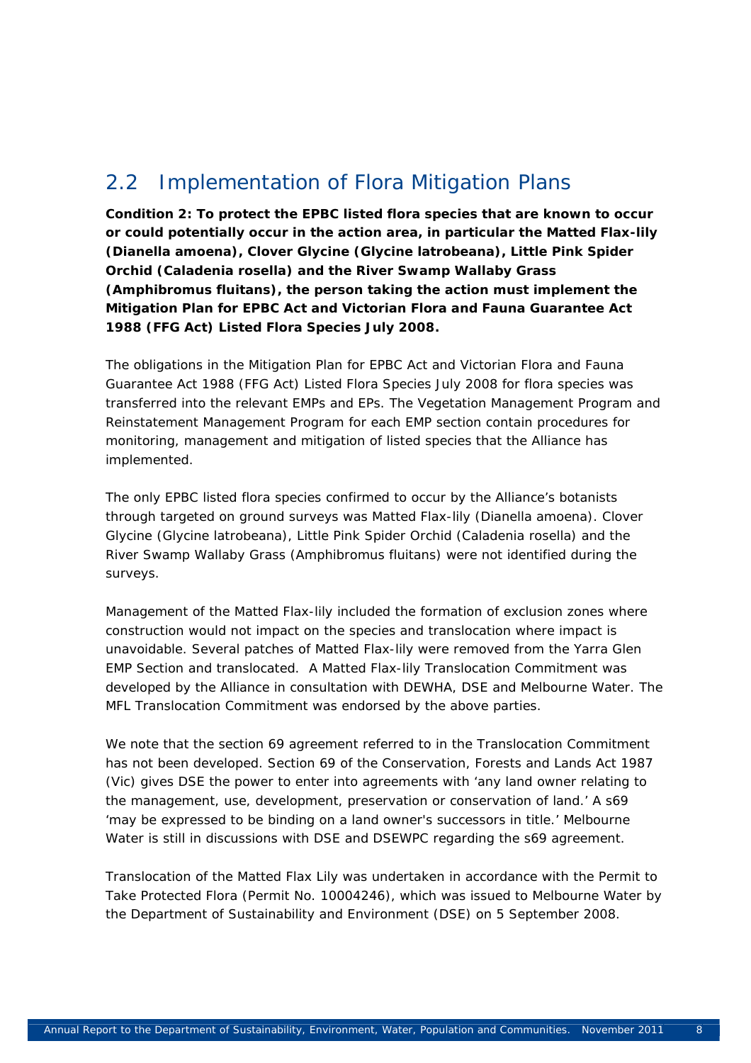## 2.2 Implementation of Flora Mitigation Plans

**Condition 2: To protect the EPBC listed flora species that are known to occur or could potentially occur in the action area, in particular the Matted Flax-lily (Dianella amoena), Clover Glycine (Glycine latrobeana), Little Pink Spider Orchid (Caladenia rosella) and the River Swamp Wallaby Grass (Amphibromus fluitans), the person taking the action must implement the Mitigation Plan for EPBC Act and Victorian Flora and Fauna Guarantee Act 1988 (FFG Act) Listed Flora Species July 2008.**

The obligations in the Mitigation Plan for EPBC Act and Victorian Flora and Fauna Guarantee Act 1988 (FFG Act) Listed Flora Species July 2008 for flora species was transferred into the relevant EMPs and EPs. The Vegetation Management Program and Reinstatement Management Program for each EMP section contain procedures for monitoring, management and mitigation of listed species that the Alliance has implemented.

The only EPBC listed flora species confirmed to occur by the Alliance's botanists through targeted on ground surveys was Matted Flax-lily (Dianella amoena). Clover Glycine (Glycine latrobeana), Little Pink Spider Orchid (Caladenia rosella) and the River Swamp Wallaby Grass (Amphibromus fluitans) were not identified during the surveys.

Management of the Matted Flax-lily included the formation of exclusion zones where construction would not impact on the species and translocation where impact is unavoidable. Several patches of Matted Flax-lily were removed from the Yarra Glen EMP Section and translocated. A Matted Flax-lily Translocation Commitment was developed by the Alliance in consultation with DEWHA, DSE and Melbourne Water. The MFL Translocation Commitment was endorsed by the above parties.

We note that the section 69 agreement referred to in the Translocation Commitment has not been developed. Section 69 of the Conservation, Forests and Lands Act 1987 (Vic) gives DSE the power to enter into agreements with 'any land owner relating to the management, use, development, preservation or conservation of land.' A s69 'may be expressed to be binding on a land owner's successors in title.' Melbourne Water is still in discussions with DSE and DSEWPC regarding the s69 agreement.

Translocation of the Matted Flax Lily was undertaken in accordance with the Permit to Take Protected Flora (Permit No. 10004246), which was issued to Melbourne Water by the Department of Sustainability and Environment (DSE) on 5 September 2008.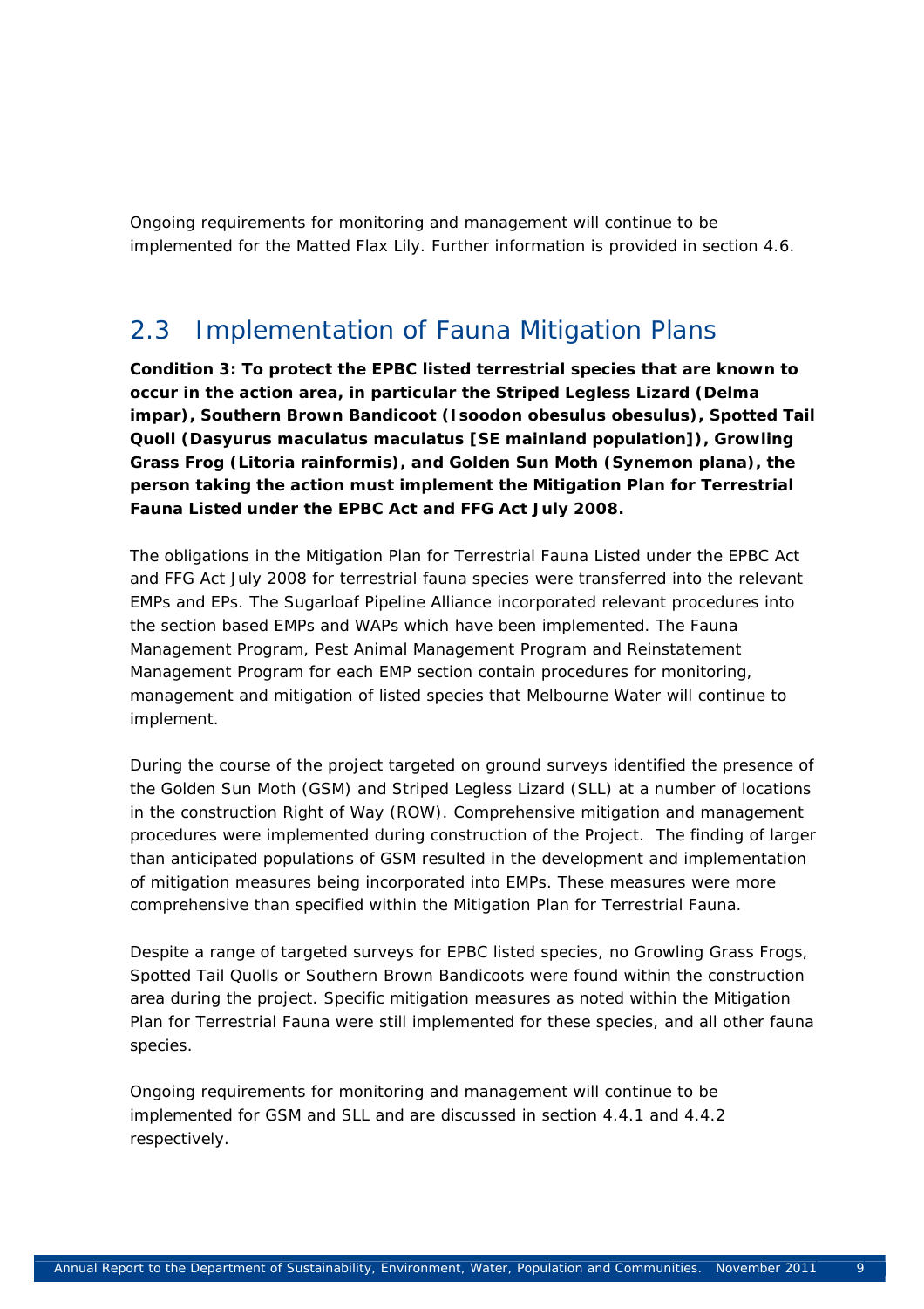Ongoing requirements for monitoring and management will continue to be implemented for the Matted Flax Lily. Further information is provided in section 4.6.

## 2.3 Implementation of Fauna Mitigation Plans

**Condition 3: To protect the EPBC listed terrestrial species that are known to occur in the action area, in particular the Striped Legless Lizard (*Delma impar*), Southern Brown Bandicoot (*Isoodon obesulus obesulus*), Spotted Tail Quoll (*Dasyurus maculatus maculatus* [SE mainland population]), Growling Grass Frog (*Litoria rainformis*), and Golden Sun Moth (*Synemon plana*), the person taking the action must implement the Mitigation Plan for Terrestrial Fauna Listed under the EPBC Act and FFG Act July 2008.**

The obligations in the Mitigation Plan for Terrestrial Fauna Listed under the EPBC Act and FFG Act July 2008 for terrestrial fauna species were transferred into the relevant EMPs and EPs. The Sugarloaf Pipeline Alliance incorporated relevant procedures into the section based EMPs and WAPs which have been implemented. The Fauna Management Program, Pest Animal Management Program and Reinstatement Management Program for each EMP section contain procedures for monitoring, management and mitigation of listed species that Melbourne Water will continue to implement.

During the course of the project targeted on ground surveys identified the presence of the Golden Sun Moth (GSM) and Striped Legless Lizard (SLL) at a number of locations in the construction Right of Way (ROW). Comprehensive mitigation and management procedures were implemented during construction of the Project. The finding of larger than anticipated populations of GSM resulted in the development and implementation of mitigation measures being incorporated into EMPs. These measures were more comprehensive than specified within the Mitigation Plan for Terrestrial Fauna.

Despite a range of targeted surveys for EPBC listed species, no Growling Grass Frogs, Spotted Tail Quolls or Southern Brown Bandicoots were found within the construction area during the project. Specific mitigation measures as noted within the Mitigation Plan for Terrestrial Fauna were still implemented for these species, and all other fauna species.

Ongoing requirements for monitoring and management will continue to be implemented for GSM and SLL and are discussed in section 4.4.1 and 4.4.2 respectively.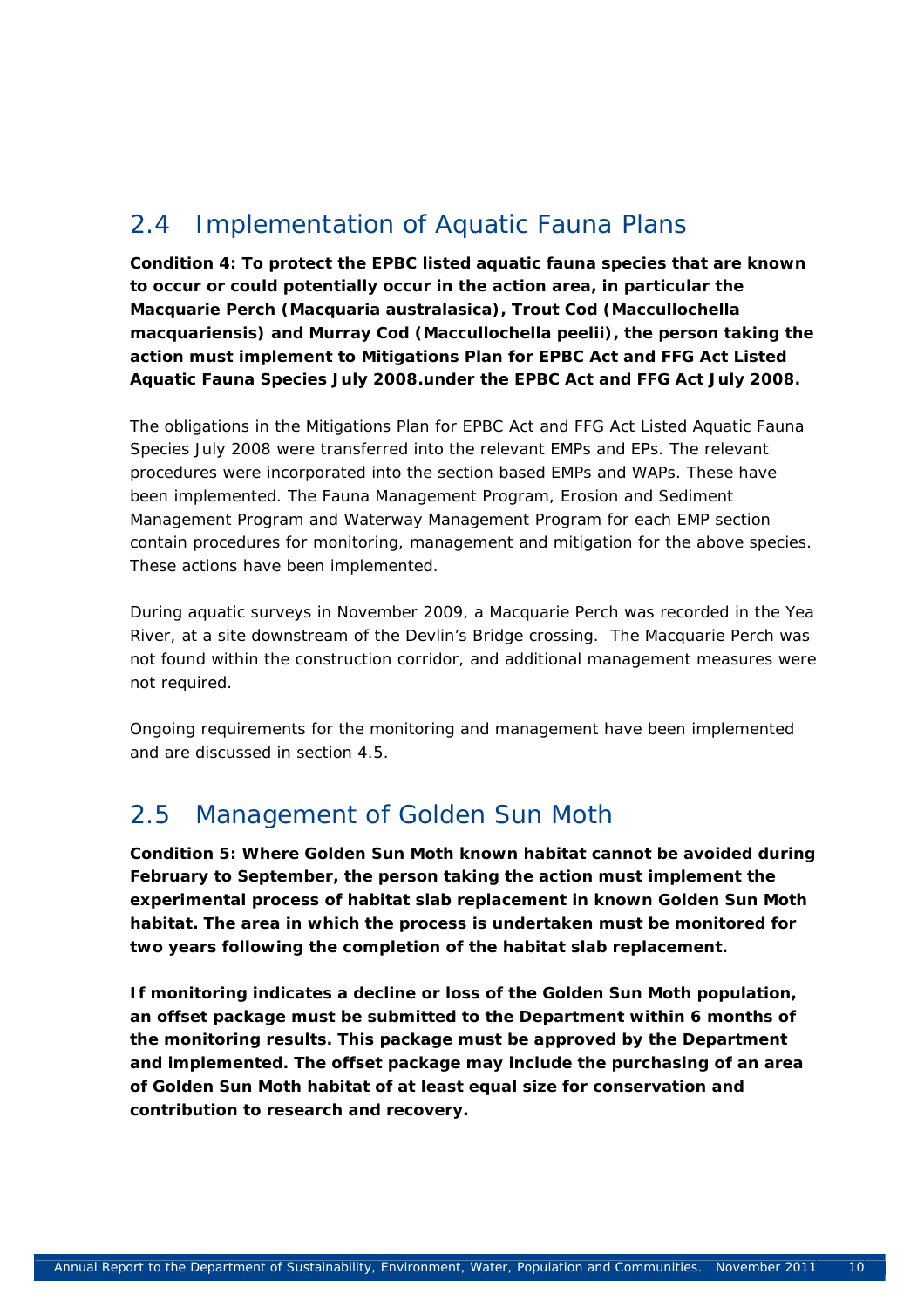## 2.4 Implementation of Aquatic Fauna Plans

**Condition 4: To protect the EPBC listed aquatic fauna species that are known to occur or could potentially occur in the action area, in particular the Macquarie Perch (Macquaria australasica), Trout Cod (Maccullochella macquariensis) and Murray Cod (Maccullochella peelii), the person taking the action must implement to Mitigations Plan for EPBC Act and FFG Act Listed Aquatic Fauna Species July 2008.under the EPBC Act and FFG Act July 2008.**

The obligations in the Mitigations Plan for EPBC Act and FFG Act Listed Aquatic Fauna Species July 2008 were transferred into the relevant EMPs and EPs. The relevant procedures were incorporated into the section based EMPs and WAPs. These have been implemented. The Fauna Management Program, Erosion and Sediment Management Program and Waterway Management Program for each EMP section contain procedures for monitoring, management and mitigation for the above species. These actions have been implemented.

During aquatic surveys in November 2009, a Macquarie Perch was recorded in the Yea River, at a site downstream of the Devlin's Bridge crossing. The Macquarie Perch was not found within the construction corridor, and additional management measures were not required.

Ongoing requirements for the monitoring and management have been implemented and are discussed in section 4.5.

## 2.5 Management of Golden Sun Moth

**Condition 5: Where Golden Sun Moth known habitat cannot be avoided during February to September, the person taking the action must implement the experimental process of habitat slab replacement in known Golden Sun Moth habitat. The area in which the process is undertaken must be monitored for two years following the completion of the habitat slab replacement.**

**If monitoring indicates a decline or loss of the Golden Sun Moth population, an offset package must be submitted to the Department within 6 months of the monitoring results. This package must be approved by the Department and implemented. The offset package may include the purchasing of an area of Golden Sun Moth habitat of at least equal size for conservation and contribution to research and recovery.**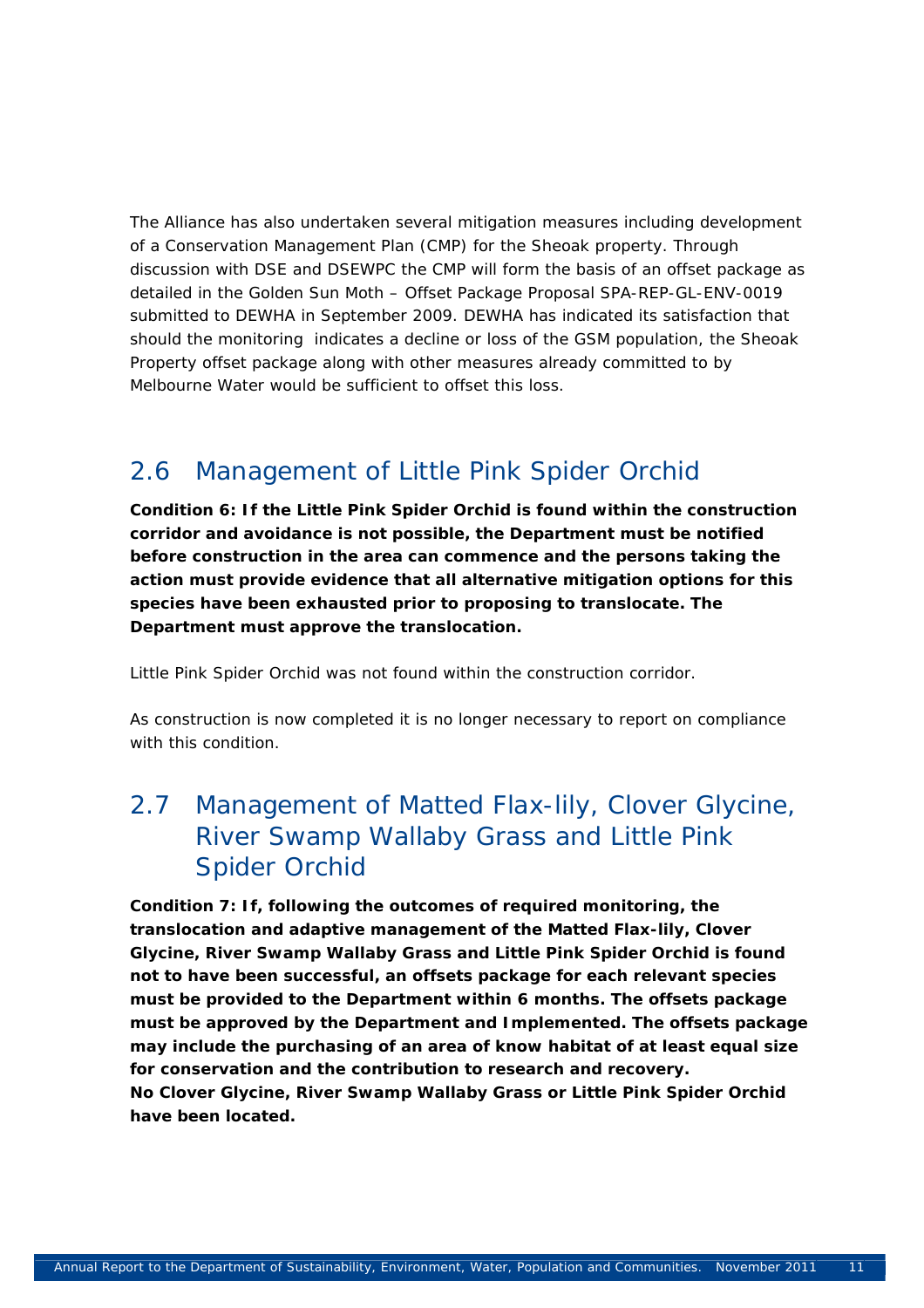The Alliance has also undertaken several mitigation measures including development of a Conservation Management Plan (CMP) for the Sheoak property. Through discussion with DSE and DSEWPC the CMP will form the basis of an offset package as detailed in the Golden Sun Moth – Offset Package Proposal SPA-REP-GL-ENV-0019 submitted to DEWHA in September 2009. DEWHA has indicated its satisfaction that should the monitoring indicates a decline or loss of the GSM population, the Sheoak Property offset package along with other measures already committed to by Melbourne Water would be sufficient to offset this loss.

## 2.6 Management of Little Pink Spider Orchid

**Condition 6: If the Little Pink Spider Orchid is found within the construction corridor and avoidance is not possible, the Department must be notified before construction in the area can commence and the persons taking the action must provide evidence that all alternative mitigation options for this species have been exhausted prior to proposing to translocate. The Department must approve the translocation.**

Little Pink Spider Orchid was not found within the construction corridor.

As construction is now completed it is no longer necessary to report on compliance with this condition.

## 2.7 Management of Matted Flax-lily, Clover Glycine, River Swamp Wallaby Grass and Little Pink Spider Orchid

**Condition 7: If, following the outcomes of required monitoring, the translocation and adaptive management of the Matted Flax-lily, Clover Glycine, River Swamp Wallaby Grass and Little Pink Spider Orchid is found not to have been successful, an offsets package for each relevant species must be provided to the Department within 6 months. The offsets package must be approved by the Department and Implemented. The offsets package may include the purchasing of an area of know habitat of at least equal size for conservation and the contribution to research and recovery.**
**No Clover Glycine, River Swamp Wallaby Grass or Little Pink Spider Orchid have been located.**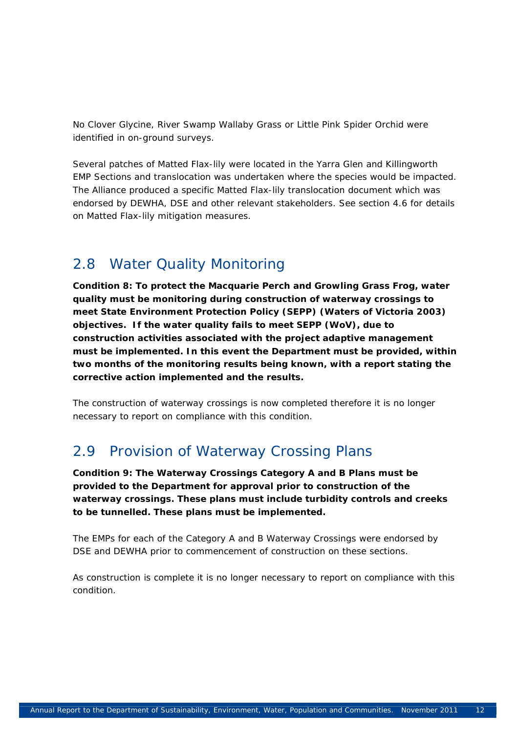No Clover Glycine, River Swamp Wallaby Grass or Little Pink Spider Orchid were identified in on-ground surveys.

Several patches of Matted Flax-lily were located in the Yarra Glen and Killingworth EMP Sections and translocation was undertaken where the species would be impacted. The Alliance produced a specific Matted Flax-lily translocation document which was endorsed by DEWHA, DSE and other relevant stakeholders. See section 4.6 for details on Matted Flax-lily mitigation measures.

## 2.8 Water Quality Monitoring

**Condition 8: To protect the Macquarie Perch and Growling Grass Frog, water quality must be monitoring during construction of waterway crossings to meet State Environment Protection Policy (SEPP) (Waters of Victoria 2003) objectives. If the water quality fails to meet SEPP (WoV), due to construction activities associated with the project adaptive management must be implemented. In this event the Department must be provided, within two months of the monitoring results being known, with a report stating the corrective action implemented and the results.**

The construction of waterway crossings is now completed therefore it is no longer necessary to report on compliance with this condition.

## 2.9 Provision of Waterway Crossing Plans

**Condition 9: The Waterway Crossings Category A and B Plans must be provided to the Department for approval prior to construction of the waterway crossings. These plans must include turbidity controls and creeks to be tunnelled. These plans must be implemented.**

The EMPs for each of the Category A and B Waterway Crossings were endorsed by DSE and DEWHA prior to commencement of construction on these sections.

As construction is complete it is no longer necessary to report on compliance with this condition.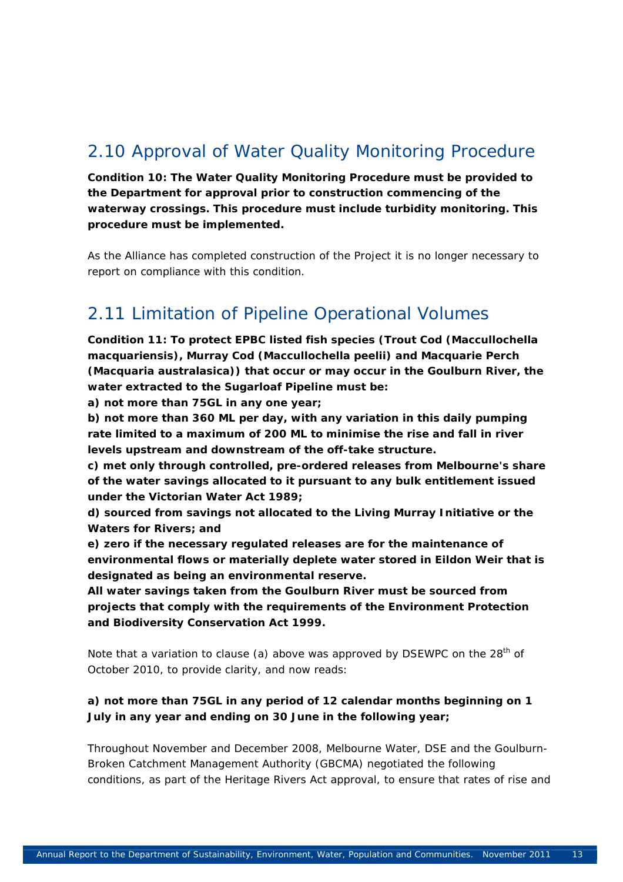## 2.10 Approval of Water Quality Monitoring Procedure

**Condition 10: The Water Quality Monitoring Procedure must be provided to the Department for approval prior to construction commencing of the waterway crossings. This procedure must include turbidity monitoring. This procedure must be implemented.**

As the Alliance has completed construction of the Project it is no longer necessary to report on compliance with this condition.

## 2.11 Limitation of Pipeline Operational Volumes

**Condition 11: To protect EPBC listed fish species (Trout Cod (Maccullochella macquariensis), Murray Cod (Maccullochella peelii) and Macquarie Perch (Macquaria australasica)) that occur or may occur in the Goulburn River, the water extracted to the Sugarloaf Pipeline must be:**

**a) not more than 75GL in any one year;**

**b) not more than 360 ML per day, with any variation in this daily pumping rate limited to a maximum of 200 ML to minimise the rise and fall in river levels upstream and downstream of the off-take structure.**

**c) met only through controlled, pre-ordered releases from Melbourne's share of the water savings allocated to it pursuant to any bulk entitlement issued under the Victorian Water Act 1989;**

**d) sourced from savings not allocated to the Living Murray Initiative or the Waters for Rivers; and**

**e) zero if the necessary regulated releases are for the maintenance of environmental flows or materially deplete water stored in Eildon Weir that is designated as being an environmental reserve.**

**All water savings taken from the Goulburn River must be sourced from projects that comply with the requirements of the Environment Protection and Biodiversity Conservation Act 1999.**

Note that a variation to clause (a) above was approved by DSEWPC on the 28th of October 2010, to provide clarity, and now reads:

**a) not more than 75GL in any period of 12 calendar months beginning on 1 July in any year and ending on 30 June in the following year;**

Throughout November and December 2008, Melbourne Water, DSE and the Goulburn-Broken Catchment Management Authority (GBCMA) negotiated the following conditions, as part of the Heritage Rivers Act approval, to ensure that rates of rise and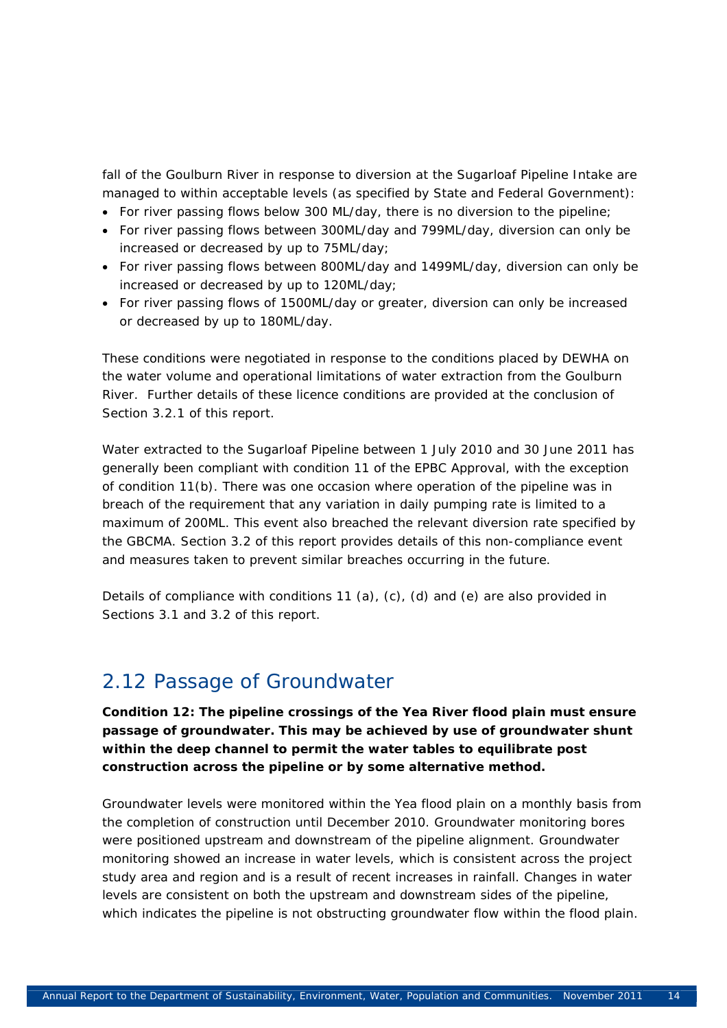fall of the Goulburn River in response to diversion at the Sugarloaf Pipeline Intake are managed to within acceptable levels (as specified by State and Federal Government):

- For river passing flows below 300 ML/day, there is no diversion to the pipeline;
- For river passing flows between 300ML/day and 799ML/day, diversion can only be increased or decreased by up to 75ML/day;
- For river passing flows between 800ML/day and 1499ML/day, diversion can only be increased or decreased by up to 120ML/day;
- For river passing flows of 1500ML/day or greater, diversion can only be increased or decreased by up to 180ML/day.

These conditions were negotiated in response to the conditions placed by DEWHA on the water volume and operational limitations of water extraction from the Goulburn River. Further details of these licence conditions are provided at the conclusion of Section 3.2.1 of this report.

Water extracted to the Sugarloaf Pipeline between 1 July 2010 and 30 June 2011 has generally been compliant with condition 11 of the EPBC Approval, with the exception of condition 11(b). There was one occasion where operation of the pipeline was in breach of the requirement that any variation in daily pumping rate is limited to a maximum of 200ML. This event also breached the relevant diversion rate specified by the GBCMA. Section 3.2 of this report provides details of this non-compliance event and measures taken to prevent similar breaches occurring in the future.

Details of compliance with conditions 11 (a), (c), (d) and (e) are also provided in Sections 3.1 and 3.2 of this report.

## 2.12 Passage of Groundwater

**Condition 12: The pipeline crossings of the Yea River flood plain must ensure passage of groundwater. This may be achieved by use of groundwater shunt within the deep channel to permit the water tables to equilibrate post construction across the pipeline or by some alternative method.**

Groundwater levels were monitored within the Yea flood plain on a monthly basis from the completion of construction until December 2010. Groundwater monitoring bores were positioned upstream and downstream of the pipeline alignment. Groundwater monitoring showed an increase in water levels, which is consistent across the project study area and region and is a result of recent increases in rainfall. Changes in water levels are consistent on both the upstream and downstream sides of the pipeline, which indicates the pipeline is not obstructing groundwater flow within the flood plain.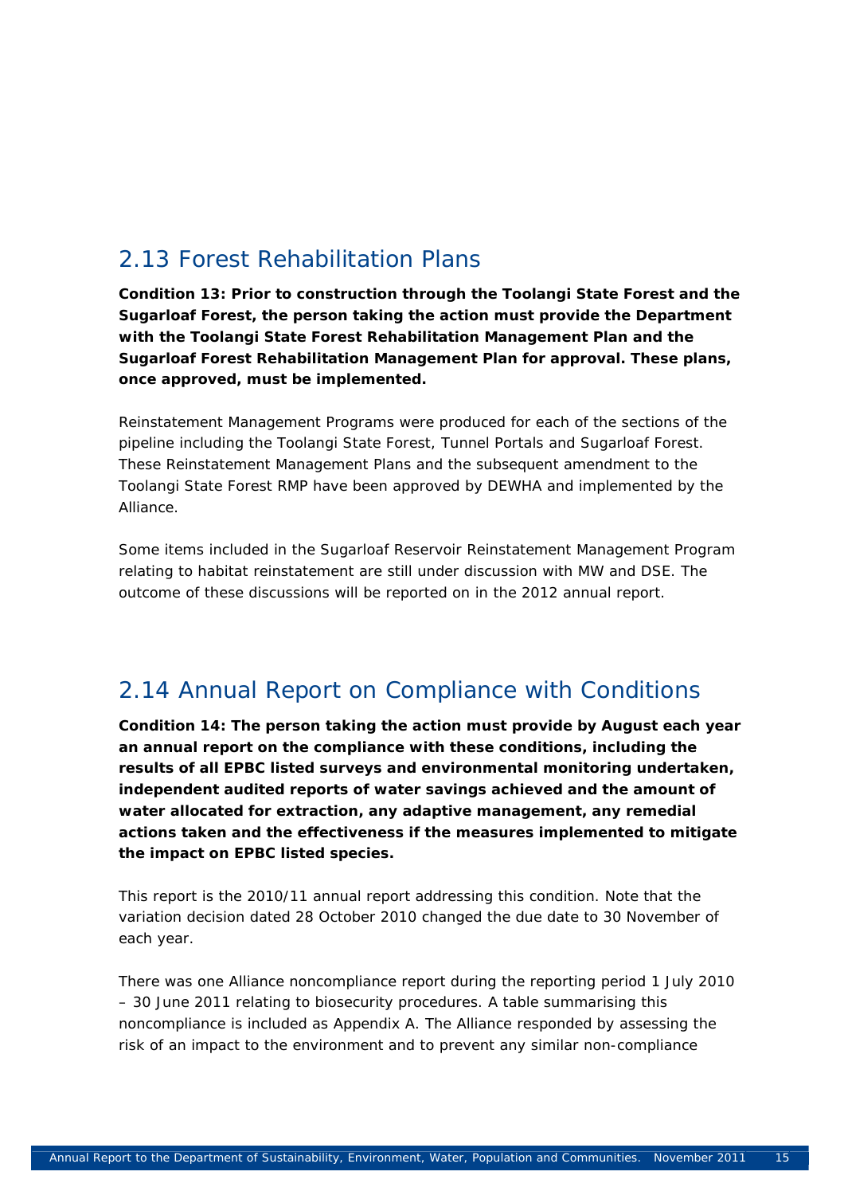## 2.13 Forest Rehabilitation Plans

**Condition 13: Prior to construction through the Toolangi State Forest and the Sugarloaf Forest, the person taking the action must provide the Department with the Toolangi State Forest Rehabilitation Management Plan and the Sugarloaf Forest Rehabilitation Management Plan for approval. These plans, once approved, must be implemented.**

Reinstatement Management Programs were produced for each of the sections of the pipeline including the Toolangi State Forest, Tunnel Portals and Sugarloaf Forest. These Reinstatement Management Plans and the subsequent amendment to the Toolangi State Forest RMP have been approved by DEWHA and implemented by the Alliance.

Some items included in the Sugarloaf Reservoir Reinstatement Management Program relating to habitat reinstatement are still under discussion with MW and DSE. The outcome of these discussions will be reported on in the 2012 annual report.

## 2.14 Annual Report on Compliance with Conditions

**Condition 14: The person taking the action must provide by August each year an annual report on the compliance with these conditions, including the results of all EPBC listed surveys and environmental monitoring undertaken, independent audited reports of water savings achieved and the amount of water allocated for extraction, any adaptive management, any remedial actions taken and the effectiveness if the measures implemented to mitigate the impact on EPBC listed species.**

This report is the 2010/11 annual report addressing this condition. Note that the variation decision dated 28 October 2010 changed the due date to 30 November of each year.

There was one Alliance noncompliance report during the reporting period 1 July 2010 – 30 June 2011 relating to biosecurity procedures. A table summarising this noncompliance is included as Appendix A. The Alliance responded by assessing the risk of an impact to the environment and to prevent any similar non-compliance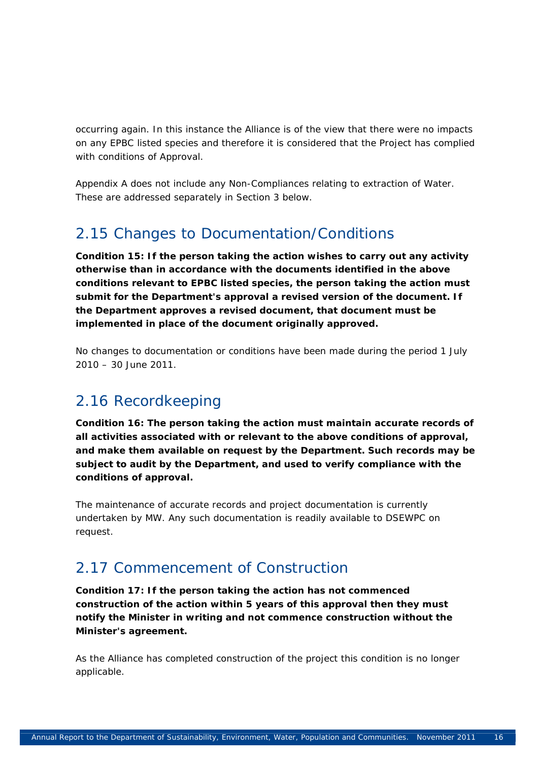occurring again. In this instance the Alliance is of the view that there were no impacts on any EPBC listed species and therefore it is considered that the Project has complied with conditions of Approval.

Appendix A does not include any Non-Compliances relating to extraction of Water. These are addressed separately in Section 3 below.

## 2.15 Changes to Documentation/Conditions

**Condition 15: If the person taking the action wishes to carry out any activity otherwise than in accordance with the documents identified in the above conditions relevant to EPBC listed species, the person taking the action must submit for the Department's approval a revised version of the document. If the Department approves a revised document, that document must be implemented in place of the document originally approved.**

No changes to documentation or conditions have been made during the period 1 July 2010 – 30 June 2011.

## 2.16 Recordkeeping

**Condition 16: The person taking the action must maintain accurate records of all activities associated with or relevant to the above conditions of approval, and make them available on request by the Department. Such records may be subject to audit by the Department, and used to verify compliance with the conditions of approval.**

The maintenance of accurate records and project documentation is currently undertaken by MW. Any such documentation is readily available to DSEWPC on request.

## 2.17 Commencement of Construction

**Condition 17: If the person taking the action has not commenced construction of the action within 5 years of this approval then they must notify the Minister in writing and not commence construction without the Minister's agreement.**

As the Alliance has completed construction of the project this condition is no longer applicable.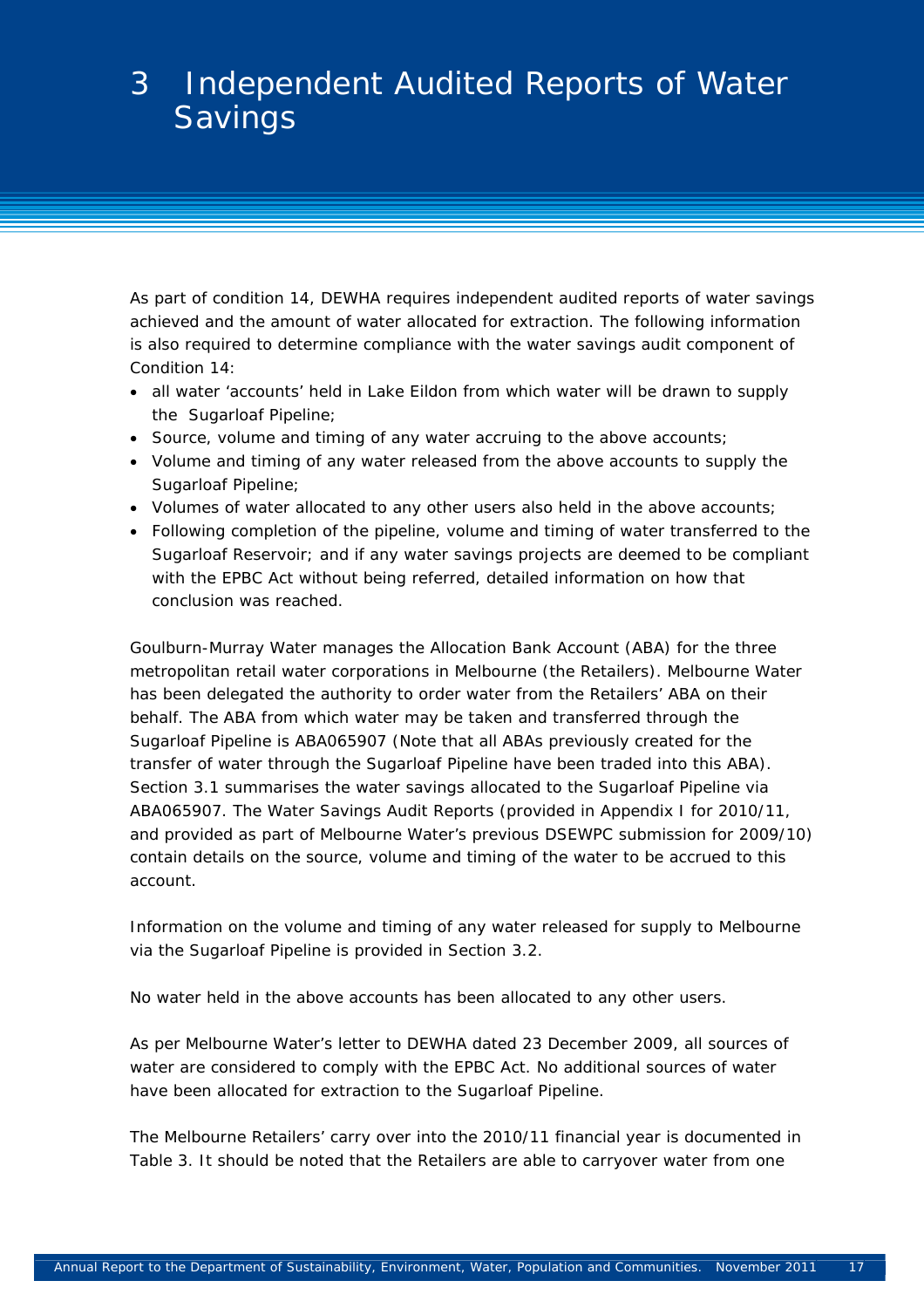# 3 Independent Audited Reports of Water Savings

As part of condition 14, DEWHA requires independent audited reports of water savings achieved and the amount of water allocated for extraction. The following information is also required to determine compliance with the water savings audit component of Condition 14:

- all water 'accounts' held in Lake Eildon from which water will be drawn to supply the Sugarloaf Pipeline;
- Source, volume and timing of any water accruing to the above accounts;
- Volume and timing of any water released from the above accounts to supply the Sugarloaf Pipeline;
- Volumes of water allocated to any other users also held in the above accounts;
- Following completion of the pipeline, volume and timing of water transferred to the Sugarloaf Reservoir; and if any water savings projects are deemed to be compliant with the EPBC Act without being referred, detailed information on how that conclusion was reached.

Goulburn-Murray Water manages the Allocation Bank Account (ABA) for the three metropolitan retail water corporations in Melbourne (the Retailers). Melbourne Water has been delegated the authority to order water from the Retailers' ABA on their behalf. The ABA from which water may be taken and transferred through the Sugarloaf Pipeline is ABA065907 (Note that all ABAs previously created for the transfer of water through the Sugarloaf Pipeline have been traded into this ABA). Section 3.1 summarises the water savings allocated to the Sugarloaf Pipeline via ABA065907. The Water Savings Audit Reports (provided in Appendix I for 2010/11, and provided as part of Melbourne Water's previous DSEWPC submission for 2009/10) contain details on the source, volume and timing of the water to be accrued to this account.

Information on the volume and timing of any water released for supply to Melbourne via the Sugarloaf Pipeline is provided in Section 3.2.

No water held in the above accounts has been allocated to any other users.

As per Melbourne Water's letter to DEWHA dated 23 December 2009, all sources of water are considered to comply with the EPBC Act. No additional sources of water have been allocated for extraction to the Sugarloaf Pipeline.

The Melbourne Retailers' carry over into the 2010/11 financial year is documented in Table 3. It should be noted that the Retailers are able to carryover water from one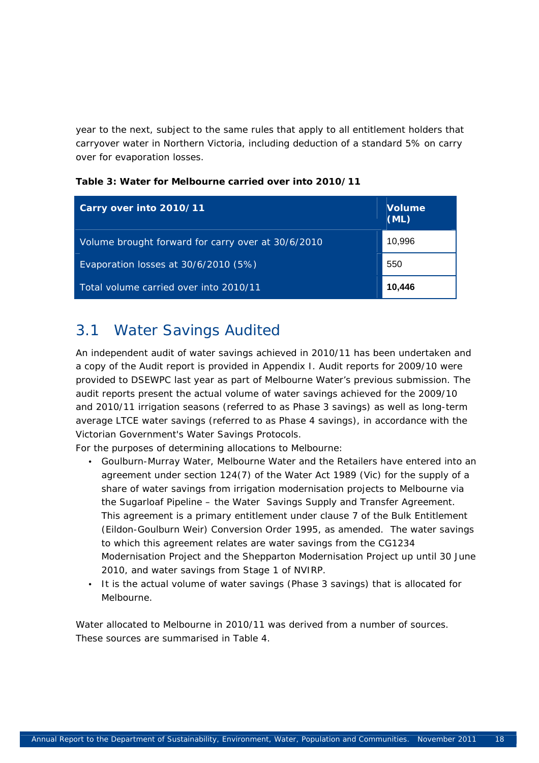year to the next, subject to the same rules that apply to all entitlement holders that carryover water in Northern Victoria, including deduction of a standard 5% on carry over for evaporation losses.

**Table 3: Water for Melbourne carried over into 2010/11**

| Carry over into 2010/11 | Volume (ML) |
|---|---|
| Volume brought forward for carry over at 30/6/2010 | 10,996 |
| Evaporation losses at 30/6/2010 (5%) | 550 |
| Total volume carried over into 2010/11 | **10,446** |

## 3.1 Water Savings Audited

An independent audit of water savings achieved in 2010/11 has been undertaken and a copy of the Audit report is provided in Appendix I. Audit reports for 2009/10 were provided to DSEWPC last year as part of Melbourne Water's previous submission. The audit reports present the actual volume of water savings achieved for the 2009/10 and 2010/11 irrigation seasons (referred to as Phase 3 savings) as well as long-term average LTCE water savings (referred to as Phase 4 savings), in accordance with the Victorian Government's Water Savings Protocols.

For the purposes of determining allocations to Melbourne:

- Goulburn-Murray Water, Melbourne Water and the Retailers have entered into an agreement under section 124(7) of the Water Act 1989 (Vic) for the supply of a share of water savings from irrigation modernisation projects to Melbourne via the Sugarloaf Pipeline – the Water Savings Supply and Transfer Agreement. This agreement is a primary entitlement under clause 7 of the Bulk Entitlement (Eildon-Goulburn Weir) Conversion Order 1995, as amended. The water savings to which this agreement relates are water savings from the CG1234 Modernisation Project and the Shepparton Modernisation Project up until 30 June 2010, and water savings from Stage 1 of NVIRP.
- It is the actual volume of water savings (Phase 3 savings) that is allocated for Melbourne.

Water allocated to Melbourne in 2010/11 was derived from a number of sources. These sources are summarised in Table 4.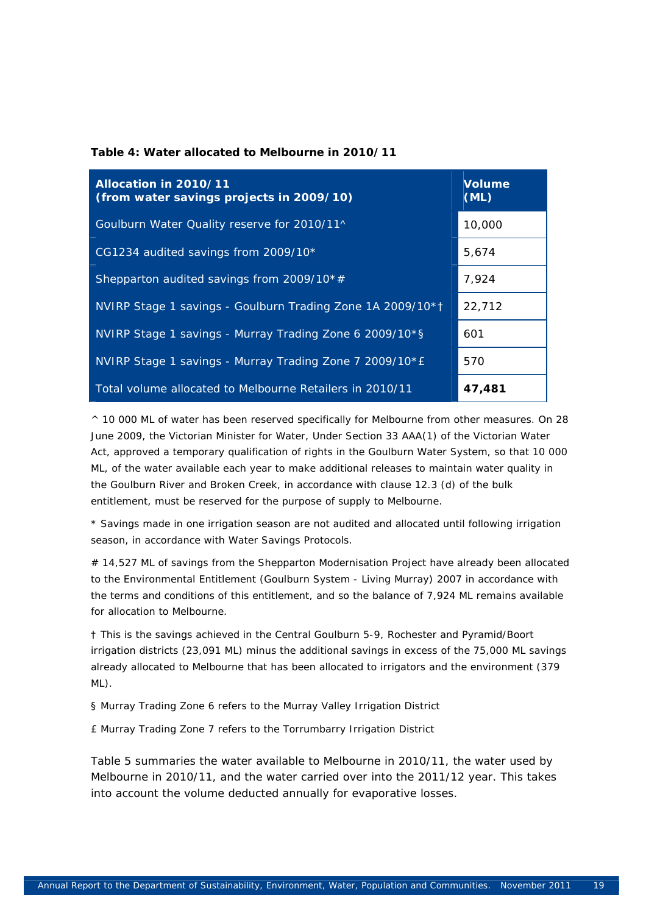**Table 4: Water allocated to Melbourne in 2010/11**

| Allocation in 2010/11 (from water savings projects in 2009/10) | Volume (ML) |
|---|---|
| Goulburn Water Quality reserve for 2010/11^ | 10,000 |
| CG1234 audited savings from 2009/10* | 5,674 |
| Shepparton audited savings from 2009/10*# | 7,924 |
| NVIRP Stage 1 savings - Goulburn Trading Zone 1A 2009/10*† | 22,712 |
| NVIRP Stage 1 savings - Murray Trading Zone 6 2009/10*§ | 601 |
| NVIRP Stage 1 savings - Murray Trading Zone 7 2009/10*£ | 570 |
| Total volume allocated to Melbourne Retailers in 2010/11 | **47,481** |

^ 10 000 ML of water has been reserved specifically for Melbourne from other measures. On 28 June 2009, the Victorian Minister for Water, Under Section 33 AAA(1) of the Victorian Water Act, approved a temporary qualification of rights in the Goulburn Water System, so that 10 000 ML, of the water available each year to make additional releases to maintain water quality in the Goulburn River and Broken Creek, in accordance with clause 12.3 (d) of the bulk entitlement, must be reserved for the purpose of supply to Melbourne.

* Savings made in one irrigation season are not audited and allocated until following irrigation season, in accordance with Water Savings Protocols.

# 14,527 ML of savings from the Shepparton Modernisation Project have already been allocated to the Environmental Entitlement (Goulburn System - Living Murray) 2007 in accordance with the terms and conditions of this entitlement, and so the balance of 7,924 ML remains available for allocation to Melbourne.

† This is the savings achieved in the Central Goulburn 5-9, Rochester and Pyramid/Boort irrigation districts (23,091 ML) minus the additional savings in excess of the 75,000 ML savings already allocated to Melbourne that has been allocated to irrigators and the environment (379 ML).

§ Murray Trading Zone 6 refers to the Murray Valley Irrigation District

£ Murray Trading Zone 7 refers to the Torrumbarry Irrigation District

Table 5 summaries the water available to Melbourne in 2010/11, the water used by Melbourne in 2010/11, and the water carried over into the 2011/12 year. This takes into account the volume deducted annually for evaporative losses.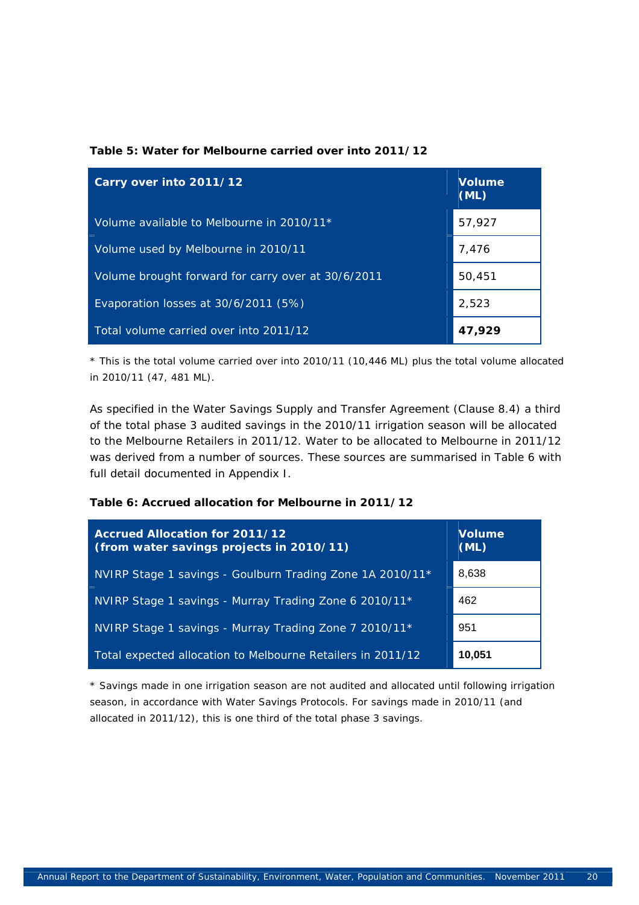**Table 5: Water for Melbourne carried over into 2011/12**

| Carry over into 2011/12 | Volume (ML) |
|---|---|
| Volume available to Melbourne in 2010/11* | 57,927 |
| Volume used by Melbourne in 2010/11 | 7,476 |
| Volume brought forward for carry over at 30/6/2011 | 50,451 |
| Evaporation losses at 30/6/2011 (5%) | 2,523 |
| Total volume carried over into 2011/12 | **47,929** |

* This is the total volume carried over into 2010/11 (10,446 ML) plus the total volume allocated in 2010/11 (47, 481 ML).

As specified in the Water Savings Supply and Transfer Agreement (Clause 8.4) a third of the total phase 3 audited savings in the 2010/11 irrigation season will be allocated to the Melbourne Retailers in 2011/12. Water to be allocated to Melbourne in 2011/12 was derived from a number of sources. These sources are summarised in Table 6 with full detail documented in Appendix I.

**Table 6: Accrued allocation for Melbourne in 2011/12**

| Accrued Allocation for 2011/12 (from water savings projects in 2010/11) | Volume (ML) |
|---|---|
| NVIRP Stage 1 savings - Goulburn Trading Zone 1A 2010/11* | 8,638 |
| NVIRP Stage 1 savings - Murray Trading Zone 6 2010/11* | 462 |
| NVIRP Stage 1 savings - Murray Trading Zone 7 2010/11* | 951 |
| Total expected allocation to Melbourne Retailers in 2011/12 | **10,051** |

* Savings made in one irrigation season are not audited and allocated until following irrigation season, in accordance with Water Savings Protocols. For savings made in 2010/11 (and allocated in 2011/12), this is one third of the total phase 3 savings.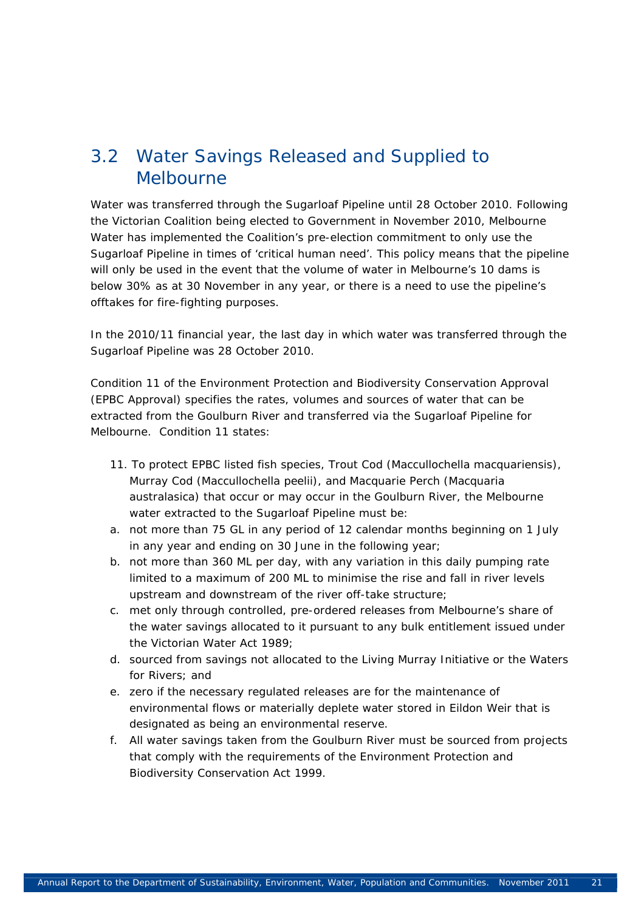## 3.2 Water Savings Released and Supplied to Melbourne

Water was transferred through the Sugarloaf Pipeline until 28 October 2010. Following the Victorian Coalition being elected to Government in November 2010, Melbourne Water has implemented the Coalition's pre-election commitment to only use the Sugarloaf Pipeline in times of 'critical human need'. This policy means that the pipeline will only be used in the event that the volume of water in Melbourne's 10 dams is below 30% as at 30 November in any year, or there is a need to use the pipeline's offtakes for fire-fighting purposes.

In the 2010/11 financial year, the last day in which water was transferred through the Sugarloaf Pipeline was 28 October 2010.

Condition 11 of the Environment Protection and Biodiversity Conservation Approval (EPBC Approval) specifies the rates, volumes and sources of water that can be extracted from the Goulburn River and transferred via the Sugarloaf Pipeline for Melbourne. Condition 11 states:

11. To protect EPBC listed fish species, Trout Cod (*Maccullochella macquariensis*), Murray Cod (*Maccullochella peelii*), and Macquarie Perch (*Macquaria australasica*) that occur or may occur in the Goulburn River, the Melbourne water extracted to the Sugarloaf Pipeline must be:

a. not more than 75 GL in any period of 12 calendar months beginning on 1 July in any year and ending on 30 June in the following year;
b. not more than 360 ML per day, with any variation in this daily pumping rate limited to a maximum of 200 ML to minimise the rise and fall in river levels upstream and downstream of the river off-take structure;
c. met only through controlled, pre-ordered releases from Melbourne's share of the water savings allocated to it pursuant to any bulk entitlement issued under the Victorian Water Act 1989;
d. sourced from savings not allocated to the Living Murray Initiative or the Waters for Rivers; and
e. zero if the necessary regulated releases are for the maintenance of environmental flows or materially deplete water stored in Eildon Weir that is designated as being an environmental reserve.
f. All water savings taken from the Goulburn River must be sourced from projects that comply with the requirements of the Environment Protection and Biodiversity Conservation Act 1999.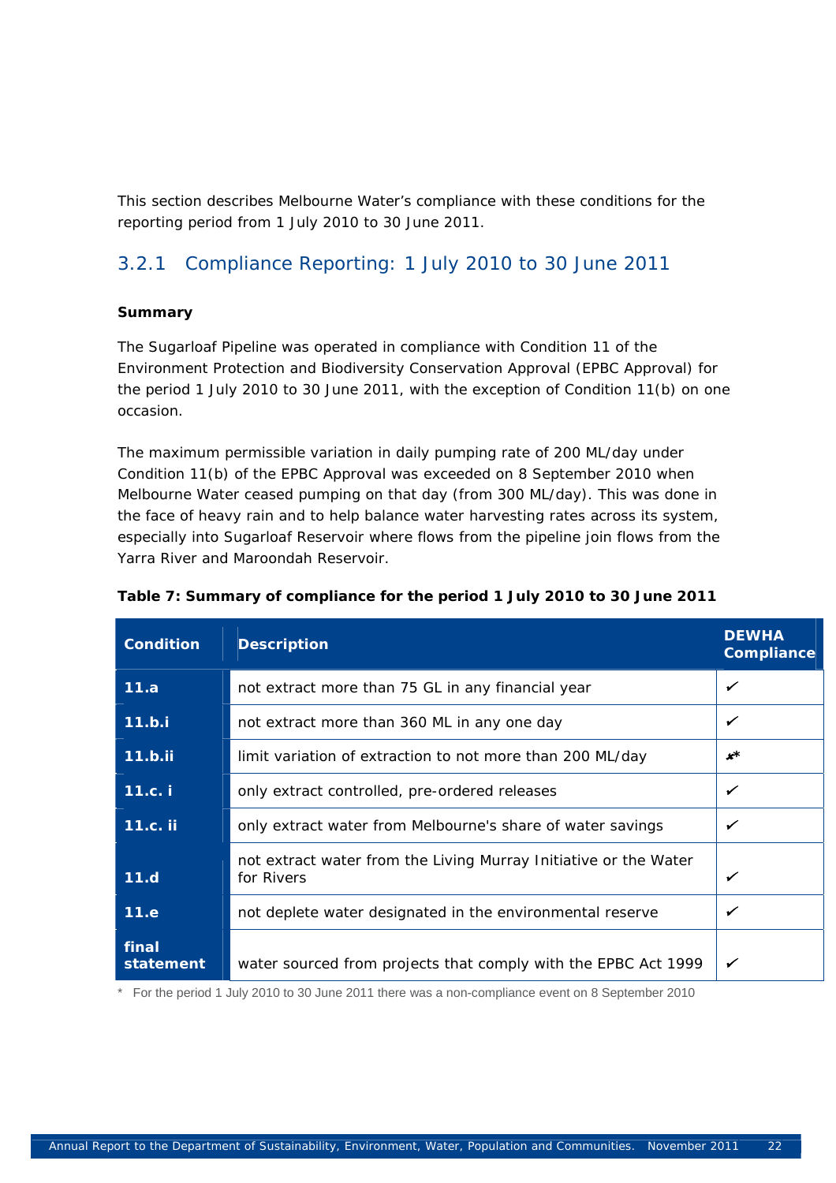This section describes Melbourne Water's compliance with these conditions for the reporting period from 1 July 2010 to 30 June 2011.

### 3.2.1 Compliance Reporting: 1 July 2010 to 30 June 2011

**Summary**

The Sugarloaf Pipeline was operated in compliance with Condition 11 of the Environment Protection and Biodiversity Conservation Approval (EPBC Approval) for the period 1 July 2010 to 30 June 2011, with the exception of Condition 11(b) on one occasion.

The maximum permissible variation in daily pumping rate of 200 ML/day under Condition 11(b) of the EPBC Approval was exceeded on 8 September 2010 when Melbourne Water ceased pumping on that day (from 300 ML/day). This was done in the face of heavy rain and to help balance water harvesting rates across its system, especially into Sugarloaf Reservoir where flows from the pipeline join flows from the Yarra River and Maroondah Reservoir.

**Table 7: Summary of compliance for the period 1 July 2010 to 30 June 2011**

| Condition | Description | DEWHA Compliance |
|---|---|---|
| 11.a | not extract more than 75 GL in any financial year | ✓ |
| 11.b.i | not extract more than 360 ML in any one day | ✓ |
| 11.b.ii | limit variation of extraction to not more than 200 ML/day | ✗* |
| 11.c. i | only extract controlled, pre-ordered releases | ✓ |
| 11.c. ii | only extract water from Melbourne's share of water savings | ✓ |
| 11.d | not extract water from the Living Murray Initiative or the Water for Rivers | ✓ |
| 11.e | not deplete water designated in the environmental reserve | ✓ |
| final statement | water sourced from projects that comply with the EPBC Act 1999 | ✓ |

\* For the period 1 July 2010 to 30 June 2011 there was a non-compliance event on 8 September 2010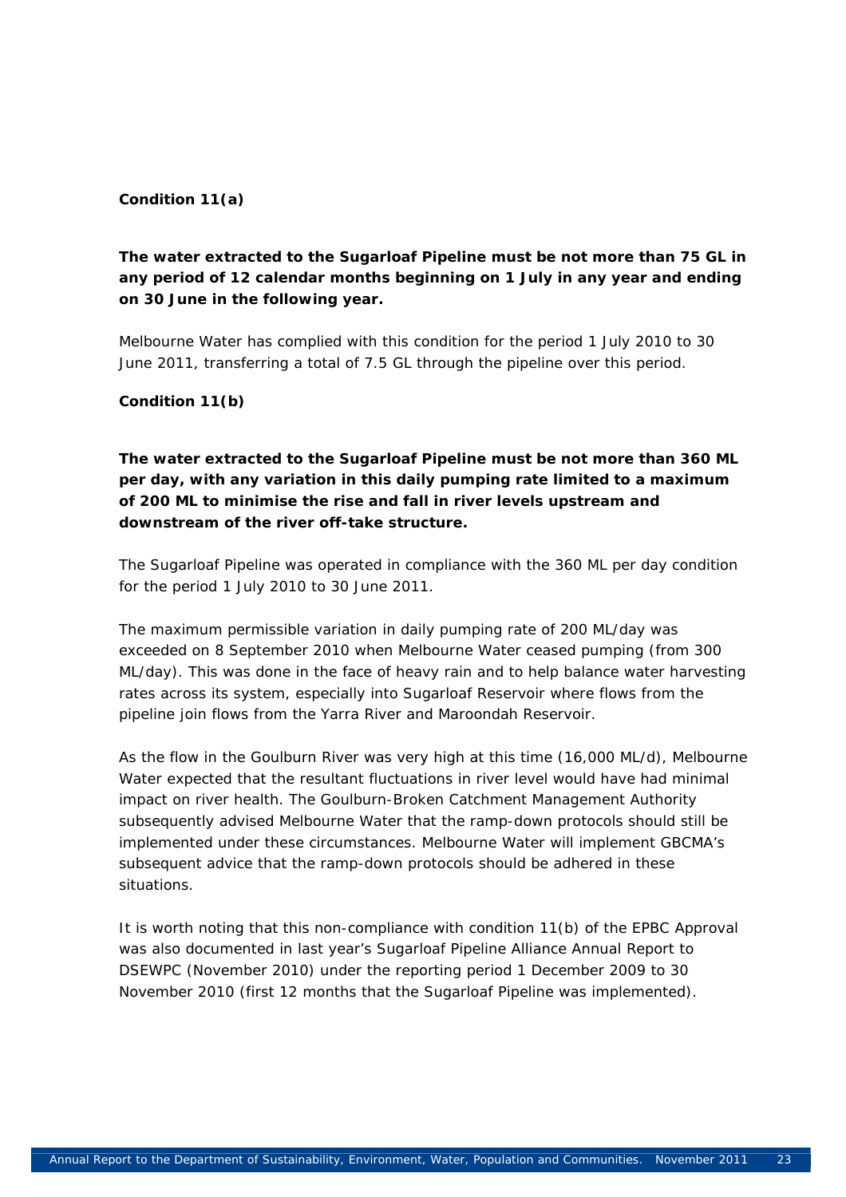**Condition 11(a)**

**The water extracted to the Sugarloaf Pipeline must be not more than 75 GL in any period of 12 calendar months beginning on 1 July in any year and ending on 30 June in the following year.**

Melbourne Water has complied with this condition for the period 1 July 2010 to 30 June 2011, transferring a total of 7.5 GL through the pipeline over this period.

**Condition 11(b)**

**The water extracted to the Sugarloaf Pipeline must be not more than 360 ML per day, with any variation in this daily pumping rate limited to a maximum of 200 ML to minimise the rise and fall in river levels upstream and downstream of the river off-take structure.**

The Sugarloaf Pipeline was operated in compliance with the 360 ML per day condition for the period 1 July 2010 to 30 June 2011.

The maximum permissible variation in daily pumping rate of 200 ML/day was exceeded on 8 September 2010 when Melbourne Water ceased pumping (from 300 ML/day). This was done in the face of heavy rain and to help balance water harvesting rates across its system, especially into Sugarloaf Reservoir where flows from the pipeline join flows from the Yarra River and Maroondah Reservoir.

As the flow in the Goulburn River was very high at this time (16,000 ML/d), Melbourne Water expected that the resultant fluctuations in river level would have had minimal impact on river health. The Goulburn-Broken Catchment Management Authority subsequently advised Melbourne Water that the ramp-down protocols should still be implemented under these circumstances. Melbourne Water will implement GBCMA's subsequent advice that the ramp-down protocols should be adhered in these situations.

It is worth noting that this non-compliance with condition 11(b) of the EPBC Approval was also documented in last year's Sugarloaf Pipeline Alliance Annual Report to DSEWPC (November 2010) under the reporting period 1 December 2009 to 30 November 2010 (first 12 months that the Sugarloaf Pipeline was implemented).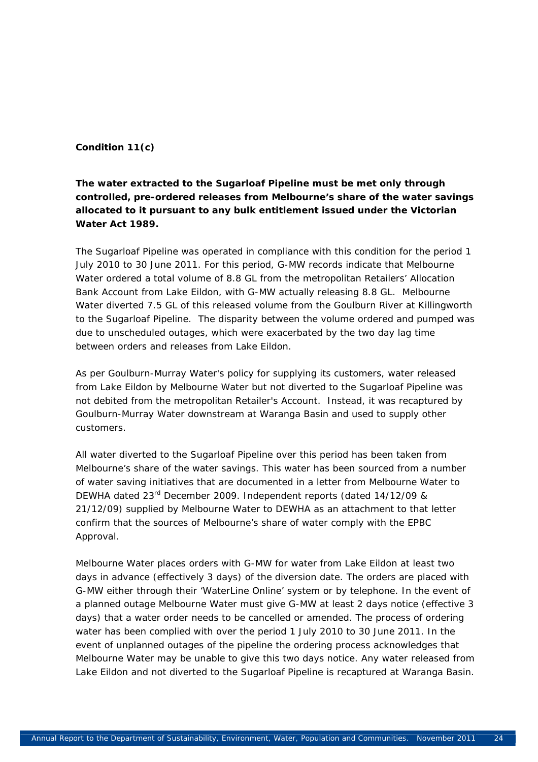**Condition 11(c)**

**The water extracted to the Sugarloaf Pipeline must be met only through controlled, pre-ordered releases from Melbourne's share of the water savings allocated to it pursuant to any bulk entitlement issued under the Victorian Water Act 1989.**

The Sugarloaf Pipeline was operated in compliance with this condition for the period 1 July 2010 to 30 June 2011. For this period, G-MW records indicate that Melbourne Water ordered a total volume of 8.8 GL from the metropolitan Retailers' Allocation Bank Account from Lake Eildon, with G-MW actually releasing 8.8 GL. Melbourne Water diverted 7.5 GL of this released volume from the Goulburn River at Killingworth to the Sugarloaf Pipeline. The disparity between the volume ordered and pumped was due to unscheduled outages, which were exacerbated by the two day lag time between orders and releases from Lake Eildon.

As per Goulburn-Murray Water's policy for supplying its customers, water released from Lake Eildon by Melbourne Water but not diverted to the Sugarloaf Pipeline was not debited from the metropolitan Retailer's Account. Instead, it was recaptured by Goulburn-Murray Water downstream at Waranga Basin and used to supply other customers.

All water diverted to the Sugarloaf Pipeline over this period has been taken from Melbourne's share of the water savings. This water has been sourced from a number of water saving initiatives that are documented in a letter from Melbourne Water to DEWHA dated 23rd December 2009. Independent reports (dated 14/12/09 & 21/12/09) supplied by Melbourne Water to DEWHA as an attachment to that letter confirm that the sources of Melbourne's share of water comply with the EPBC Approval.

Melbourne Water places orders with G-MW for water from Lake Eildon at least two days in advance (effectively 3 days) of the diversion date. The orders are placed with G-MW either through their 'WaterLine Online' system or by telephone. In the event of a planned outage Melbourne Water must give G-MW at least 2 days notice (effective 3 days) that a water order needs to be cancelled or amended. The process of ordering water has been complied with over the period 1 July 2010 to 30 June 2011. In the event of unplanned outages of the pipeline the ordering process acknowledges that Melbourne Water may be unable to give this two days notice. Any water released from Lake Eildon and not diverted to the Sugarloaf Pipeline is recaptured at Waranga Basin.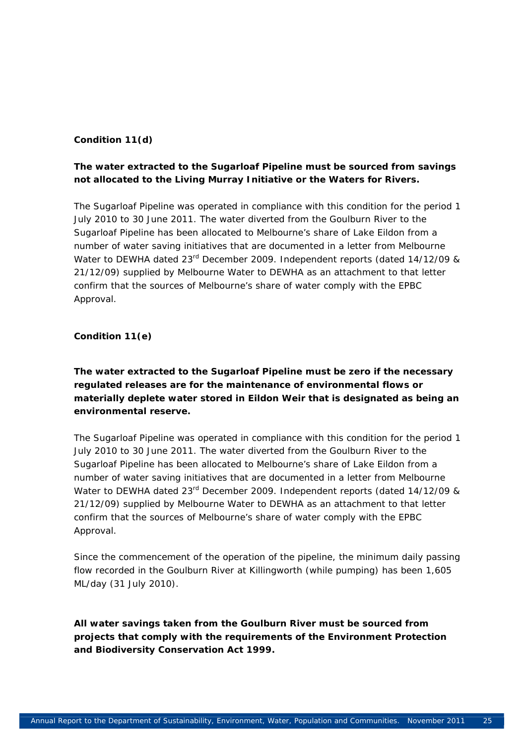**Condition 11(d)**

**The water extracted to the Sugarloaf Pipeline must be sourced from savings not allocated to the Living Murray Initiative or the Waters for Rivers.**

The Sugarloaf Pipeline was operated in compliance with this condition for the period 1 July 2010 to 30 June 2011. The water diverted from the Goulburn River to the Sugarloaf Pipeline has been allocated to Melbourne's share of Lake Eildon from a number of water saving initiatives that are documented in a letter from Melbourne Water to DEWHA dated 23rd December 2009. Independent reports (dated 14/12/09 & 21/12/09) supplied by Melbourne Water to DEWHA as an attachment to that letter confirm that the sources of Melbourne's share of water comply with the EPBC Approval.

**Condition 11(e)**

**The water extracted to the Sugarloaf Pipeline must be zero if the necessary regulated releases are for the maintenance of environmental flows or materially deplete water stored in Eildon Weir that is designated as being an environmental reserve.**

The Sugarloaf Pipeline was operated in compliance with this condition for the period 1 July 2010 to 30 June 2011. The water diverted from the Goulburn River to the Sugarloaf Pipeline has been allocated to Melbourne's share of Lake Eildon from a number of water saving initiatives that are documented in a letter from Melbourne Water to DEWHA dated 23rd December 2009. Independent reports (dated 14/12/09 & 21/12/09) supplied by Melbourne Water to DEWHA as an attachment to that letter confirm that the sources of Melbourne's share of water comply with the EPBC Approval.

Since the commencement of the operation of the pipeline, the minimum daily passing flow recorded in the Goulburn River at Killingworth (while pumping) has been 1,605 ML/day (31 July 2010).

**All water savings taken from the Goulburn River must be sourced from projects that comply with the requirements of the Environment Protection and Biodiversity Conservation Act 1999.**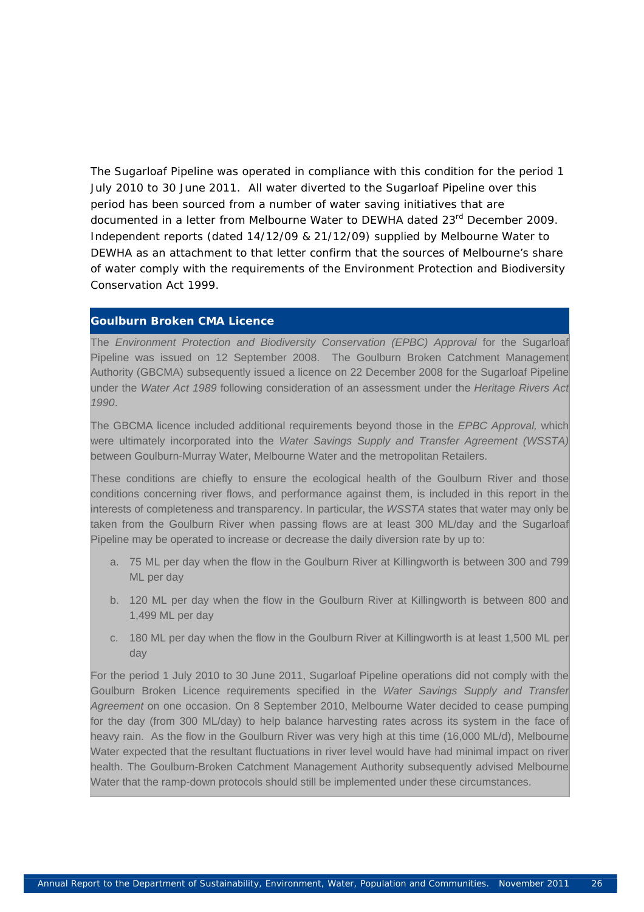The Sugarloaf Pipeline was operated in compliance with this condition for the period 1 July 2010 to 30 June 2011. All water diverted to the Sugarloaf Pipeline over this period has been sourced from a number of water saving initiatives that are documented in a letter from Melbourne Water to DEWHA dated 23rd December 2009. Independent reports (dated 14/12/09 & 21/12/09) supplied by Melbourne Water to DEWHA as an attachment to that letter confirm that the sources of Melbourne's share of water comply with the requirements of the Environment Protection and Biodiversity Conservation Act 1999.

## Goulburn Broken CMA Licence

The *Environment Protection and Biodiversity Conservation (EPBC) Approval* for the Sugarloaf Pipeline was issued on 12 September 2008. The Goulburn Broken Catchment Management Authority (GBCMA) subsequently issued a licence on 22 December 2008 for the Sugarloaf Pipeline under the *Water Act 1989* following consideration of an assessment under the *Heritage Rivers Act 1990*.

The GBCMA licence included additional requirements beyond those in the *EPBC Approval,* which were ultimately incorporated into the *Water Savings Supply and Transfer Agreement (WSSTA)* between Goulburn-Murray Water, Melbourne Water and the metropolitan Retailers.

These conditions are chiefly to ensure the ecological health of the Goulburn River and those conditions concerning river flows, and performance against them, is included in this report in the interests of completeness and transparency. In particular, the *WSSTA* states that water may only be taken from the Goulburn River when passing flows are at least 300 ML/day and the Sugarloaf Pipeline may be operated to increase or decrease the daily diversion rate by up to:

a. 75 ML per day when the flow in the Goulburn River at Killingworth is between 300 and 799 ML per day

b. 120 ML per day when the flow in the Goulburn River at Killingworth is between 800 and 1,499 ML per day

c. 180 ML per day when the flow in the Goulburn River at Killingworth is at least 1,500 ML per day

For the period 1 July 2010 to 30 June 2011, Sugarloaf Pipeline operations did not comply with the Goulburn Broken Licence requirements specified in the *Water Savings Supply and Transfer Agreement* on one occasion. On 8 September 2010, Melbourne Water decided to cease pumping for the day (from 300 ML/day) to help balance harvesting rates across its system in the face of heavy rain. As the flow in the Goulburn River was very high at this time (16,000 ML/d), Melbourne Water expected that the resultant fluctuations in river level would have had minimal impact on river health. The Goulburn-Broken Catchment Management Authority subsequently advised Melbourne Water that the ramp-down protocols should still be implemented under these circumstances.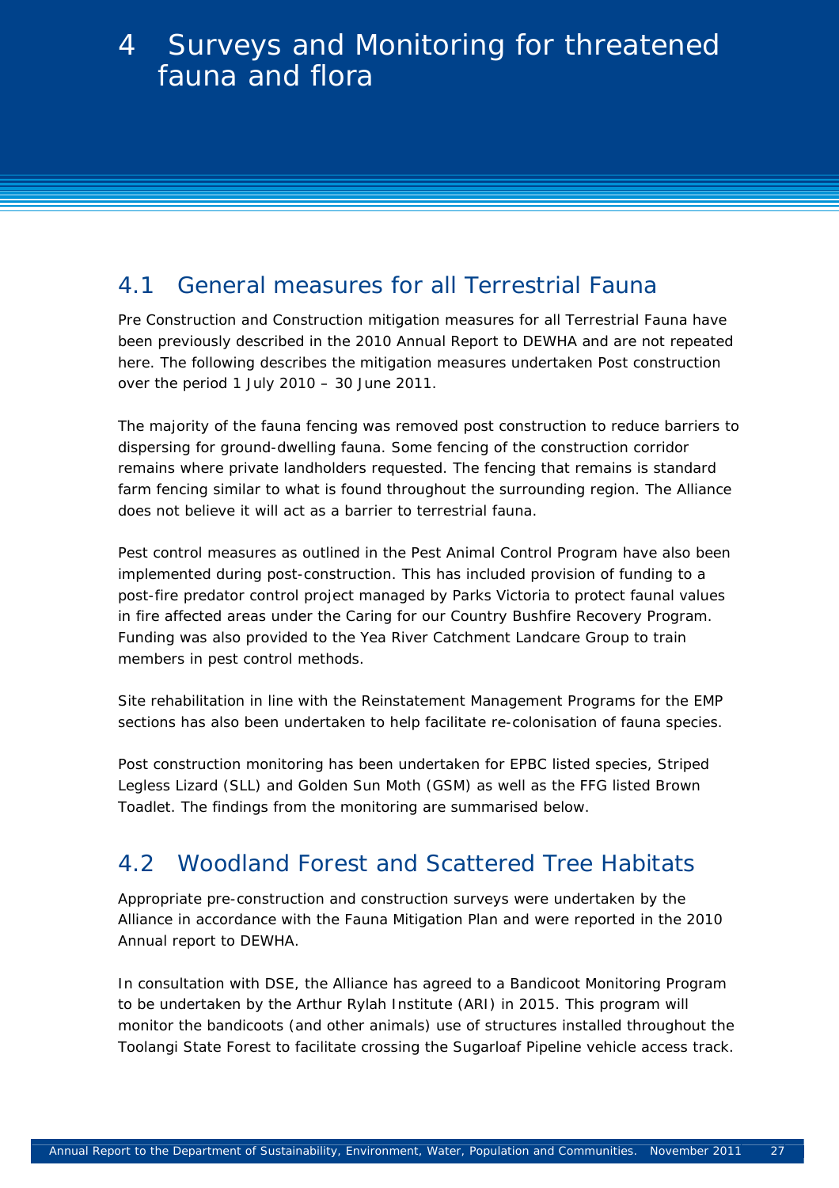# 4 Surveys and Monitoring for threatened fauna and flora

## 4.1 General measures for all Terrestrial Fauna

Pre Construction and Construction mitigation measures for all Terrestrial Fauna have been previously described in the 2010 Annual Report to DEWHA and are not repeated here. The following describes the mitigation measures undertaken Post construction over the period 1 July 2010 – 30 June 2011.

The majority of the fauna fencing was removed post construction to reduce barriers to dispersing for ground-dwelling fauna. Some fencing of the construction corridor remains where private landholders requested. The fencing that remains is standard farm fencing similar to what is found throughout the surrounding region. The Alliance does not believe it will act as a barrier to terrestrial fauna.

Pest control measures as outlined in the Pest Animal Control Program have also been implemented during post-construction. This has included provision of funding to a post-fire predator control project managed by Parks Victoria to protect faunal values in fire affected areas under the Caring for our Country Bushfire Recovery Program. Funding was also provided to the Yea River Catchment Landcare Group to train members in pest control methods.

Site rehabilitation in line with the Reinstatement Management Programs for the EMP sections has also been undertaken to help facilitate re-colonisation of fauna species.

Post construction monitoring has been undertaken for EPBC listed species, Striped Legless Lizard (SLL) and Golden Sun Moth (GSM) as well as the FFG listed Brown Toadlet. The findings from the monitoring are summarised below.

## 4.2 Woodland Forest and Scattered Tree Habitats

Appropriate pre-construction and construction surveys were undertaken by the Alliance in accordance with the Fauna Mitigation Plan and were reported in the 2010 Annual report to DEWHA.

In consultation with DSE, the Alliance has agreed to a Bandicoot Monitoring Program to be undertaken by the Arthur Rylah Institute (ARI) in 2015. This program will monitor the bandicoots (and other animals) use of structures installed throughout the Toolangi State Forest to facilitate crossing the Sugarloaf Pipeline vehicle access track.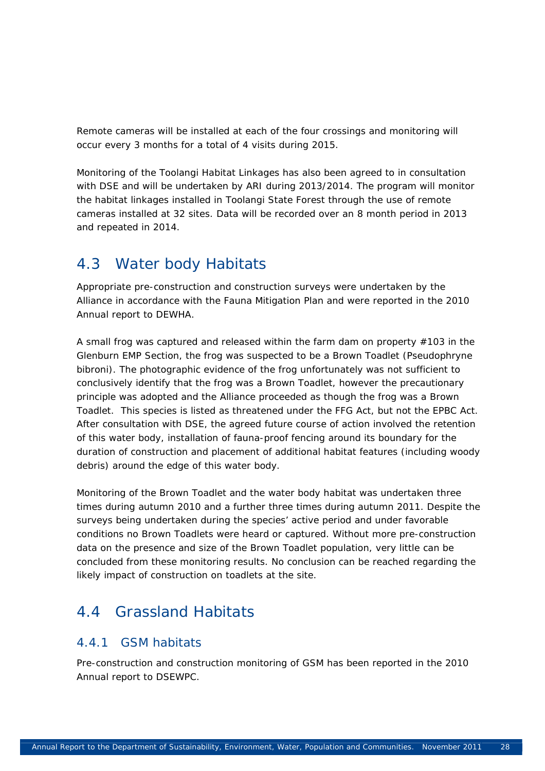Remote cameras will be installed at each of the four crossings and monitoring will occur every 3 months for a total of 4 visits during 2015.

Monitoring of the Toolangi Habitat Linkages has also been agreed to in consultation with DSE and will be undertaken by ARI during 2013/2014. The program will monitor the habitat linkages installed in Toolangi State Forest through the use of remote cameras installed at 32 sites. Data will be recorded over an 8 month period in 2013 and repeated in 2014.

## 4.3 Water body Habitats

Appropriate pre-construction and construction surveys were undertaken by the Alliance in accordance with the Fauna Mitigation Plan and were reported in the 2010 Annual report to DEWHA.

A small frog was captured and released within the farm dam on property #103 in the Glenburn EMP Section, the frog was suspected to be a Brown Toadlet (*Pseudophryne bibroni*). The photographic evidence of the frog unfortunately was not sufficient to conclusively identify that the frog was a Brown Toadlet, however the precautionary principle was adopted and the Alliance proceeded as though the frog was a Brown Toadlet. This species is listed as threatened under the FFG Act, but not the EPBC Act. After consultation with DSE, the agreed future course of action involved the retention of this water body, installation of fauna-proof fencing around its boundary for the duration of construction and placement of additional habitat features (including woody debris) around the edge of this water body.

Monitoring of the Brown Toadlet and the water body habitat was undertaken three times during autumn 2010 and a further three times during autumn 2011. Despite the surveys being undertaken during the species' active period and under favorable conditions no Brown Toadlets were heard or captured. Without more pre-construction data on the presence and size of the Brown Toadlet population, very little can be concluded from these monitoring results. No conclusion can be reached regarding the likely impact of construction on toadlets at the site.

## 4.4 Grassland Habitats

### 4.4.1 GSM habitats

Pre-construction and construction monitoring of GSM has been reported in the 2010 Annual report to DSEWPC.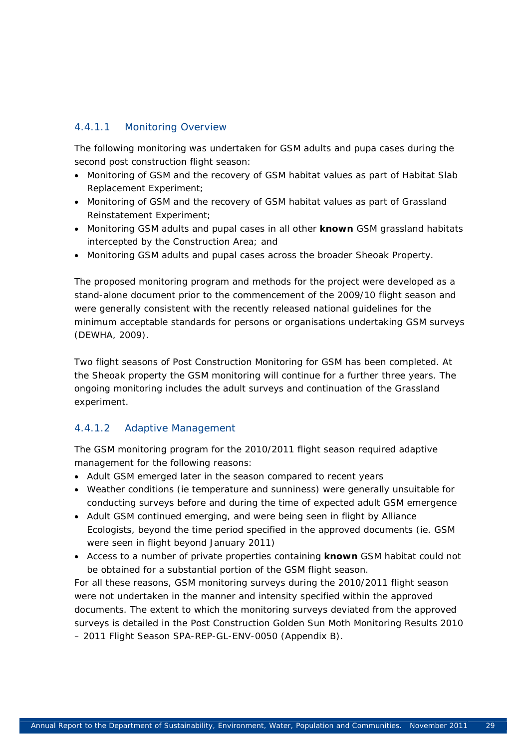#### 4.4.1.1 Monitoring Overview

The following monitoring was undertaken for GSM adults and pupa cases during the second post construction flight season:

- Monitoring of GSM and the recovery of GSM habitat values as part of Habitat Slab Replacement Experiment;
- Monitoring of GSM and the recovery of GSM habitat values as part of Grassland Reinstatement Experiment;
- Monitoring GSM adults and pupal cases in all other **known** GSM grassland habitats intercepted by the Construction Area; and
- Monitoring GSM adults and pupal cases across the broader Sheoak Property.

The proposed monitoring program and methods for the project were developed as a stand-alone document prior to the commencement of the 2009/10 flight season and were generally consistent with the recently released national guidelines for the minimum acceptable standards for persons or organisations undertaking GSM surveys (DEWHA, 2009).

Two flight seasons of Post Construction Monitoring for GSM has been completed. At the Sheoak property the GSM monitoring will continue for a further three years. The ongoing monitoring includes the adult surveys and continuation of the Grassland experiment.

#### 4.4.1.2 Adaptive Management

The GSM monitoring program for the 2010/2011 flight season required adaptive management for the following reasons:

- Adult GSM emerged later in the season compared to recent years
- Weather conditions (ie temperature and sunniness) were generally unsuitable for conducting surveys before and during the time of expected adult GSM emergence
- Adult GSM continued emerging, and were being seen in flight by Alliance Ecologists, beyond the time period specified in the approved documents (ie. GSM were seen in flight beyond January 2011)
- Access to a number of private properties containing **known** GSM habitat could not be obtained for a substantial portion of the GSM flight season.

For all these reasons, GSM monitoring surveys during the 2010/2011 flight season were not undertaken in the manner and intensity specified within the approved documents. The extent to which the monitoring surveys deviated from the approved surveys is detailed in the Post Construction Golden Sun Moth Monitoring Results 2010 – 2011 Flight Season SPA-REP-GL-ENV-0050 (Appendix B).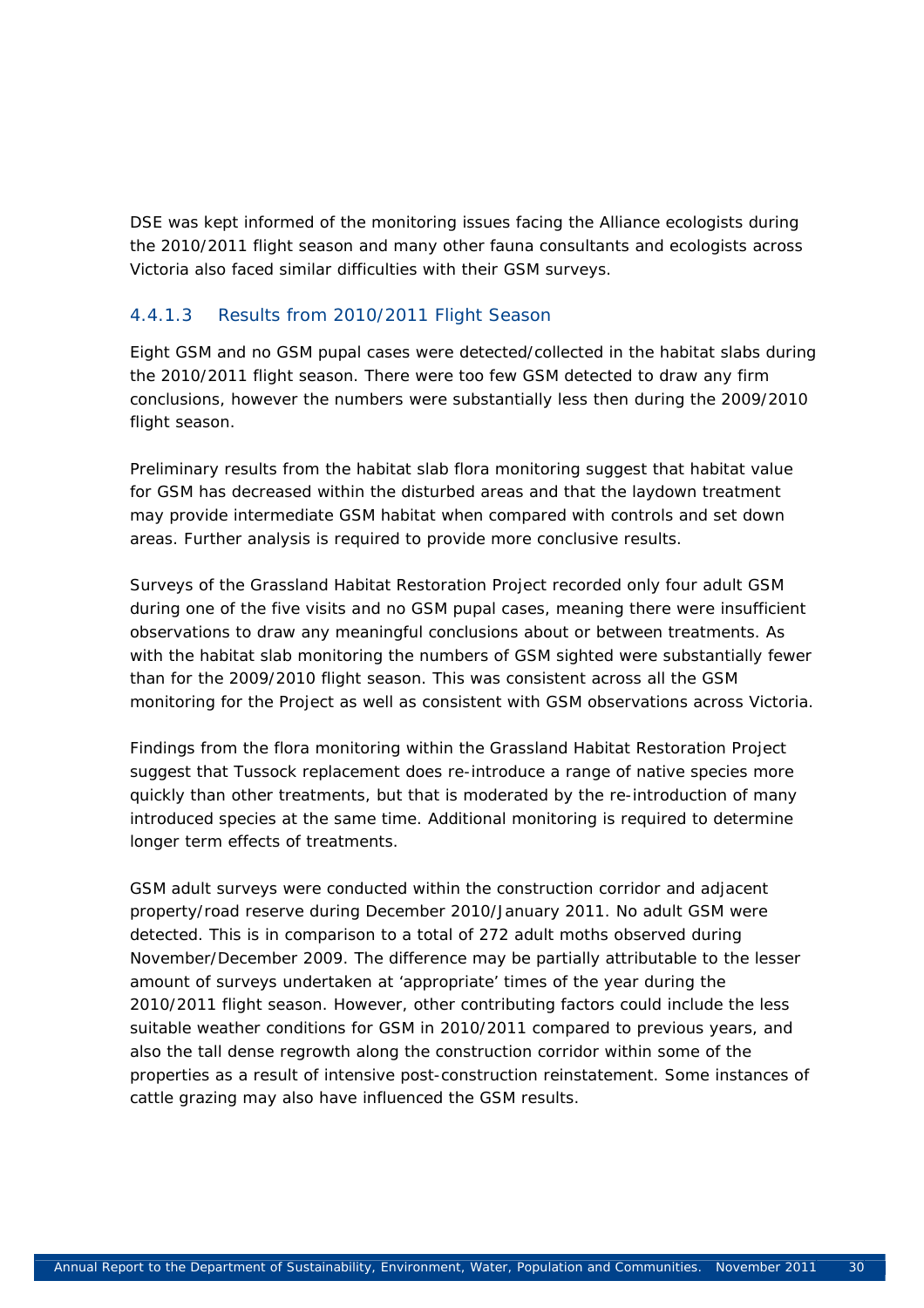DSE was kept informed of the monitoring issues facing the Alliance ecologists during the 2010/2011 flight season and many other fauna consultants and ecologists across Victoria also faced similar difficulties with their GSM surveys.

#### 4.4.1.3 Results from 2010/2011 Flight Season

Eight GSM and no GSM pupal cases were detected/collected in the habitat slabs during the 2010/2011 flight season. There were too few GSM detected to draw any firm conclusions, however the numbers were substantially less then during the 2009/2010 flight season.

Preliminary results from the habitat slab flora monitoring suggest that habitat value for GSM has decreased within the disturbed areas and that the laydown treatment may provide intermediate GSM habitat when compared with controls and set down areas. Further analysis is required to provide more conclusive results.

Surveys of the Grassland Habitat Restoration Project recorded only four adult GSM during one of the five visits and no GSM pupal cases, meaning there were insufficient observations to draw any meaningful conclusions about or between treatments. As with the habitat slab monitoring the numbers of GSM sighted were substantially fewer than for the 2009/2010 flight season. This was consistent across all the GSM monitoring for the Project as well as consistent with GSM observations across Victoria.

Findings from the flora monitoring within the Grassland Habitat Restoration Project suggest that Tussock replacement does re-introduce a range of native species more quickly than other treatments, but that is moderated by the re-introduction of many introduced species at the same time. Additional monitoring is required to determine longer term effects of treatments.

GSM adult surveys were conducted within the construction corridor and adjacent property/road reserve during December 2010/January 2011. No adult GSM were detected. This is in comparison to a total of 272 adult moths observed during November/December 2009. The difference may be partially attributable to the lesser amount of surveys undertaken at 'appropriate' times of the year during the 2010/2011 flight season. However, other contributing factors could include the less suitable weather conditions for GSM in 2010/2011 compared to previous years, and also the tall dense regrowth along the construction corridor within some of the properties as a result of intensive post-construction reinstatement. Some instances of cattle grazing may also have influenced the GSM results.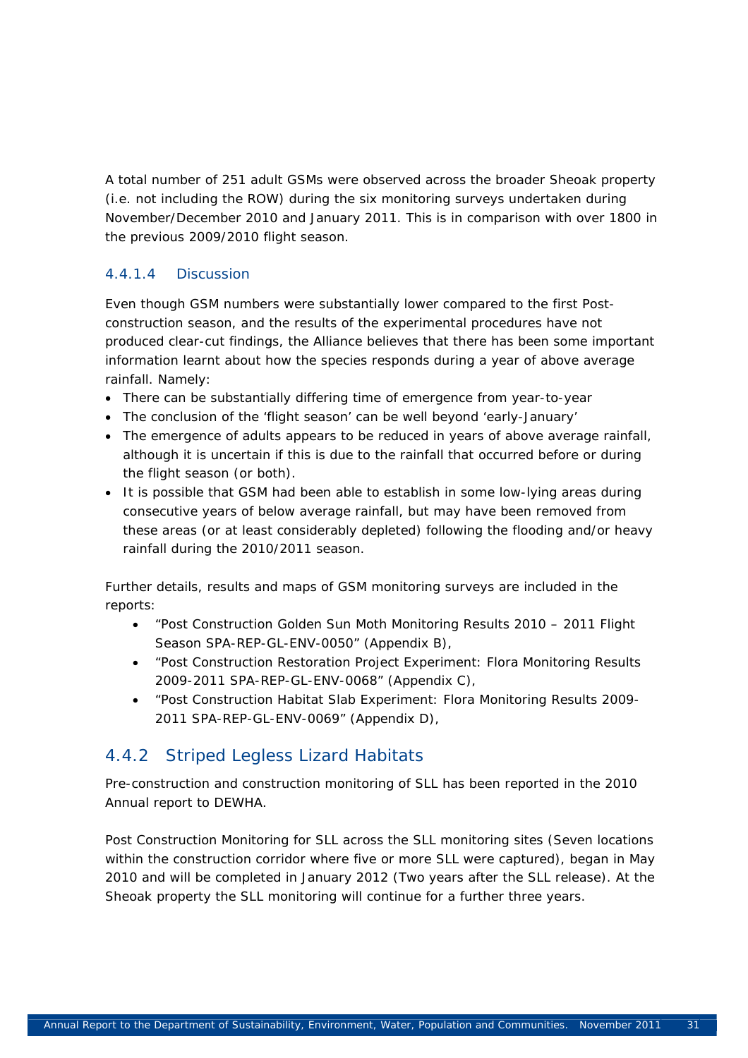A total number of 251 adult GSMs were observed across the broader Sheoak property (i.e. not including the ROW) during the six monitoring surveys undertaken during November/December 2010 and January 2011. This is in comparison with over 1800 in the previous 2009/2010 flight season.

#### 4.4.1.4 Discussion

Even though GSM numbers were substantially lower compared to the first Post-construction season, and the results of the experimental procedures have not produced clear-cut findings, the Alliance believes that there has been some important information learnt about how the species responds during a year of above average rainfall. Namely:

- There can be substantially differing time of emergence from year-to-year
- The conclusion of the 'flight season' can be well beyond 'early-January'
- The emergence of adults appears to be reduced in years of above average rainfall, although it is uncertain if this is due to the rainfall that occurred before or during the flight season (or both).
- It is possible that GSM had been able to establish in some low-lying areas during consecutive years of below average rainfall, but may have been removed from these areas (or at least considerably depleted) following the flooding and/or heavy rainfall during the 2010/2011 season.

Further details, results and maps of GSM monitoring surveys are included in the reports:

- "Post Construction Golden Sun Moth Monitoring Results 2010 – 2011 Flight Season SPA-REP-GL-ENV-0050" (Appendix B),
- "Post Construction Restoration Project Experiment: Flora Monitoring Results 2009-2011 SPA-REP-GL-ENV-0068" (Appendix C),
- "Post Construction Habitat Slab Experiment: Flora Monitoring Results 2009-2011 SPA-REP-GL-ENV-0069" (Appendix D),

### 4.4.2 Striped Legless Lizard Habitats

Pre-construction and construction monitoring of SLL has been reported in the 2010 Annual report to DEWHA.

Post Construction Monitoring for SLL across the SLL monitoring sites (Seven locations within the construction corridor where five or more SLL were captured), began in May 2010 and will be completed in January 2012 (Two years after the SLL release). At the Sheoak property the SLL monitoring will continue for a further three years.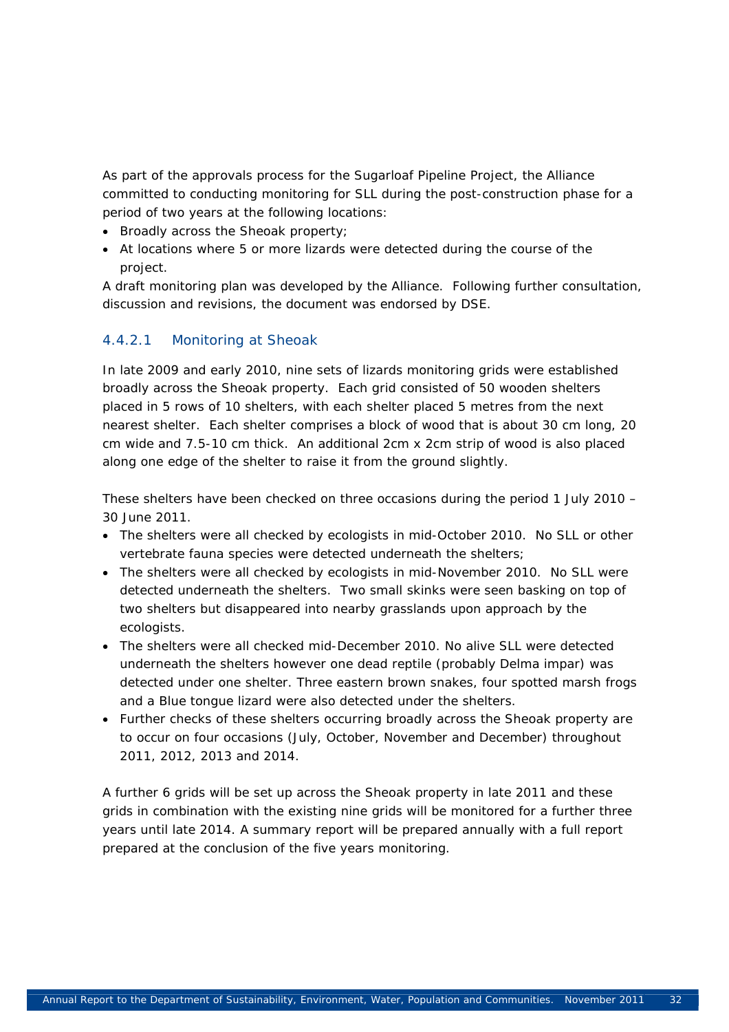As part of the approvals process for the Sugarloaf Pipeline Project, the Alliance committed to conducting monitoring for SLL during the post-construction phase for a period of two years at the following locations:

- Broadly across the Sheoak property;
- At locations where 5 or more lizards were detected during the course of the project.

A draft monitoring plan was developed by the Alliance. Following further consultation, discussion and revisions, the document was endorsed by DSE.

#### 4.4.2.1 Monitoring at Sheoak

In late 2009 and early 2010, nine sets of lizards monitoring grids were established broadly across the Sheoak property. Each grid consisted of 50 wooden shelters placed in 5 rows of 10 shelters, with each shelter placed 5 metres from the next nearest shelter. Each shelter comprises a block of wood that is about 30 cm long, 20 cm wide and 7.5-10 cm thick. An additional 2cm x 2cm strip of wood is also placed along one edge of the shelter to raise it from the ground slightly.

These shelters have been checked on three occasions during the period 1 July 2010 – 30 June 2011.

- The shelters were all checked by ecologists in mid-October 2010. No SLL or other vertebrate fauna species were detected underneath the shelters;
- The shelters were all checked by ecologists in mid-November 2010. No SLL were detected underneath the shelters. Two small skinks were seen basking on top of two shelters but disappeared into nearby grasslands upon approach by the ecologists.
- The shelters were all checked mid-December 2010. No alive SLL were detected underneath the shelters however one dead reptile (probably Delma impar) was detected under one shelter. Three eastern brown snakes, four spotted marsh frogs and a Blue tongue lizard were also detected under the shelters.
- Further checks of these shelters occurring broadly across the Sheoak property are to occur on four occasions (July, October, November and December) throughout 2011, 2012, 2013 and 2014.

A further 6 grids will be set up across the Sheoak property in late 2011 and these grids in combination with the existing nine grids will be monitored for a further three years until late 2014. A summary report will be prepared annually with a full report prepared at the conclusion of the five years monitoring.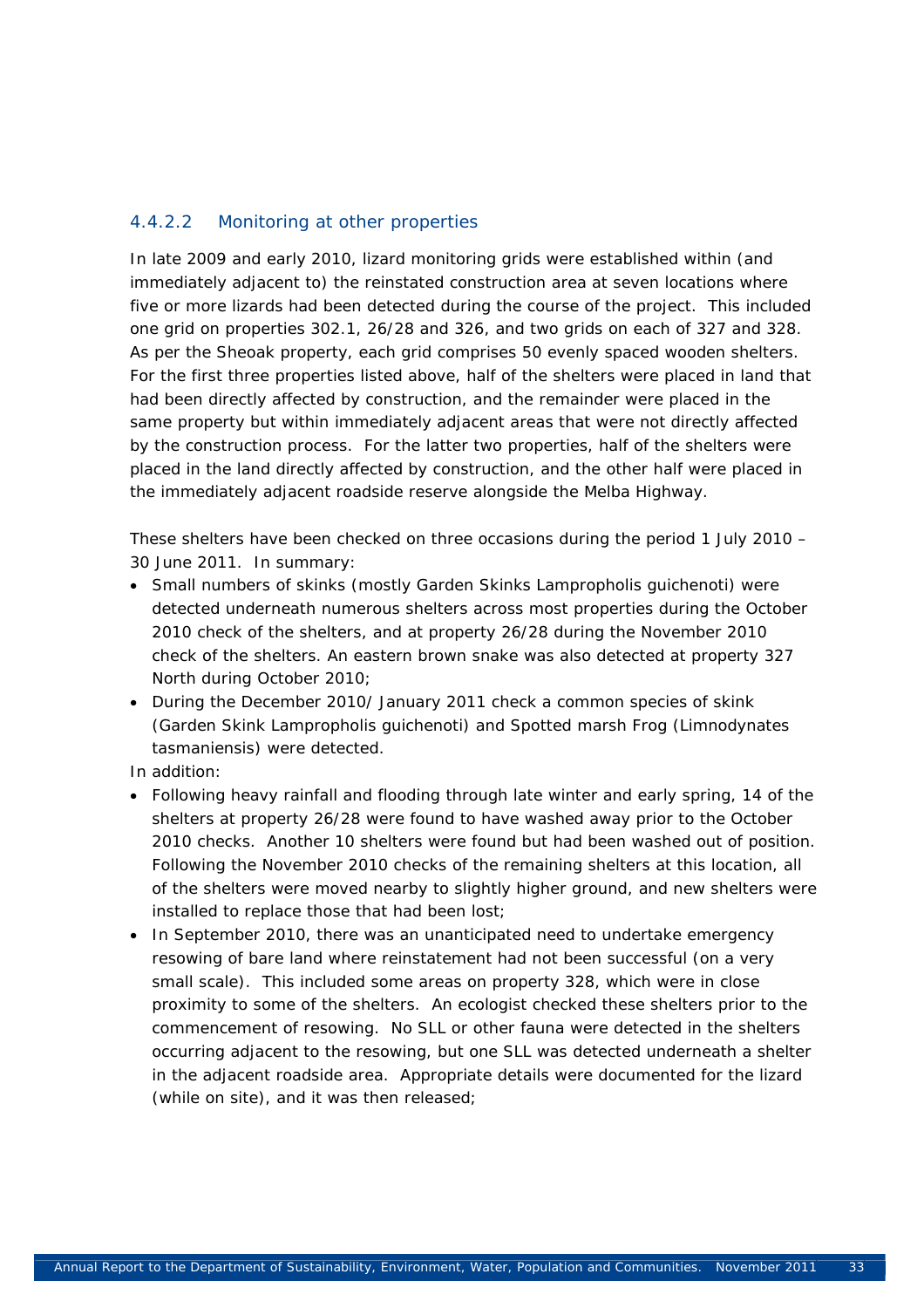#### 4.4.2.2 Monitoring at other properties

In late 2009 and early 2010, lizard monitoring grids were established within (and immediately adjacent to) the reinstated construction area at seven locations where five or more lizards had been detected during the course of the project. This included one grid on properties 302.1, 26/28 and 326, and two grids on each of 327 and 328. As per the Sheoak property, each grid comprises 50 evenly spaced wooden shelters. For the first three properties listed above, half of the shelters were placed in land that had been directly affected by construction, and the remainder were placed in the same property but within immediately adjacent areas that were not directly affected by the construction process. For the latter two properties, half of the shelters were placed in the land directly affected by construction, and the other half were placed in the immediately adjacent roadside reserve alongside the Melba Highway.

These shelters have been checked on three occasions during the period 1 July 2010 – 30 June 2011. In summary:

- Small numbers of skinks (mostly Garden Skinks *Lampropholis guichenoti*) were detected underneath numerous shelters across most properties during the October 2010 check of the shelters, and at property 26/28 during the November 2010 check of the shelters. An eastern brown snake was also detected at property 327 North during October 2010;
- During the December 2010/ January 2011 check a common species of skink (Garden Skink *Lampropholis guichenoti*) and Spotted marsh Frog (*Limnodynates tasmaniensis*) were detected.

In addition:

- Following heavy rainfall and flooding through late winter and early spring, 14 of the shelters at property 26/28 were found to have washed away prior to the October 2010 checks. Another 10 shelters were found but had been washed out of position. Following the November 2010 checks of the remaining shelters at this location, all of the shelters were moved nearby to slightly higher ground, and new shelters were installed to replace those that had been lost;
- In September 2010, there was an unanticipated need to undertake emergency resowing of bare land where reinstatement had not been successful (on a very small scale). This included some areas on property 328, which were in close proximity to some of the shelters. An ecologist checked these shelters prior to the commencement of resowing. No SLL or other fauna were detected in the shelters occurring adjacent to the resowing, but one SLL was detected underneath a shelter in the adjacent roadside area. Appropriate details were documented for the lizard (while on site), and it was then released;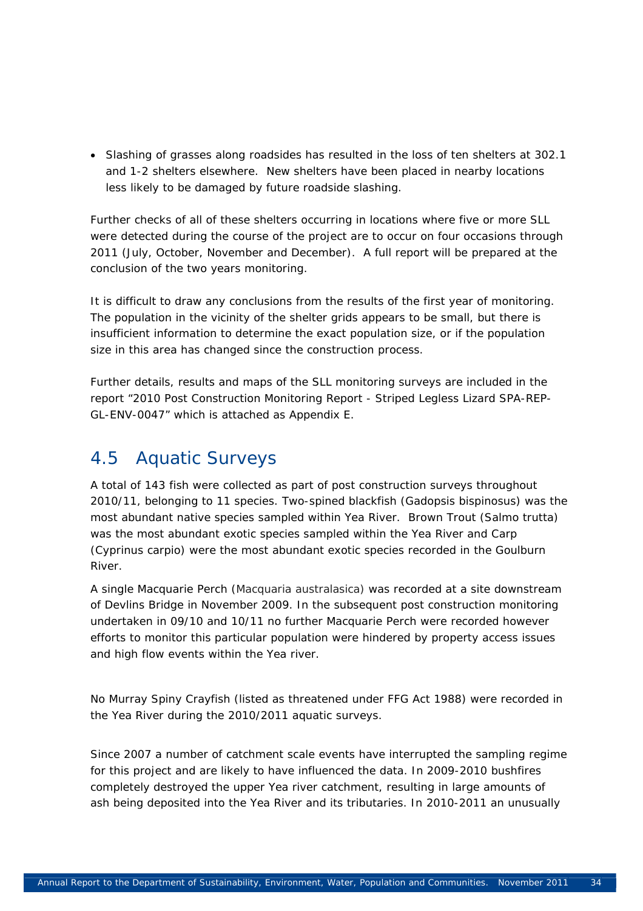- Slashing of grasses along roadsides has resulted in the loss of ten shelters at 302.1 and 1-2 shelters elsewhere. New shelters have been placed in nearby locations less likely to be damaged by future roadside slashing.

Further checks of all of these shelters occurring in locations where five or more SLL were detected during the course of the project are to occur on four occasions through 2011 (July, October, November and December). A full report will be prepared at the conclusion of the two years monitoring.

It is difficult to draw any conclusions from the results of the first year of monitoring. The population in the vicinity of the shelter grids appears to be small, but there is insufficient information to determine the exact population size, or if the population size in this area has changed since the construction process.

Further details, results and maps of the SLL monitoring surveys are included in the report "2010 Post Construction Monitoring Report - Striped Legless Lizard SPA-REP-GL-ENV-0047" which is attached as Appendix E.

## 4.5 Aquatic Surveys

A total of 143 fish were collected as part of post construction surveys throughout 2010/11, belonging to 11 species. Two-spined blackfish (*Gadopsis bispinosus*) was the most abundant native species sampled within Yea River. Brown Trout (*Salmo trutta*) was the most abundant exotic species sampled within the Yea River and Carp (*Cyprinus carpio*) were the most abundant exotic species recorded in the Goulburn River.

A single Macquarie Perch (*Macquaria australasica*) was recorded at a site downstream of Devlins Bridge in November 2009. In the subsequent post construction monitoring undertaken in 09/10 and 10/11 no further Macquarie Perch were recorded however efforts to monitor this particular population were hindered by property access issues and high flow events within the Yea river.

No Murray Spiny Crayfish (listed as threatened under FFG Act 1988) were recorded in the Yea River during the 2010/2011 aquatic surveys.

Since 2007 a number of catchment scale events have interrupted the sampling regime for this project and are likely to have influenced the data. In 2009-2010 bushfires completely destroyed the upper Yea river catchment, resulting in large amounts of ash being deposited into the Yea River and its tributaries. In 2010-2011 an unusually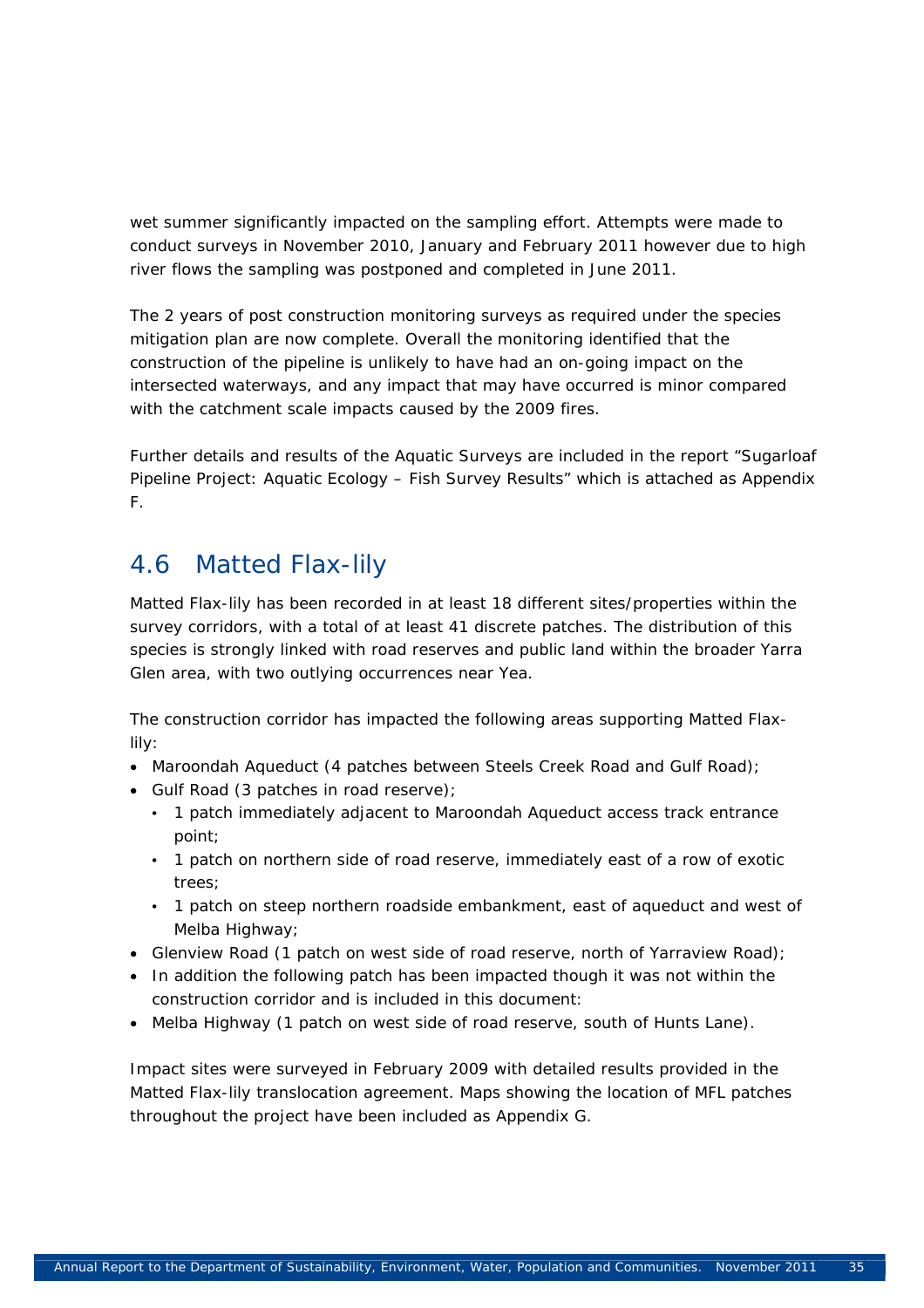wet summer significantly impacted on the sampling effort. Attempts were made to conduct surveys in November 2010, January and February 2011 however due to high river flows the sampling was postponed and completed in June 2011.

The 2 years of post construction monitoring surveys as required under the species mitigation plan are now complete. Overall the monitoring identified that the construction of the pipeline is unlikely to have had an on-going impact on the intersected waterways, and any impact that may have occurred is minor compared with the catchment scale impacts caused by the 2009 fires.

Further details and results of the Aquatic Surveys are included in the report "Sugarloaf Pipeline Project: Aquatic Ecology – Fish Survey Results" which is attached as Appendix F.

## 4.6 Matted Flax-lily

Matted Flax-lily has been recorded in at least 18 different sites/properties within the survey corridors, with a total of at least 41 discrete patches. The distribution of this species is strongly linked with road reserves and public land within the broader Yarra Glen area, with two outlying occurrences near Yea.

The construction corridor has impacted the following areas supporting Matted Flax-lily:

- Maroondah Aqueduct (4 patches between Steels Creek Road and Gulf Road);
- Gulf Road (3 patches in road reserve);
  - 1 patch immediately adjacent to Maroondah Aqueduct access track entrance point;
  - 1 patch on northern side of road reserve, immediately east of a row of exotic trees;
  - 1 patch on steep northern roadside embankment, east of aqueduct and west of Melba Highway;
- Glenview Road (1 patch on west side of road reserve, north of Yarraview Road);
- In addition the following patch has been impacted though it was not within the construction corridor and is included in this document:
- Melba Highway (1 patch on west side of road reserve, south of Hunts Lane).

Impact sites were surveyed in February 2009 with detailed results provided in the Matted Flax-lily translocation agreement. Maps showing the location of MFL patches throughout the project have been included as Appendix G.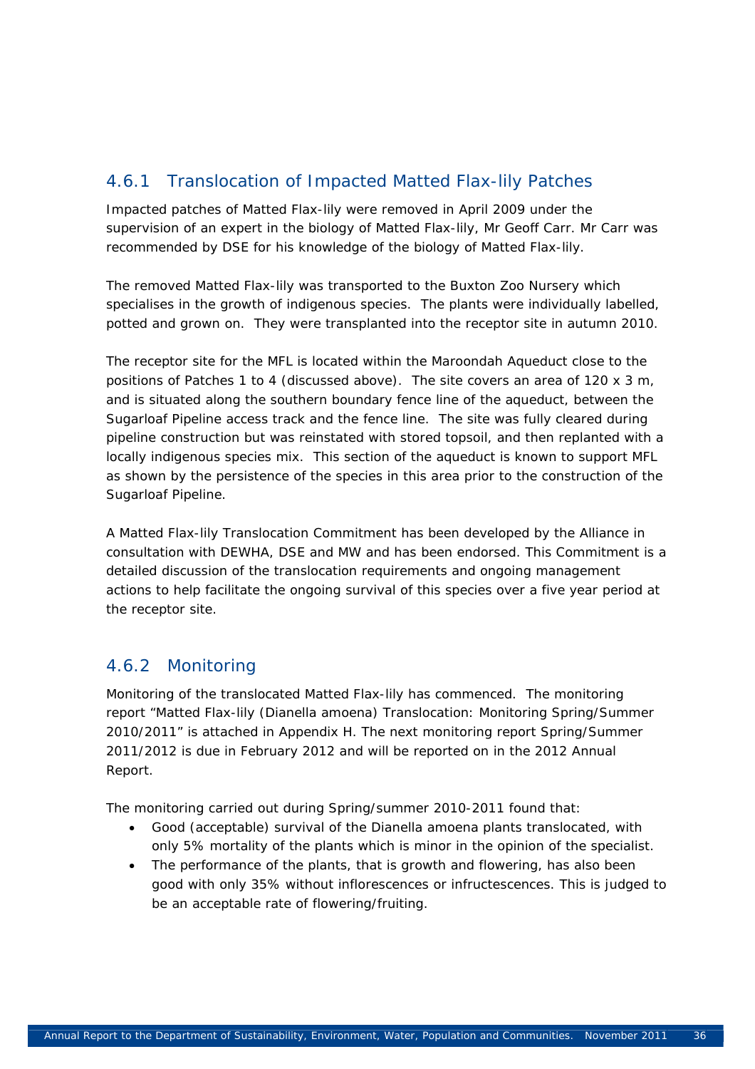### 4.6.1 Translocation of Impacted Matted Flax-lily Patches

Impacted patches of Matted Flax-lily were removed in April 2009 under the supervision of an expert in the biology of Matted Flax-lily, Mr Geoff Carr. Mr Carr was recommended by DSE for his knowledge of the biology of Matted Flax-lily.

The removed Matted Flax-lily was transported to the Buxton Zoo Nursery which specialises in the growth of indigenous species. The plants were individually labelled, potted and grown on. They were transplanted into the receptor site in autumn 2010.

The receptor site for the MFL is located within the Maroondah Aqueduct close to the positions of Patches 1 to 4 (discussed above). The site covers an area of 120 x 3 m, and is situated along the southern boundary fence line of the aqueduct, between the Sugarloaf Pipeline access track and the fence line. The site was fully cleared during pipeline construction but was reinstated with stored topsoil, and then replanted with a locally indigenous species mix. This section of the aqueduct is known to support MFL as shown by the persistence of the species in this area prior to the construction of the Sugarloaf Pipeline.

A Matted Flax-lily Translocation Commitment has been developed by the Alliance in consultation with DEWHA, DSE and MW and has been endorsed. This Commitment is a detailed discussion of the translocation requirements and ongoing management actions to help facilitate the ongoing survival of this species over a five year period at the receptor site.

### 4.6.2 Monitoring

Monitoring of the translocated Matted Flax-lily has commenced. The monitoring report "Matted Flax-lily (Dianella amoena) Translocation: Monitoring Spring/Summer 2010/2011" is attached in Appendix H. The next monitoring report Spring/Summer 2011/2012 is due in February 2012 and will be reported on in the 2012 Annual Report.

The monitoring carried out during Spring/summer 2010-2011 found that:

- Good (acceptable) survival of the Dianella amoena plants translocated, with only 5% mortality of the plants which is minor in the opinion of the specialist.
- The performance of the plants, that is growth and flowering, has also been good with only 35% without inflorescences or infructescences. This is judged to be an acceptable rate of flowering/fruiting.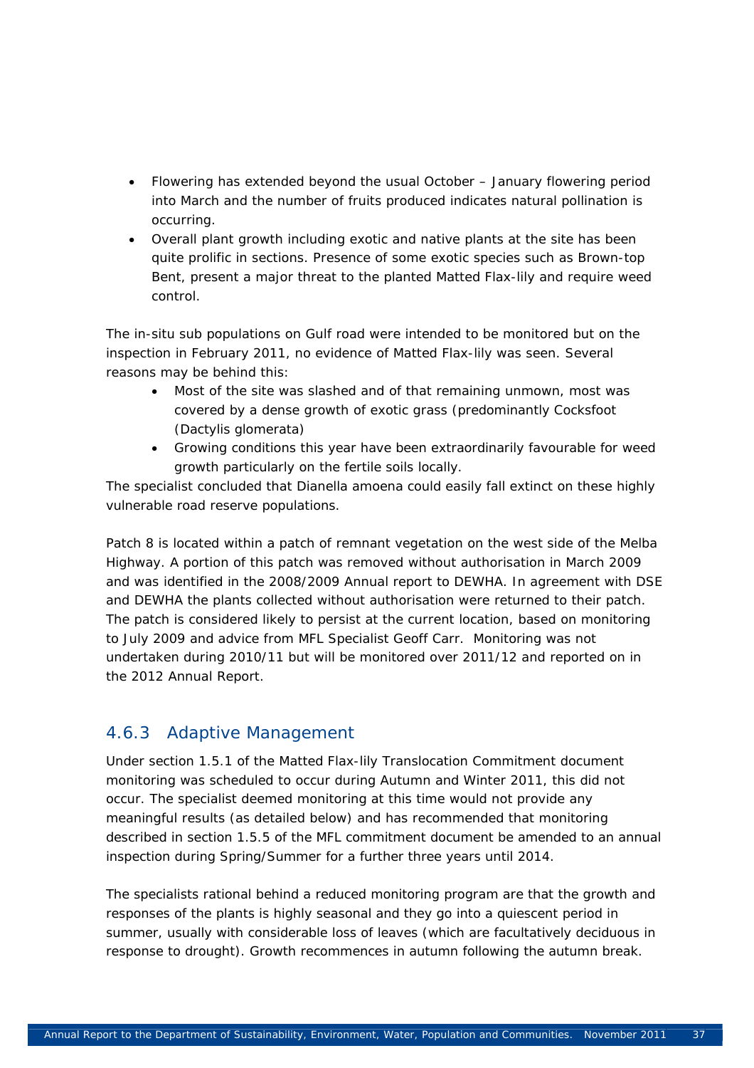- Flowering has extended beyond the usual October – January flowering period into March and the number of fruits produced indicates natural pollination is occurring.
- Overall plant growth including exotic and native plants at the site has been quite prolific in sections. Presence of some exotic species such as Brown-top Bent, present a major threat to the planted Matted Flax-lily and require weed control.

The in-situ sub populations on Gulf road were intended to be monitored but on the inspection in February 2011, no evidence of Matted Flax-lily was seen. Several reasons may be behind this:

- Most of the site was slashed and of that remaining unmown, most was covered by a dense growth of exotic grass (predominantly Cocksfoot (Dactylis glomerata)
- Growing conditions this year have been extraordinarily favourable for weed growth particularly on the fertile soils locally.

The specialist concluded that Dianella amoena could easily fall extinct on these highly vulnerable road reserve populations.

Patch 8 is located within a patch of remnant vegetation on the west side of the Melba Highway. A portion of this patch was removed without authorisation in March 2009 and was identified in the 2008/2009 Annual report to DEWHA. In agreement with DSE and DEWHA the plants collected without authorisation were returned to their patch. The patch is considered likely to persist at the current location, based on monitoring to July 2009 and advice from MFL Specialist Geoff Carr. Monitoring was not undertaken during 2010/11 but will be monitored over 2011/12 and reported on in the 2012 Annual Report.

### 4.6.3 Adaptive Management

Under section 1.5.1 of the Matted Flax-lily Translocation Commitment document monitoring was scheduled to occur during Autumn and Winter 2011, this did not occur. The specialist deemed monitoring at this time would not provide any meaningful results (as detailed below) and has recommended that monitoring described in section 1.5.5 of the MFL commitment document be amended to an annual inspection during Spring/Summer for a further three years until 2014.

The specialists rational behind a reduced monitoring program are that the growth and responses of the plants is highly seasonal and they go into a quiescent period in summer, usually with considerable loss of leaves (which are facultatively deciduous in response to drought). Growth recommences in autumn following the autumn break.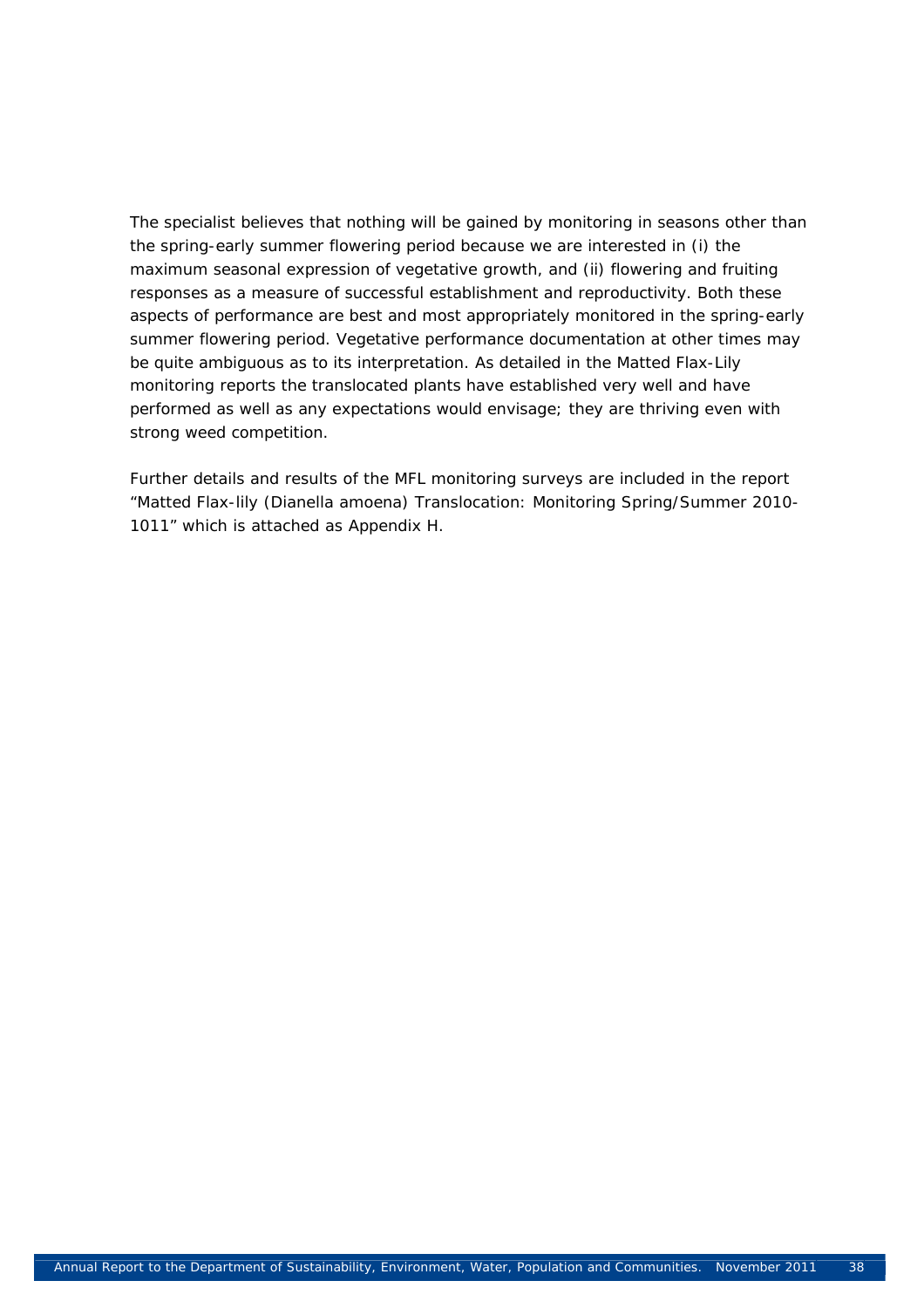The specialist believes that nothing will be gained by monitoring in seasons other than the spring-early summer flowering period because we are interested in (i) the maximum seasonal expression of vegetative growth, and (ii) flowering and fruiting responses as a measure of successful establishment and reproductivity. Both these aspects of performance are best and most appropriately monitored in the spring-early summer flowering period. Vegetative performance documentation at other times may be quite ambiguous as to its interpretation. As detailed in the Matted Flax-Lily monitoring reports the translocated plants have established very well and have performed as well as any expectations would envisage; they are thriving even with strong weed competition.

Further details and results of the MFL monitoring surveys are included in the report "Matted Flax-lily (Dianella amoena) Translocation: Monitoring Spring/Summer 2010-1011" which is attached as Appendix H.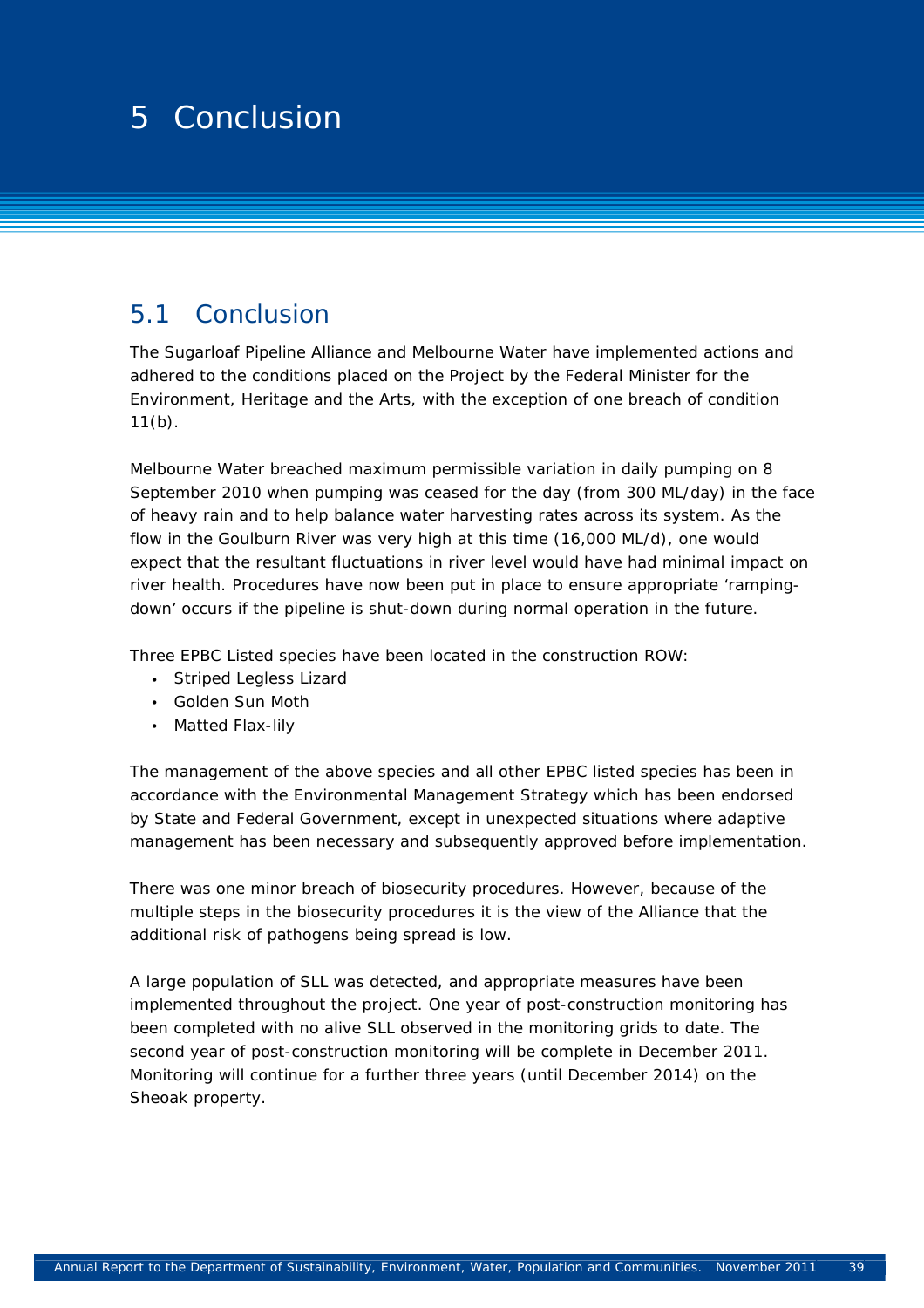# 5 Conclusion

## 5.1 Conclusion

The Sugarloaf Pipeline Alliance and Melbourne Water have implemented actions and adhered to the conditions placed on the Project by the Federal Minister for the Environment, Heritage and the Arts, with the exception of one breach of condition 11(b).

Melbourne Water breached maximum permissible variation in daily pumping on 8 September 2010 when pumping was ceased for the day (from 300 ML/day) in the face of heavy rain and to help balance water harvesting rates across its system. As the flow in the Goulburn River was very high at this time (16,000 ML/d), one would expect that the resultant fluctuations in river level would have had minimal impact on river health. Procedures have now been put in place to ensure appropriate 'ramping-down' occurs if the pipeline is shut-down during normal operation in the future.

Three EPBC Listed species have been located in the construction ROW:

- Striped Legless Lizard
- Golden Sun Moth
- Matted Flax-lily

The management of the above species and all other EPBC listed species has been in accordance with the Environmental Management Strategy which has been endorsed by State and Federal Government, except in unexpected situations where adaptive management has been necessary and subsequently approved before implementation.

There was one minor breach of biosecurity procedures. However, because of the multiple steps in the biosecurity procedures it is the view of the Alliance that the additional risk of pathogens being spread is low.

A large population of SLL was detected, and appropriate measures have been implemented throughout the project. One year of post-construction monitoring has been completed with no alive SLL observed in the monitoring grids to date. The second year of post-construction monitoring will be complete in December 2011. Monitoring will continue for a further three years (until December 2014) on the Sheoak property.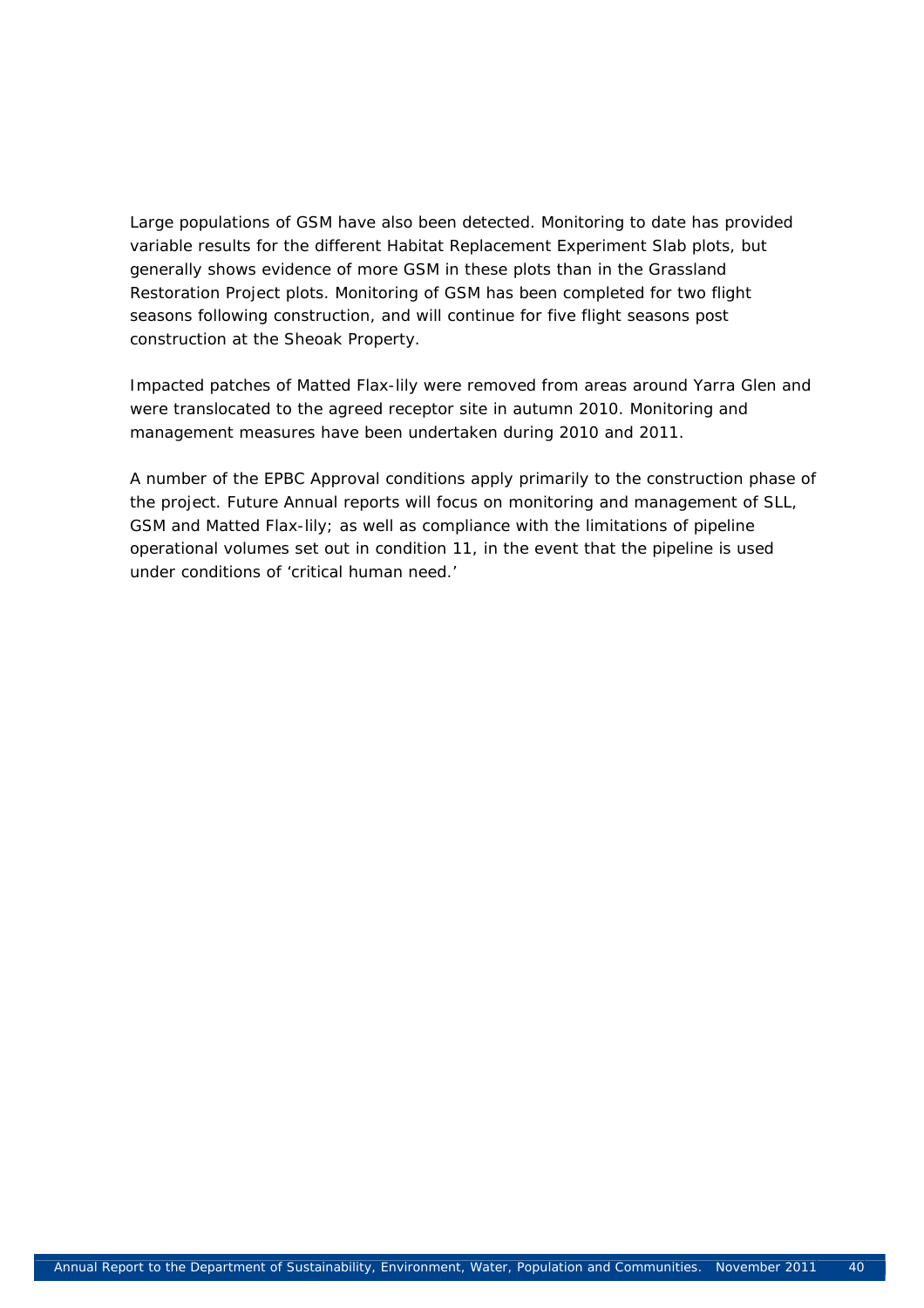Large populations of GSM have also been detected. Monitoring to date has provided variable results for the different Habitat Replacement Experiment Slab plots, but generally shows evidence of more GSM in these plots than in the Grassland Restoration Project plots. Monitoring of GSM has been completed for two flight seasons following construction, and will continue for five flight seasons post construction at the Sheoak Property.

Impacted patches of Matted Flax-lily were removed from areas around Yarra Glen and were translocated to the agreed receptor site in autumn 2010. Monitoring and management measures have been undertaken during 2010 and 2011.

A number of the EPBC Approval conditions apply primarily to the construction phase of the project. Future Annual reports will focus on monitoring and management of SLL, GSM and Matted Flax-lily; as well as compliance with the limitations of pipeline operational volumes set out in condition 11, in the event that the pipeline is used under conditions of 'critical human need.'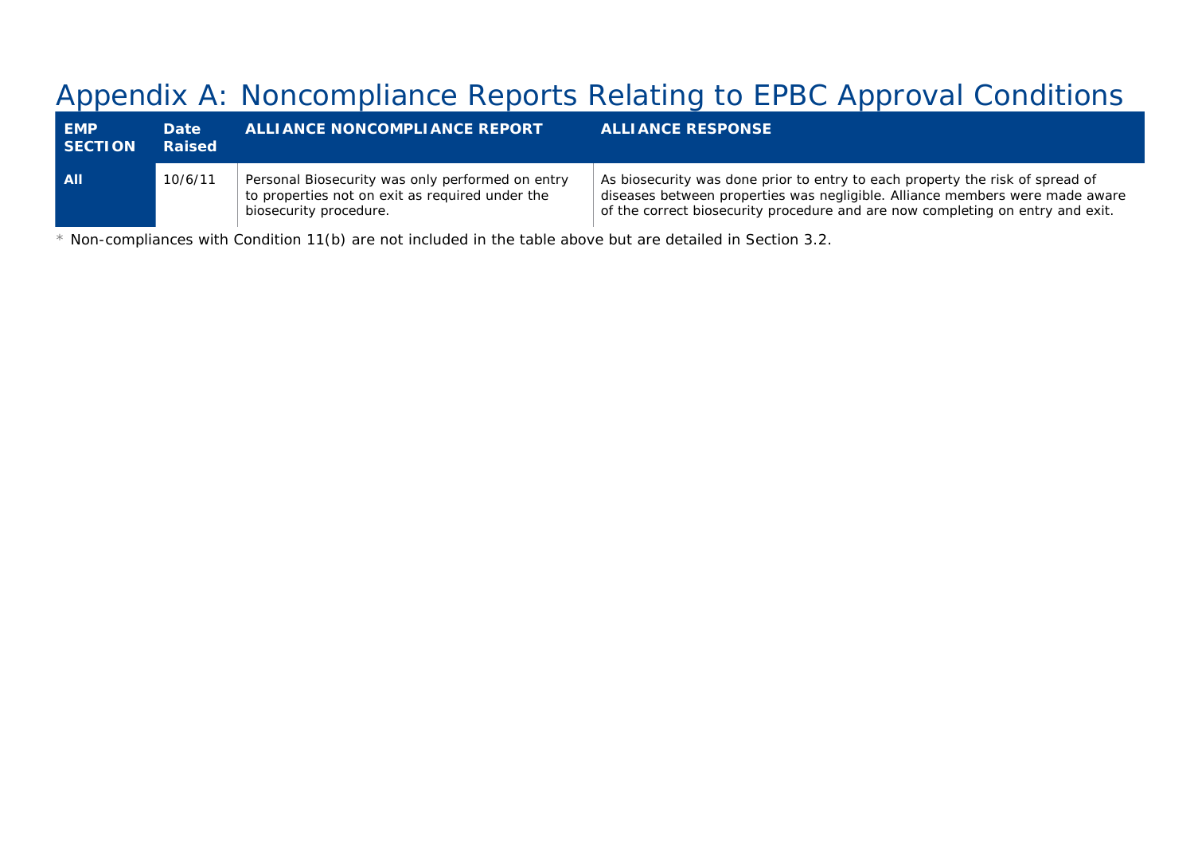# Appendix A: Noncompliance Reports Relating to EPBC Approval Conditions

| EMP SECTION | Date Raised | ALLIANCE NONCOMPLIANCE REPORT | ALLIANCE RESPONSE |
|---|---|---|---|
| **All** | 10/6/11 | Personal Biosecurity was only performed on entry to properties not on exit as required under the biosecurity procedure. | As biosecurity was done prior to entry to each property the risk of spread of diseases between properties was negligible. Alliance members were made aware of the correct biosecurity procedure and are now completing on entry and exit. |

\* Non-compliances with Condition 11(b) are not included in the table above but are detailed in Section 3.2.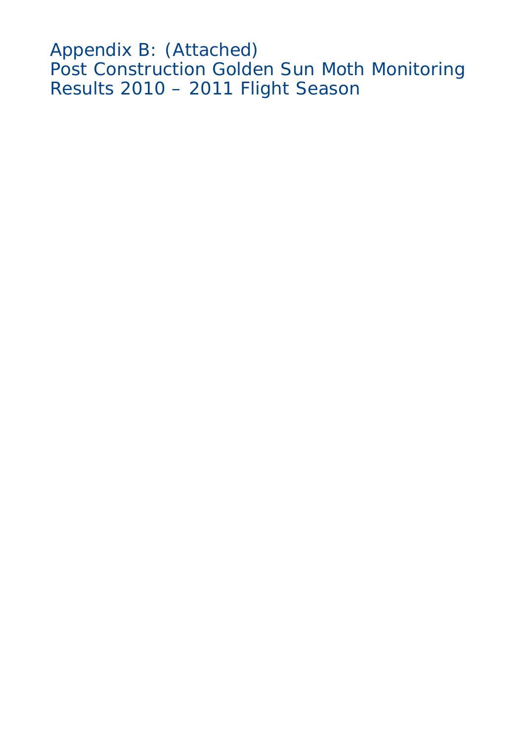# Appendix B: (Attached)
Post Construction Golden Sun Moth Monitoring Results 2010 – 2011 Flight Season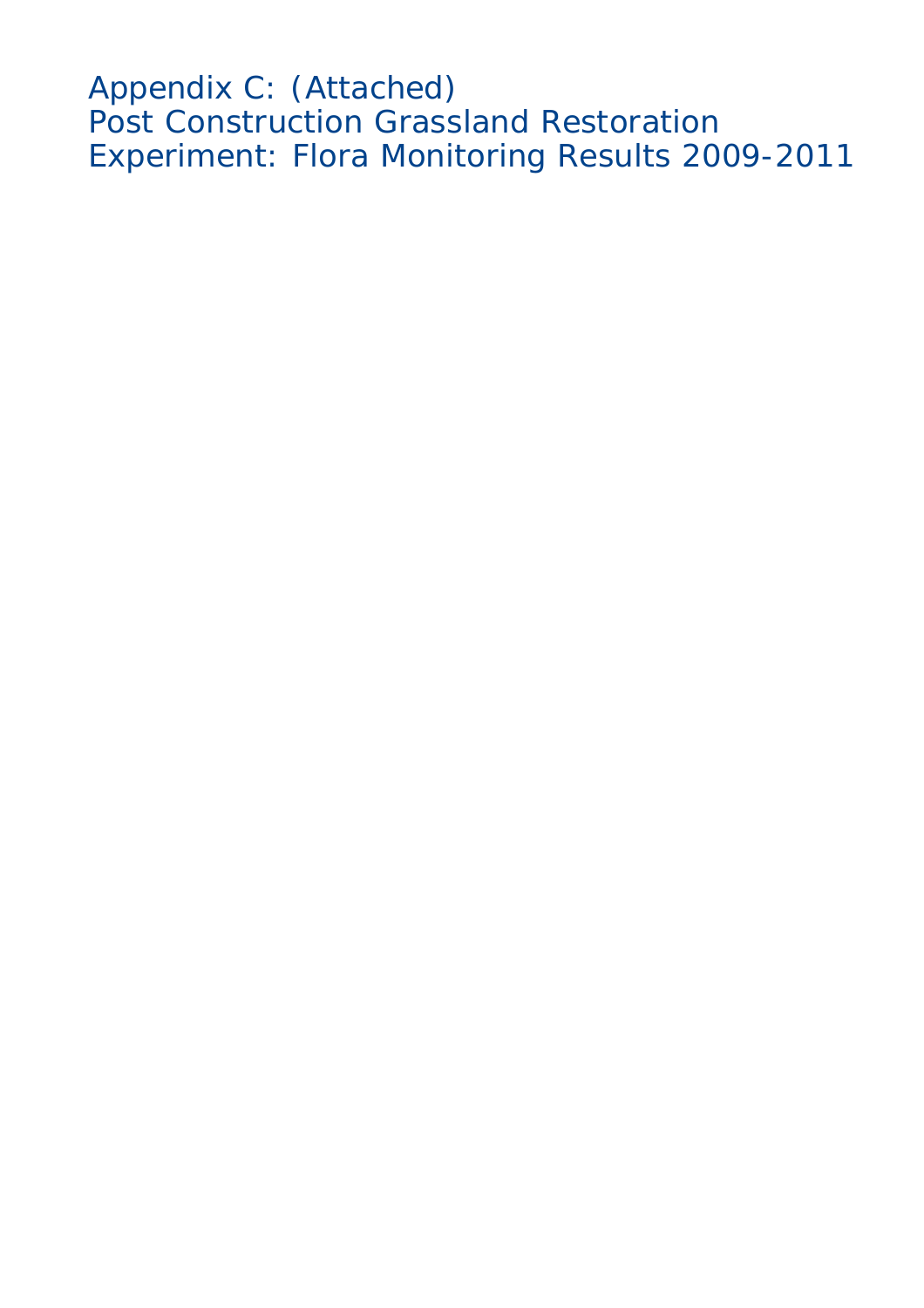# Appendix C: (Attached)
# Post Construction Grassland Restoration Experiment: Flora Monitoring Results 2009-2011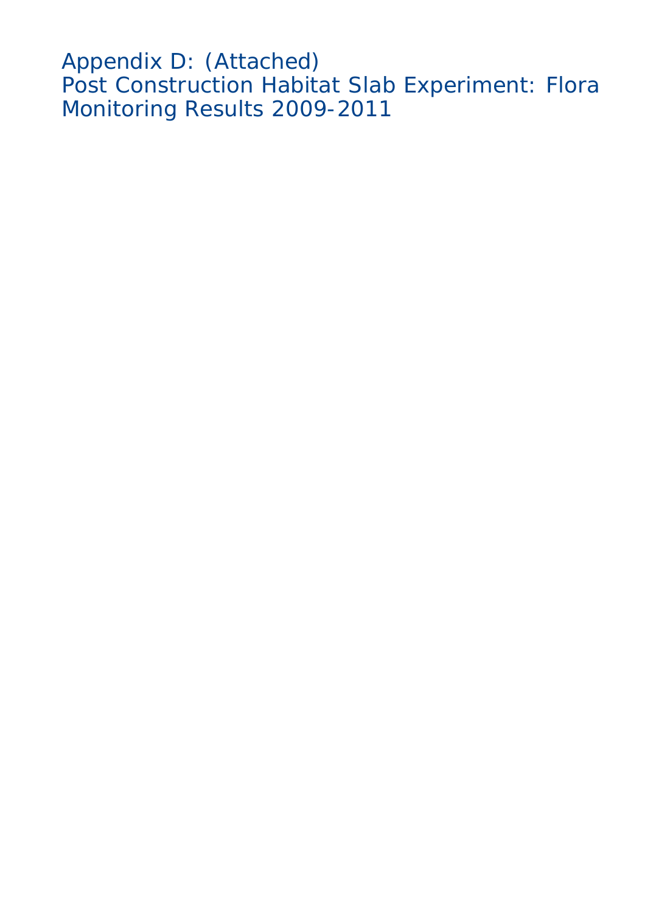# Appendix D: (Attached)

# Post Construction Habitat Slab Experiment: Flora Monitoring Results 2009-2011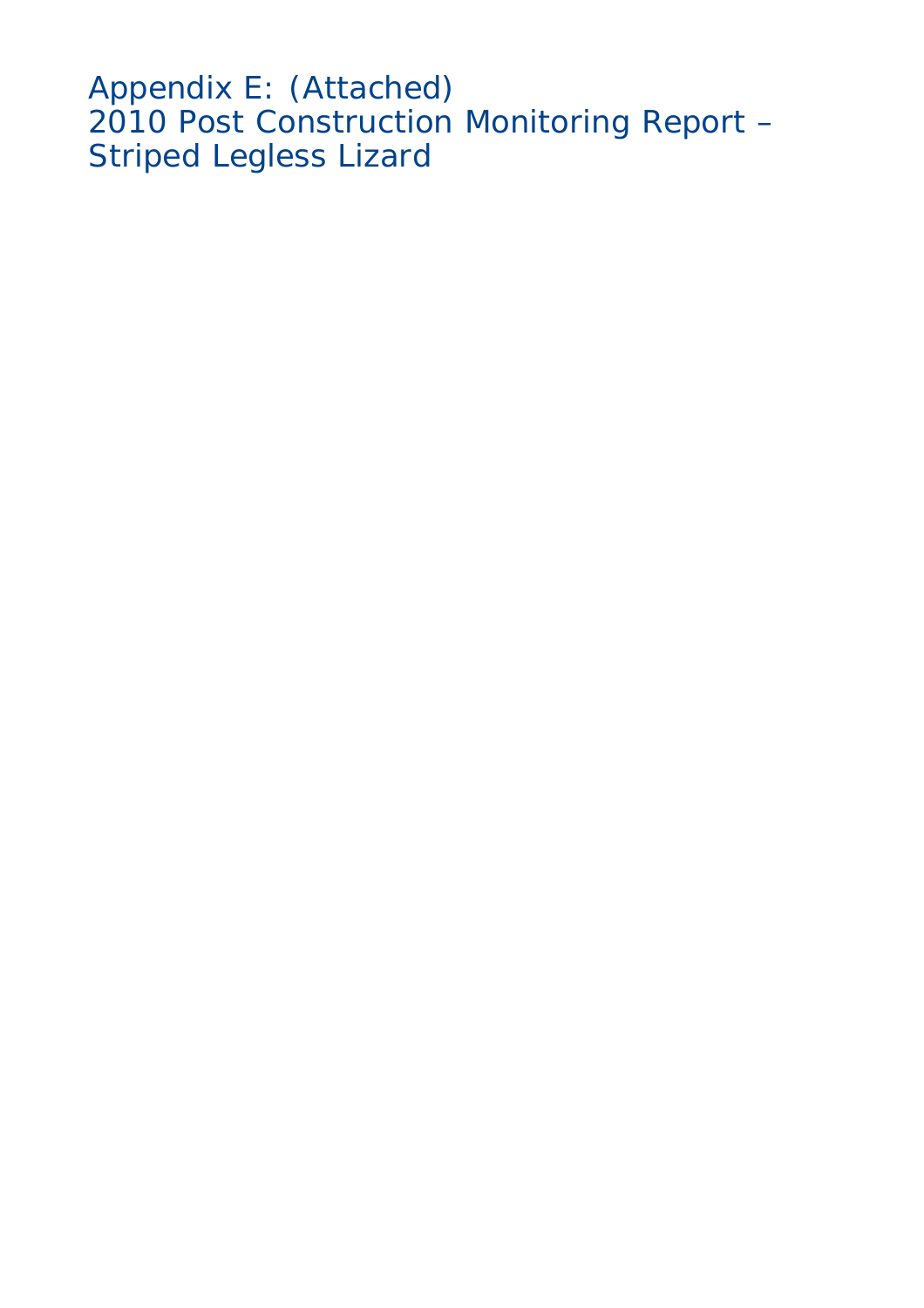# Appendix E: (Attached)
# 2010 Post Construction Monitoring Report – Striped Legless Lizard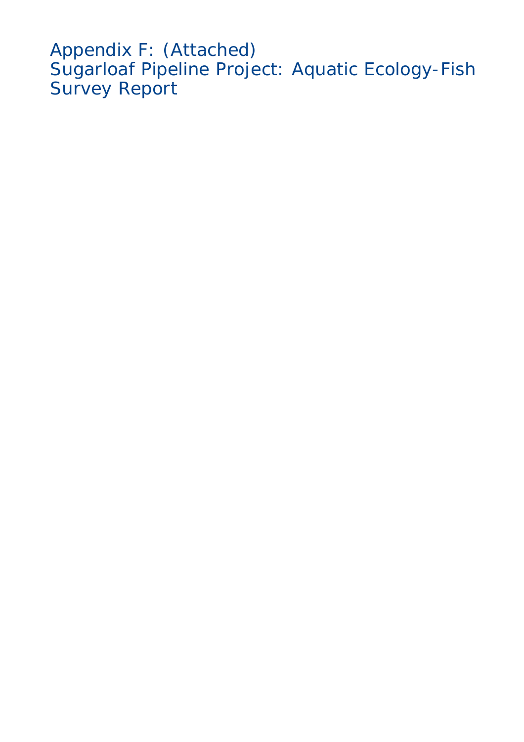# Appendix F: (Attached)
# Sugarloaf Pipeline Project: Aquatic Ecology-Fish Survey Report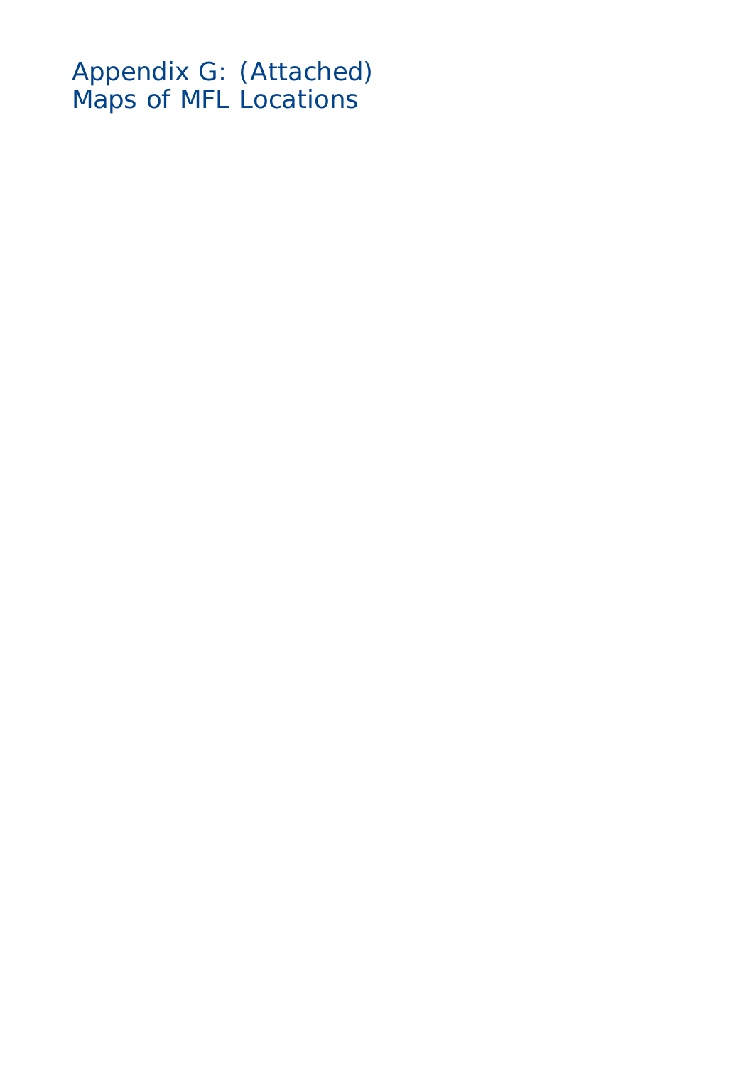# Appendix G: (Attached) Maps of MFL Locations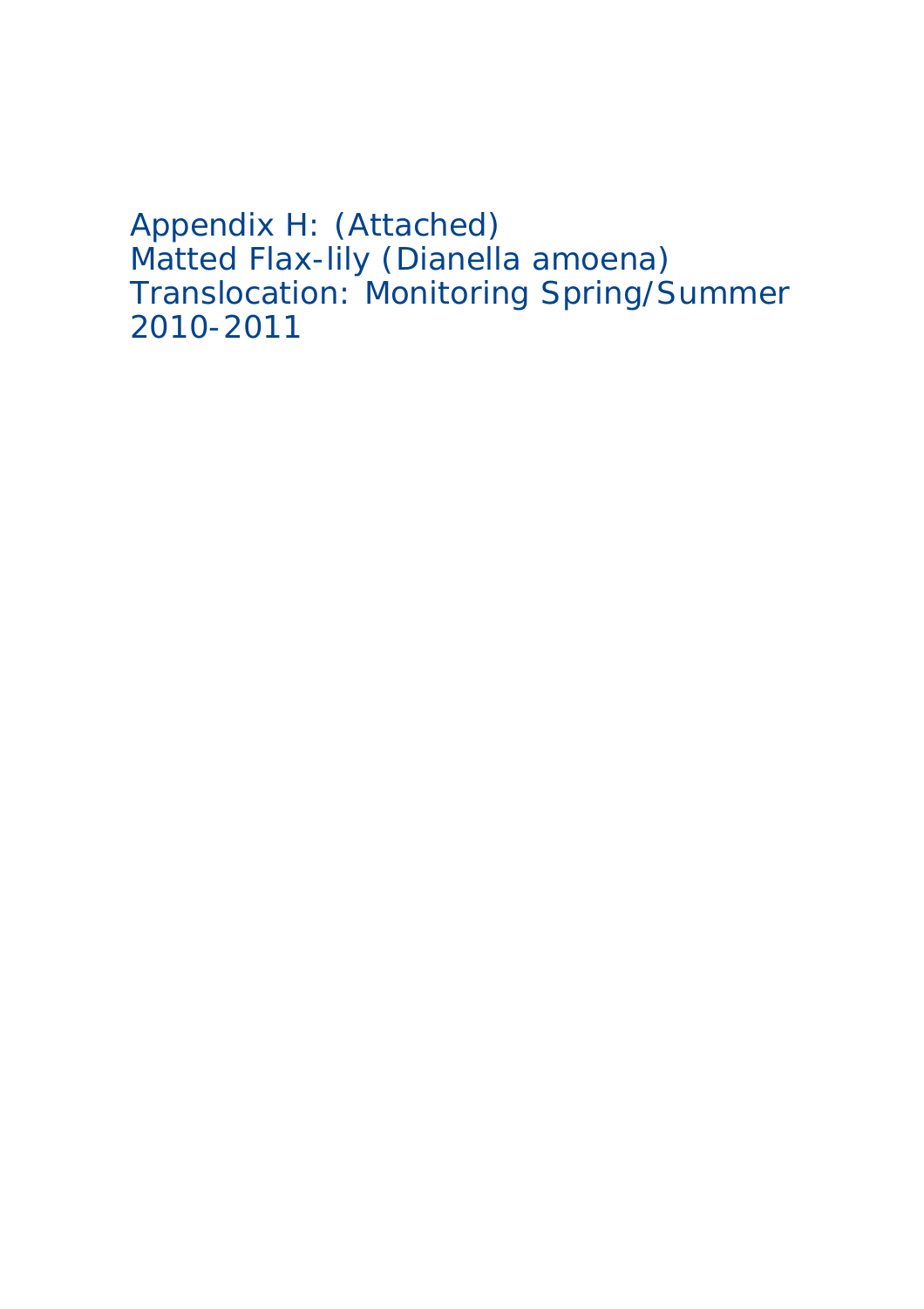# Appendix H: (Attached)
# Matted Flax-lily (Dianella amoena) Translocation: Monitoring Spring/Summer 2010-2011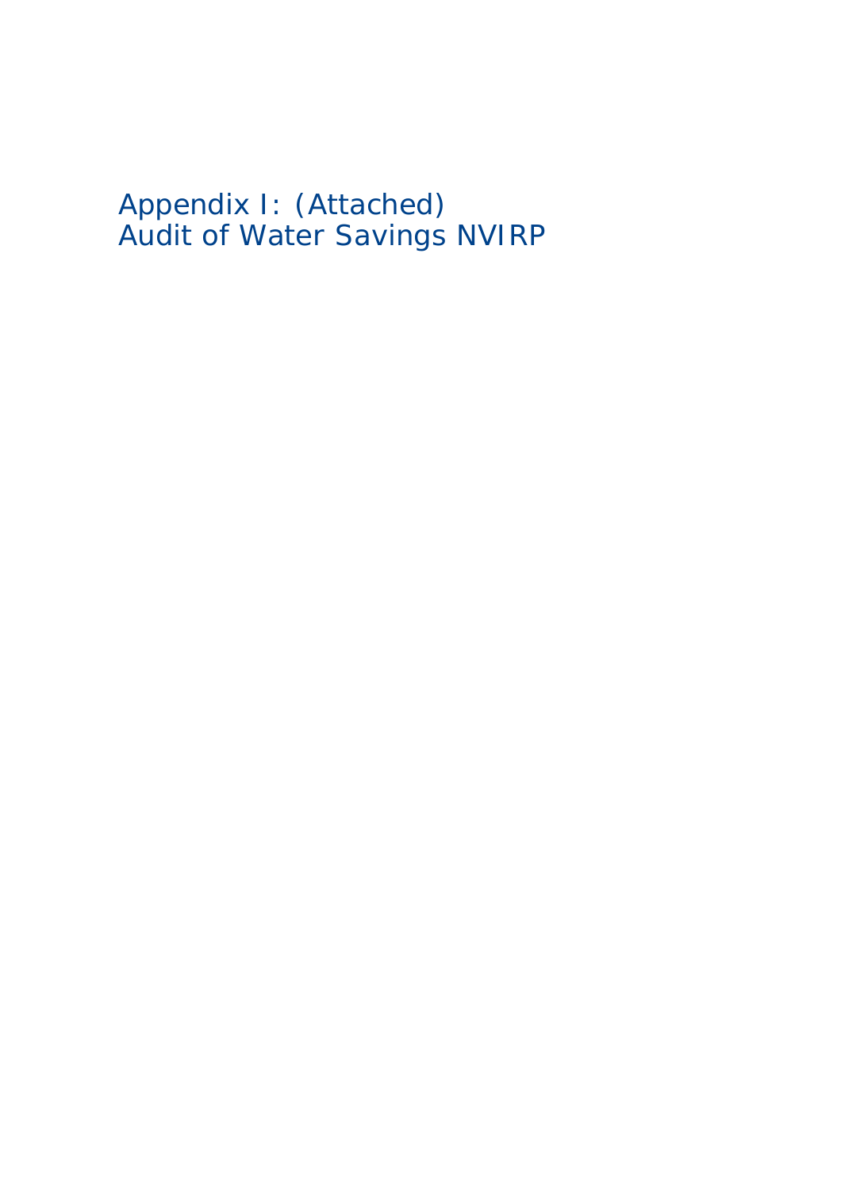# Appendix I: (Attached)
# Audit of Water Savings NVIRP